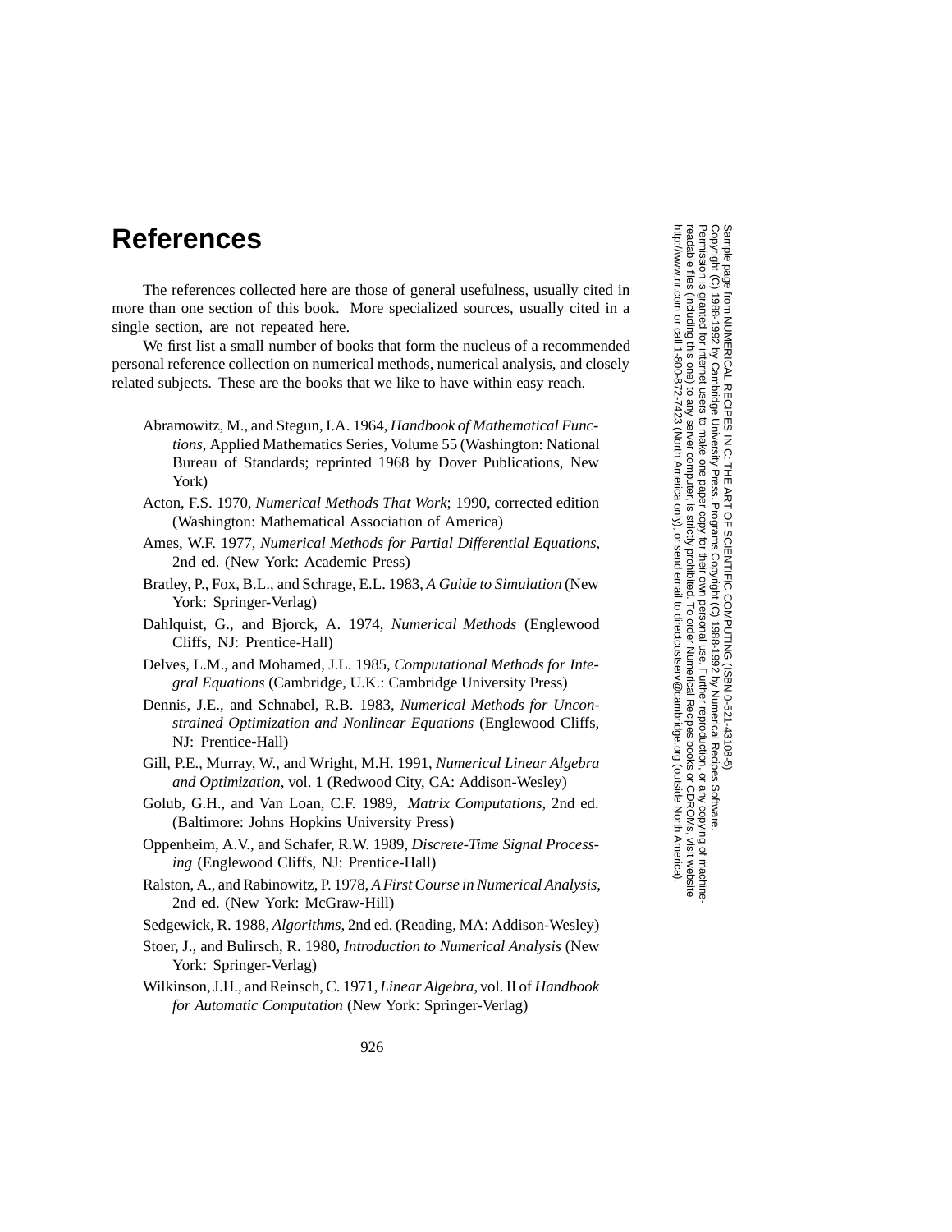# References

The references collected here are those of general usefulness, usually cited in more than one section of this book. More specialized sources, usually cited in a single section, are not repeated here.

We first list a small number of books that form the nucleus of a recommended personal reference collection on numerical methods, numerical analysis, and closely related subjects. These are the books that we like to have within easy reach.

Abramowitz, M., and Stegun, I.A. 1964, *Handbook of Mathematical Functions*, Applied Mathematics Series, Volume 55 (Washington: National Bureau of Standards; reprinted 1968 by Dover Publications, New York)

Acton, F.S. 1970, *Numerical Methods That Work*; 1990, corrected edition (Washington: Mathematical Association of America)

Ames, W.F. 1977, *Numerical Methods for Partial Differential Equations*, 2nd ed. (New York: Academic Press)

Bratley, P., Fox, B.L., and Schrage, E.L. 1983, *A Guide to Simulation* (New York: Springer-Verlag)

Dahlquist, G., and Bjorck, A. 1974, *Numerical Methods* (Englewood Cliffs, NJ: Prentice-Hall)

Delves, L.M., and Mohamed, J.L. 1985, *Computational Methods for Integral Equations* (Cambridge, U.K.: Cambridge University Press)

Dennis, J.E., and Schnabel, R.B. 1983, *Numerical Methods for Unconstrained Optimization and Nonlinear Equations* (Englewood Cliffs, NJ: Prentice-Hall)

Gill, P.E., Murray, W., and Wright, M.H. 1991, *Numerical Linear Algebra and Optimization*, vol. 1 (Redwood City, CA: Addison-Wesley)

Golub, G.H., and Van Loan, C.F. 1989, *Matrix Computations*, 2nd ed. (Baltimore: Johns Hopkins University Press)

Oppenheim, A.V., and Schafer, R.W. 1989, *Discrete-Time Signal Processing* (Englewood Cliffs, NJ: Prentice-Hall)

Ralston, A., and Rabinowitz, P. 1978, *A First Course in Numerical Analysis*, 2nd ed. (New York: McGraw-Hill)

Sedgewick, R. 1988, *Algorithms*, 2nd ed. (Reading, MA: Addison-Wesley)

Stoer, J., and Bulirsch, R. 1980, *Introduction to Numerical Analysis* (New York: Springer-Verlag)

Wilkinson, J.H., and Reinsch, C. 1971, *Linear Algebra*, vol. II of *Handbook for Automatic Computation* (New York: Springer-Verlag)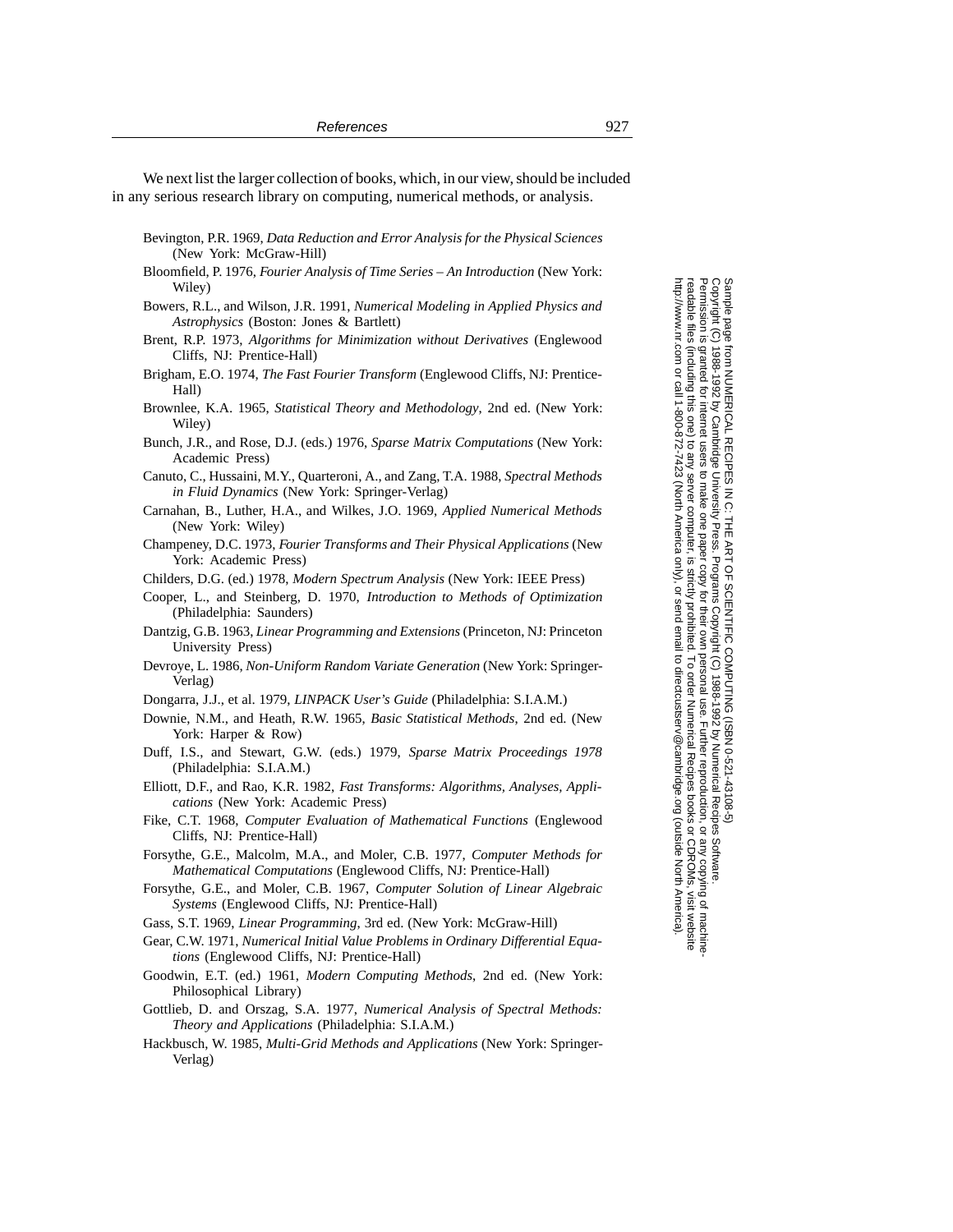We next list the larger collection of books, which, in our view, should be included in any serious research library on computing, numerical methods, or analysis.

Bevington, P.R. 1969, *Data Reduction and Error Analysis for the Physical Sciences* (New York: McGraw-Hill)

Bloomfield, P. 1976, *Fourier Analysis of Time Series – An Introduction* (New York: Wiley)

Bowers, R.L., and Wilson, J.R. 1991, *Numerical Modeling in Applied Physics and Astrophysics* (Boston: Jones & Bartlett)

Brent, R.P. 1973, *Algorithms for Minimization without Derivatives* (Englewood Cliffs, NJ: Prentice-Hall)

Brigham, E.O. 1974, *The Fast Fourier Transform* (Englewood Cliffs, NJ: Prentice-Hall)

Brownlee, K.A. 1965, *Statistical Theory and Methodology*, 2nd ed. (New York: Wiley)

Bunch, J.R., and Rose, D.J. (eds.) 1976, *Sparse Matrix Computations* (New York: Academic Press)

Canuto, C., Hussaini, M.Y., Quarteroni, A., and Zang, T.A. 1988, *Spectral Methods in Fluid Dynamics* (New York: Springer-Verlag)

Carnahan, B., Luther, H.A., and Wilkes, J.O. 1969, *Applied Numerical Methods* (New York: Wiley)

Champeney, D.C. 1973, *Fourier Transforms and Their Physical Applications* (New York: Academic Press)

Childers, D.G. (ed.) 1978, *Modern Spectrum Analysis* (New York: IEEE Press)

Cooper, L., and Steinberg, D. 1970, *Introduction to Methods of Optimization* (Philadelphia: Saunders)

Dantzig, G.B. 1963, *Linear Programming and Extensions* (Princeton, NJ: Princeton University Press)

Devroye, L. 1986, *Non-Uniform Random Variate Generation* (New York: Springer-Verlag)

Dongarra, J.J., et al. 1979, *LINPACK User's Guide* (Philadelphia: S.I.A.M.)

Downie, N.M., and Heath, R.W. 1965, *Basic Statistical Methods*, 2nd ed. (New York: Harper & Row)

Duff, I.S., and Stewart, G.W. (eds.) 1979, *Sparse Matrix Proceedings 1978* (Philadelphia: S.I.A.M.)

Elliott, D.F., and Rao, K.R. 1982, *Fast Transforms: Algorithms, Analyses, Applications* (New York: Academic Press)

Fike, C.T. 1968, *Computer Evaluation of Mathematical Functions* (Englewood Cliffs, NJ: Prentice-Hall)

Forsythe, G.E., Malcolm, M.A., and Moler, C.B. 1977, *Computer Methods for Mathematical Computations* (Englewood Cliffs, NJ: Prentice-Hall)

Forsythe, G.E., and Moler, C.B. 1967, *Computer Solution of Linear Algebraic Systems* (Englewood Cliffs, NJ: Prentice-Hall)

Gass, S.T. 1969, *Linear Programming*, 3rd ed. (New York: McGraw-Hill)

Gear, C.W. 1971, *Numerical Initial Value Problems in Ordinary Differential Equations* (Englewood Cliffs, NJ: Prentice-Hall)

Goodwin, E.T. (ed.) 1961, *Modern Computing Methods*, 2nd ed. (New York: Philosophical Library)

Gottlieb, D. and Orszag, S.A. 1977, *Numerical Analysis of Spectral Methods: Theory and Applications* (Philadelphia: S.I.A.M.)

Hackbusch, W. 1985, *Multi-Grid Methods and Applications* (New York: Springer-Verlag)

Sample page from NUMERICAL RECIPES IN C: THE ART OF SCIENTIFIC COMPUTING (ISBN 0-521-43108-5)
Copyright (C) 1988-1992 by Cambridge University Press. Programs Copyright (C) 1988-1992 by Numerical Recipes Software.
Permission is granted for internet users to make one paper copy for their own personal use. Further reproduction, or any copying of machine-readable files (including this one) to any server computer, is strictly prohibited. To order Numerical Recipes books or CDROMs, visit website http://www.nr.com or call 1-800-872-7423 (North America only), or send email to directcustserv@cambridge.org (outside North America).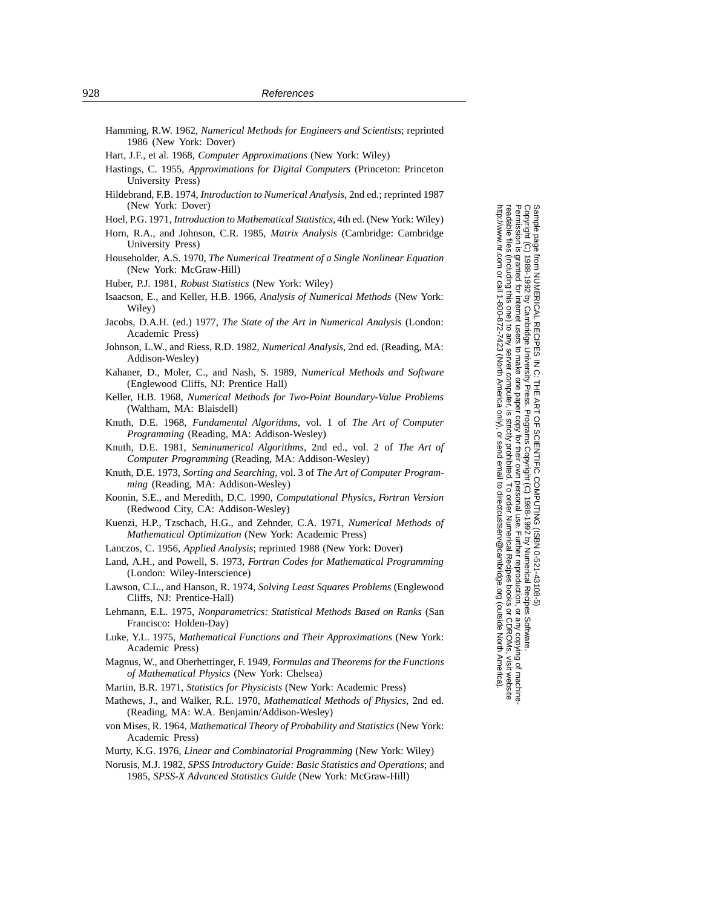Hamming, R.W. 1962, *Numerical Methods for Engineers and Scientists*; reprinted 1986 (New York: Dover)

Hart, J.F., et al. 1968, *Computer Approximations* (New York: Wiley)

Hastings, C. 1955, *Approximations for Digital Computers* (Princeton: Princeton University Press)

Hildebrand, F.B. 1974, *Introduction to Numerical Analysis*, 2nd ed.; reprinted 1987 (New York: Dover)

Hoel, P.G. 1971, *Introduction to Mathematical Statistics*, 4th ed. (New York: Wiley)

Horn, R.A., and Johnson, C.R. 1985, *Matrix Analysis* (Cambridge: Cambridge University Press)

Householder, A.S. 1970, *The Numerical Treatment of a Single Nonlinear Equation* (New York: McGraw-Hill)

Huber, P.J. 1981, *Robust Statistics* (New York: Wiley)

Isaacson, E., and Keller, H.B. 1966, *Analysis of Numerical Methods* (New York: Wiley)

Jacobs, D.A.H. (ed.) 1977, *The State of the Art in Numerical Analysis* (London: Academic Press)

Johnson, L.W., and Riess, R.D. 1982, *Numerical Analysis*, 2nd ed. (Reading, MA: Addison-Wesley)

Kahaner, D., Moler, C., and Nash, S. 1989, *Numerical Methods and Software* (Englewood Cliffs, NJ: Prentice Hall)

Keller, H.B. 1968, *Numerical Methods for Two-Point Boundary-Value Problems* (Waltham, MA: Blaisdell)

Knuth, D.E. 1968, *Fundamental Algorithms*, vol. 1 of *The Art of Computer Programming* (Reading, MA: Addison-Wesley)

Knuth, D.E. 1981, *Seminumerical Algorithms*, 2nd ed., vol. 2 of *The Art of Computer Programming* (Reading, MA: Addison-Wesley)

Knuth, D.E. 1973, *Sorting and Searching*, vol. 3 of *The Art of Computer Programming* (Reading, MA: Addison-Wesley)

Koonin, S.E., and Meredith, D.C. 1990, *Computational Physics, Fortran Version* (Redwood City, CA: Addison-Wesley)

Kuenzi, H.P., Tzschach, H.G., and Zehnder, C.A. 1971, *Numerical Methods of Mathematical Optimization* (New York: Academic Press)

Lanczos, C. 1956, *Applied Analysis*; reprinted 1988 (New York: Dover)

Land, A.H., and Powell, S. 1973, *Fortran Codes for Mathematical Programming* (London: Wiley-Interscience)

Lawson, C.L., and Hanson, R. 1974, *Solving Least Squares Problems* (Englewood Cliffs, NJ: Prentice-Hall)

Lehmann, E.L. 1975, *Nonparametrics: Statistical Methods Based on Ranks* (San Francisco: Holden-Day)

Luke, Y.L. 1975, *Mathematical Functions and Their Approximations* (New York: Academic Press)

Magnus, W., and Oberhettinger, F. 1949, *Formulas and Theorems for the Functions of Mathematical Physics* (New York: Chelsea)

Martin, B.R. 1971, *Statistics for Physicists* (New York: Academic Press)

Mathews, J., and Walker, R.L. 1970, *Mathematical Methods of Physics*, 2nd ed. (Reading, MA: W.A. Benjamin/Addison-Wesley)

von Mises, R. 1964, *Mathematical Theory of Probability and Statistics* (New York: Academic Press)

Murty, K.G. 1976, *Linear and Combinatorial Programming* (New York: Wiley)

Norusis, M.J. 1982, *SPSS Introductory Guide: Basic Statistics and Operations*; and 1985, *SPSS-X Advanced Statistics Guide* (New York: McGraw-Hill)

Sample page from NUMERICAL RECIPES IN C: THE ART OF SCIENTIFIC COMPUTING (ISBN 0-521-43108-5)
Copyright (C) 1988-1992 by Cambridge University Press. Programs Copyright (C) 1988-1992 by Numerical Recipes Software.
Permission is granted for internet users to make one paper copy for their own personal use. Further reproduction, or any copying of machine-readable files (including this one) to any server computer, is strictly prohibited. To order Numerical Recipes books or CDROMs, visit website http://www.nr.com or call 1-800-872-7423 (North America only), or send email to directcustserv@cambridge.org (outside North America).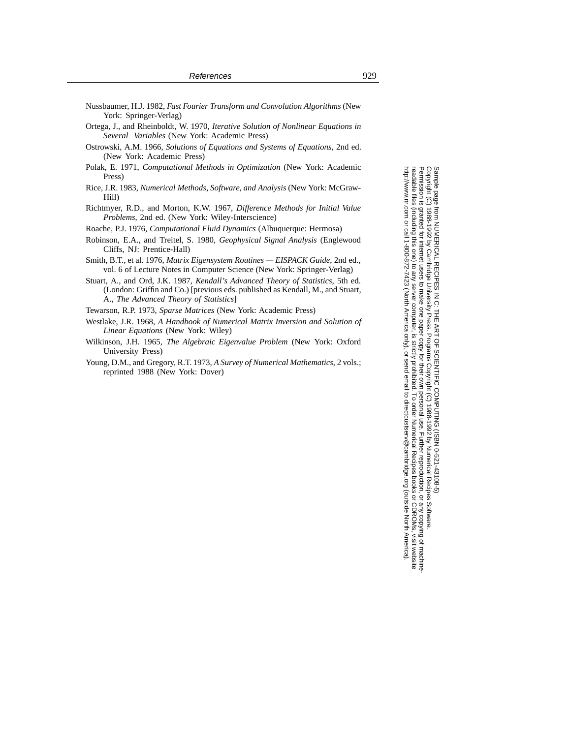Nussbaumer, H.J. 1982, *Fast Fourier Transform and Convolution Algorithms* (New York: Springer-Verlag)

Ortega, J., and Rheinboldt, W. 1970, *Iterative Solution of Nonlinear Equations in Several Variables* (New York: Academic Press)

Ostrowski, A.M. 1966, *Solutions of Equations and Systems of Equations*, 2nd ed. (New York: Academic Press)

Polak, E. 1971, *Computational Methods in Optimization* (New York: Academic Press)

Rice, J.R. 1983, *Numerical Methods, Software, and Analysis* (New York: McGraw-Hill)

Richtmyer, R.D., and Morton, K.W. 1967, *Difference Methods for Initial Value Problems*, 2nd ed. (New York: Wiley-Interscience)

Roache, P.J. 1976, *Computational Fluid Dynamics* (Albuquerque: Hermosa)

Robinson, E.A., and Treitel, S. 1980, *Geophysical Signal Analysis* (Englewood Cliffs, NJ: Prentice-Hall)

Smith, B.T., et al. 1976, *Matrix Eigensystem Routines — EISPACK Guide*, 2nd ed., vol. 6 of Lecture Notes in Computer Science (New York: Springer-Verlag)

Stuart, A., and Ord, J.K. 1987, *Kendall's Advanced Theory of Statistics*, 5th ed. (London: Griffin and Co.) [previous eds. published as Kendall, M., and Stuart, A., *The Advanced Theory of Statistics*]

Tewarson, R.P. 1973, *Sparse Matrices* (New York: Academic Press)

Westlake, J.R. 1968, *A Handbook of Numerical Matrix Inversion and Solution of Linear Equations* (New York: Wiley)

Wilkinson, J.H. 1965, *The Algebraic Eigenvalue Problem* (New York: Oxford University Press)

Young, D.M., and Gregory, R.T. 1973, *A Survey of Numerical Mathematics*, 2 vols.; reprinted 1988 (New York: Dover)

Sample page from NUMERICAL RECIPES IN C: THE ART OF SCIENTIFIC COMPUTING (ISBN 0-521-43108-5)
Copyright (C) 1988-1992 by Cambridge University Press. Programs Copyright (C) 1988-1992 by Numerical Recipes Software.
Permission is granted for internet users to make one paper copy for their own personal use. Further reproduction, or any copying of machine-readable files (including this one) to any server computer, is strictly prohibited. To order Numerical Recipes books or CDROMs, visit website http://www.nr.com or call 1-800-872-7423 (North America only), or send email to directcustserv@cambridge.org (outside North America).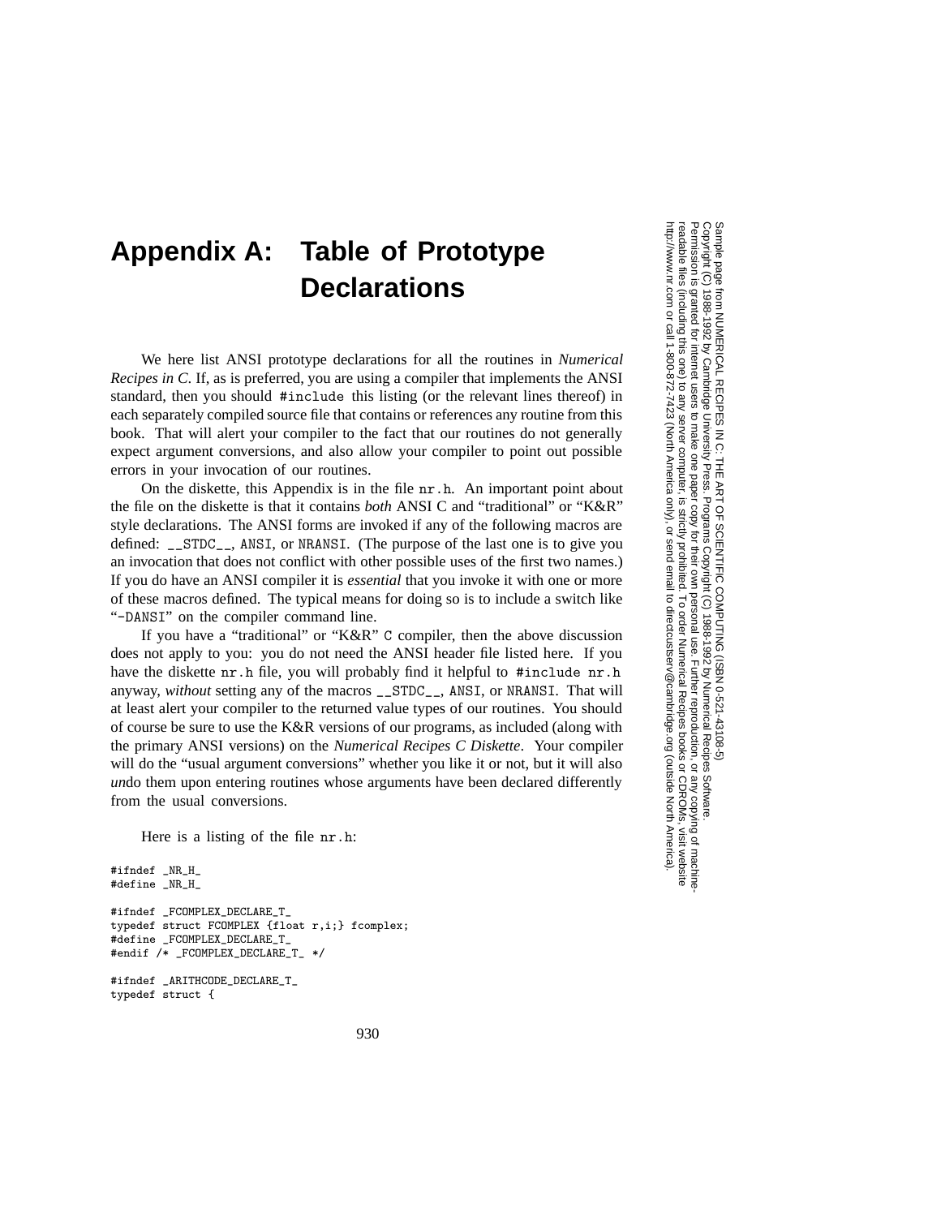# Appendix A: Table of Prototype Declarations

We here list ANSI prototype declarations for all the routines in *Numerical Recipes in C*. If, as is preferred, you are using a compiler that implements the ANSI standard, then you should `#include` this listing (or the relevant lines thereof) in each separately compiled source file that contains or references any routine from this book. That will alert your compiler to the fact that our routines do not generally expect argument conversions, and also allow your compiler to point out possible errors in your invocation of our routines.

On the diskette, this Appendix is in the file `nr.h`. An important point about the file on the diskette is that it contains *both* ANSI C and "traditional" or "K&R" style declarations. The ANSI forms are invoked if any of the following macros are defined: `__STDC__`, `ANSI`, or `NRANSI`. (The purpose of the last one is to give you an invocation that does not conflict with other possible uses of the first two names.) If you do have an ANSI compiler it is *essential* that you invoke it with one or more of these macros defined. The typical means for doing so is to include a switch like "`-DANSI`" on the compiler command line.

If you have a "traditional" or "K&R" C compiler, then the above discussion does not apply to you: you do not need the ANSI header file listed here. If you have the diskette `nr.h` file, you will probably find it helpful to `#include nr.h` anyway, *without* setting any of the macros `__STDC__`, `ANSI`, or `NRANSI`. That will at least alert your compiler to the returned value types of our routines. You should of course be sure to use the K&R versions of our programs, as included (along with the primary ANSI versions) on the *Numerical Recipes C Diskette*. Your compiler will do the "usual argument conversions" whether you like it or not, but it will also *un*do them upon entering routines whose arguments have been declared differently from the usual conversions.

Here is a listing of the file `nr.h`:

```
#ifndef _NR_H_
#define _NR_H_

#ifndef _FCOMPLEX_DECLARE_T_
typedef struct FCOMPLEX {float r,i;} fcomplex;
#define _FCOMPLEX_DECLARE_T_
#endif /* _FCOMPLEX_DECLARE_T_ */

#ifndef _ARITHCODE_DECLARE_T_
typedef struct {
```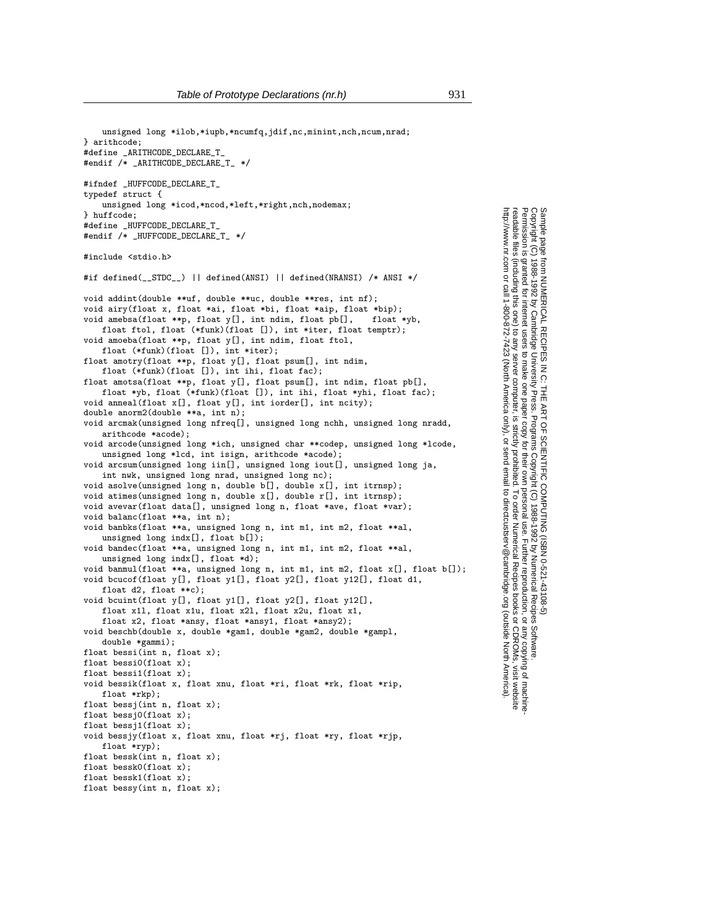```
    unsigned long *ilob,*iupb,*ncumfq,jdif,nc,minint,nch,ncum,nrad;
} arithcode;
#define _ARITHCODE_DECLARE_T_
#endif /* _ARITHCODE_DECLARE_T_ */

#ifndef _HUFFCODE_DECLARE_T_
typedef struct {
    unsigned long *icod,*ncod,*left,*right,nch,nodemax;
} huffcode;
#define _HUFFCODE_DECLARE_T_
#endif /* _HUFFCODE_DECLARE_T_ */

#include <stdio.h>

#if defined(__STDC__) || defined(ANSI) || defined(NRANSI) /* ANSI */

void addint(double **uf, double **uc, double **res, int nf);
void airy(float x, float *ai, float *bi, float *aip, float *bip);
void amebsa(float **p, float y[], int ndim, float pb[],   float *yb,
    float ftol, float (*funk)(float []), int *iter, float temptr);
void amoeba(float **p, float y[], int ndim, float ftol,
    float (*funk)(float []), int *iter);
float amotry(float **p, float y[], float psum[], int ndim,
    float (*funk)(float []), int ihi, float fac);
float amotsa(float **p, float y[], float psum[], int ndim, float pb[],
    float *yb, float (*funk)(float []), int ihi, float *yhi, float fac);
void anneal(float x[], float y[], int iorder[], int ncity);
double anorm2(double **a, int n);
void arcmak(unsigned long nfreq[], unsigned long nchh, unsigned long nradd,
    arithcode *acode);
void arcode(unsigned long *ich, unsigned char **codep, unsigned long *lcode,
    unsigned long *lcd, int isign, arithcode *acode);
void arcsum(unsigned long iin[], unsigned long iout[], unsigned long ja,
    int nwk, unsigned long nrad, unsigned long nc);
void asolve(unsigned long n, double b[], double x[], int itrnsp);
void atimes(unsigned long n, double x[], double r[], int itrnsp);
void avevar(float data[], unsigned long n, float *ave, float *var);
void balanc(float **a, int n);
void banbks(float **a, unsigned long n, int m1, int m2, float **al,
    unsigned long indx[], float b[]);
void bandec(float **a, unsigned long n, int m1, int m2, float **al,
    unsigned long indx[], float *d);
void banmul(float **a, unsigned long n, int m1, int m2, float x[], float b[]);
void bcucof(float y[], float y1[], float y2[], float y12[], float d1,
    float d2, float **c);
void bcuint(float y[], float y1[], float y2[], float y12[],
    float x1l, float x1u, float x2l, float x2u, float x1,
    float x2, float *ansy, float *ansy1, float *ansy2);
void beschb(double x, double *gam1, double *gam2, double *gampl,
    double *gammi);
float bessi(int n, float x);
float bessi0(float x);
float bessi1(float x);
void bessik(float x, float xnu, float *ri, float *rk, float *rip,
    float *rkp);
float bessj(int n, float x);
float bessj0(float x);
float bessj1(float x);
void bessjy(float x, float xnu, float *rj, float *ry, float *rjp,
    float *ryp);
float bessk(int n, float x);
float bessk0(float x);
float bessk1(float x);
float bessy(int n, float x);
```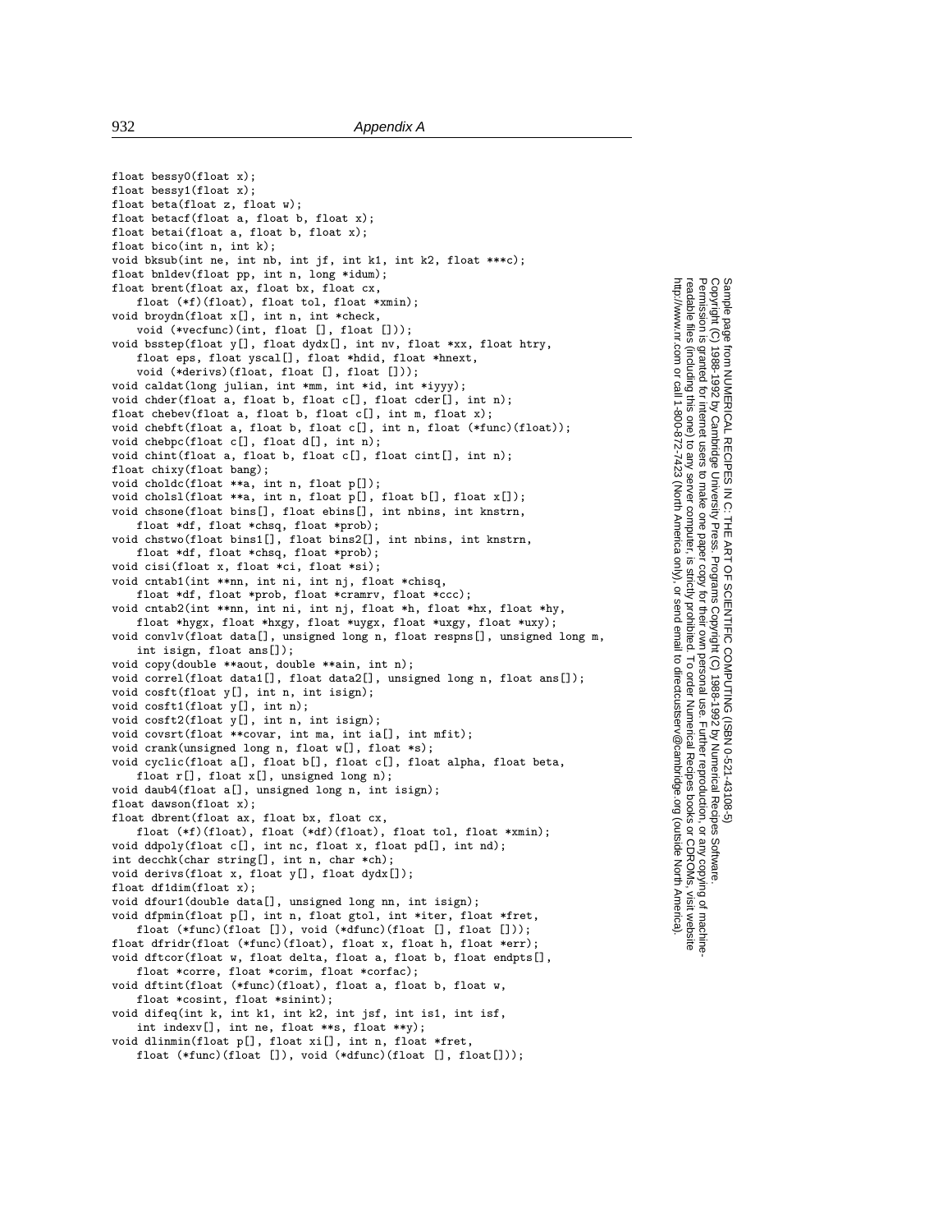```
float bessy0(float x);
float bessy1(float x);
float beta(float z, float w);
float betacf(float a, float b, float x);
float betai(float a, float b, float x);
float bico(int n, int k);
void bksub(int ne, int nb, int jf, int k1, int k2, float ***c);
float bnldev(float pp, int n, long *idum);
float brent(float ax, float bx, float cx,
    float (*f)(float), float tol, float *xmin);
void broydn(float x[], int n, int *check,
    void (*vecfunc)(int, float [], float []));
void bsstep(float y[], float dydx[], int nv, float *xx, float htry,
    float eps, float yscal[], float *hdid, float *hnext,
    void (*derivs)(float, float [], float []));
void caldat(long julian, int *mm, int *id, int *iyyy);
void chder(float a, float b, float c[], float cder[], int n);
float chebev(float a, float b, float c[], int m, float x);
void chebft(float a, float b, float c[], int n, float (*func)(float));
void chebpc(float c[], float d[], int n);
void chint(float a, float b, float c[], float cint[], int n);
float chixy(float bang);
void choldc(float **a, int n, float p[]);
void cholsl(float **a, int n, float p[], float b[], float x[]);
void chsone(float bins[], float ebins[], int nbins, int knstrn,
    float *df, float *chsq, float *prob);
void chstwo(float bins1[], float bins2[], int nbins, int knstrn,
    float *df, float *chsq, float *prob);
void cisi(float x, float *ci, float *si);
void cntab1(int **nn, int ni, int nj, float *chisq,
    float *df, float *prob, float *cramrv, float *ccc);
void cntab2(int **nn, int ni, int nj, float *h, float *hx, float *hy,
    float *hygx, float *hxgy, float *uygx, float *uxgy, float *uxy);
void convlv(float data[], unsigned long n, float respns[], unsigned long m,
    int isign, float ans[]);
void copy(double **aout, double **ain, int n);
void correl(float data1[], float data2[], unsigned long n, float ans[]);
void cosft(float y[], int n, int isign);
void cosft1(float y[], int n);
void cosft2(float y[], int n, int isign);
void covsrt(float **covar, int ma, int ia[], int mfit);
void crank(unsigned long n, float w[], float *s);
void cyclic(float a[], float b[], float c[], float alpha, float beta,
    float r[], float x[], unsigned long n);
void daub4(float a[], unsigned long n, int isign);
float dawson(float x);
float dbrent(float ax, float bx, float cx,
    float (*f)(float), float (*df)(float), float tol, float *xmin);
void ddpoly(float c[], int nc, float x, float pd[], int nd);
int decchk(char string[], int n, char *ch);
void derivs(float x, float y[], float dydx[]);
float df1dim(float x);
void dfour1(double data[], unsigned long nn, int isign);
void dfpmin(float p[], int n, float gtol, int *iter, float *fret,
    float (*func)(float []), void (*dfunc)(float [], float []));
float dfridr(float (*func)(float), float x, float h, float *err);
void dftcor(float w, float delta, float a, float b, float endpts[],
    float *corre, float *corim, float *corfac);
void dftint(float (*func)(float), float a, float b, float w,
    float *cosint, float *sinint);
void difeq(int k, int k1, int k2, int jsf, int is1, int isf,
    int indexv[], int ne, float **s, float **y);
void dlinmin(float p[], float xi[], int n, float *fret,
    float (*func)(float []), void (*dfunc)(float [], float[]));
```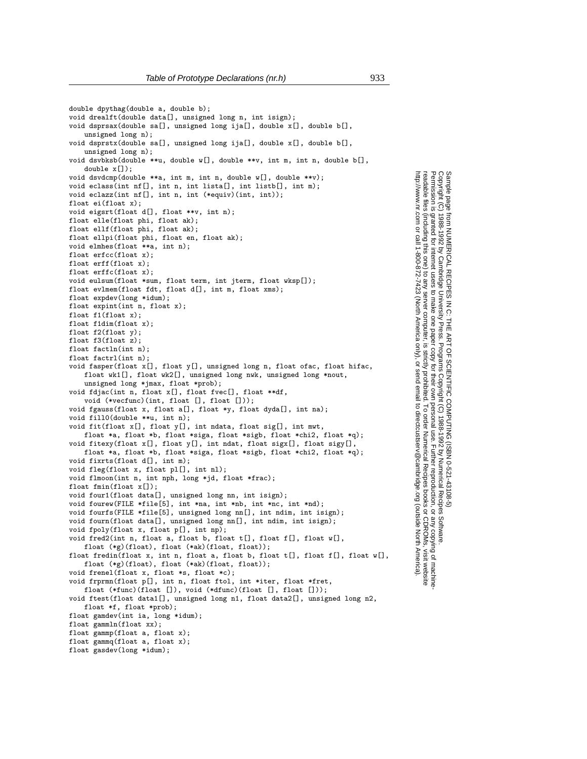```
double dpythag(double a, double b);
void drealft(double data[], unsigned long n, int isign);
void dsprsax(double sa[], unsigned long ija[], double x[], double b[],
    unsigned long n);
void dsprstx(double sa[], unsigned long ija[], double x[], double b[],
    unsigned long n);
void dsvbksb(double **u, double w[], double **v, int m, int n, double b[],
    double x[]);
void dsvdcmp(double **a, int m, int n, double w[], double **v);
void eclass(int nf[], int n, int lista[], int listb[], int m);
void eclazz(int nf[], int n, int (*equiv)(int, int));
float ei(float x);
void eigsrt(float d[], float **v, int n);
float elle(float phi, float ak);
float ellf(float phi, float ak);
float ellpi(float phi, float en, float ak);
void elmhes(float **a, int n);
float erfcc(float x);
float erff(float x);
float erffc(float x);
void eulsum(float *sum, float term, int jterm, float wksp[]);
float evlmem(float fdt, float d[], int m, float xms);
float expdev(long *idum);
float expint(int n, float x);
float f1(float x);
float f1dim(float x);
float f2(float y);
float f3(float z);
float factln(int n);
float factrl(int n);
void fasper(float x[], float y[], unsigned long n, float ofac, float hifac,
    float wk1[], float wk2[], unsigned long nwk, unsigned long *nout,
    unsigned long *jmax, float *prob);
void fdjac(int n, float x[], float fvec[], float **df,
    void (*vecfunc)(int, float [], float []));
void fgauss(float x, float a[], float *y, float dyda[], int na);
void fill0(double **u, int n);
void fit(float x[], float y[], int ndata, float sig[], int mwt,
    float *a, float *b, float *siga, float *sigb, float *chi2, float *q);
void fitexy(float x[], float y[], int ndat, float sigx[], float sigy[],
    float *a, float *b, float *siga, float *sigb, float *chi2, float *q);
void fixrts(float d[], int m);
void fleg(float x, float pl[], int nl);
void flmoon(int n, int nph, long *jd, float *frac);
float fmin(float x[]);
void four1(float data[], unsigned long nn, int isign);
void fourew(FILE *file[5], int *na, int *nb, int *nc, int *nd);
void fourfs(FILE *file[5], unsigned long nn[], int ndim, int isign);
void fourn(float data[], unsigned long nn[], int ndim, int isign);
void fpoly(float x, float p[], int np);
void fred2(int n, float a, float b, float t[], float f[], float w[],
    float (*g)(float), float (*ak)(float, float));
float fredin(float x, int n, float a, float b, float t[], float f[], float w[],
    float (*g)(float), float (*ak)(float, float));
void frenel(float x, float *s, float *c);
void frprmn(float p[], int n, float ftol, int *iter, float *fret,
    float (*func)(float []), void (*dfunc)(float [], float []));
void ftest(float data1[], unsigned long n1, float data2[], unsigned long n2,
    float *f, float *prob);
float gamdev(int ia, long *idum);
float gammln(float xx);
float gammp(float a, float x);
float gammq(float a, float x);
float gasdev(long *idum);
```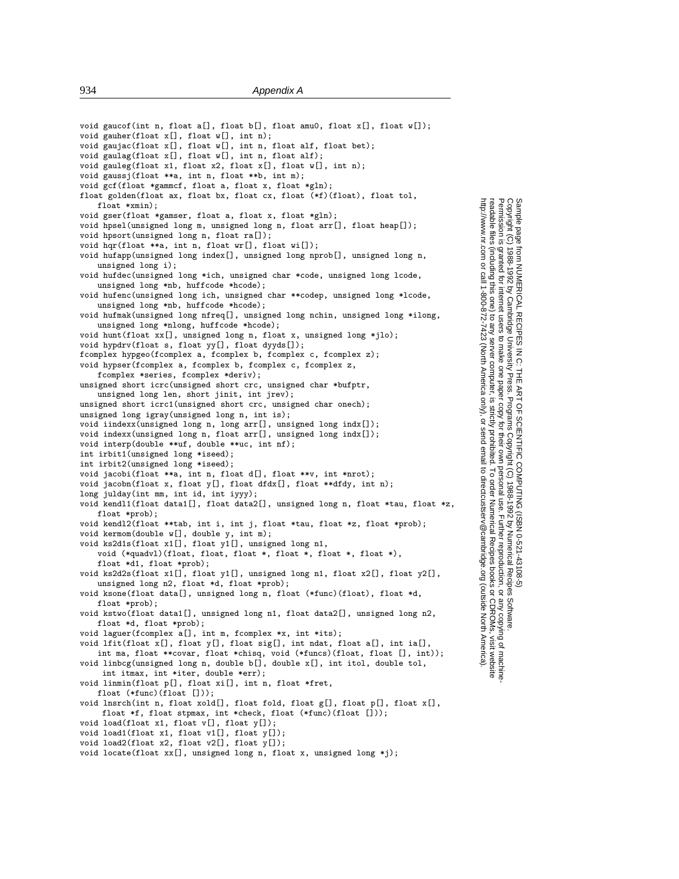```
void gaucof(int n, float a[], float b[], float amu0, float x[], float w[]);
void gauher(float x[], float w[], int n);
void gaujac(float x[], float w[], int n, float alf, float bet);
void gaulag(float x[], float w[], int n, float alf);
void gauleg(float x1, float x2, float x[], float w[], int n);
void gaussj(float **a, int n, float **b, int m);
void gcf(float *gammcf, float a, float x, float *gln);
float golden(float ax, float bx, float cx, float (*f)(float), float tol,
    float *xmin);
void gser(float *gamser, float a, float x, float *gln);
void hpsel(unsigned long m, unsigned long n, float arr[], float heap[]);
void hpsort(unsigned long n, float ra[]);
void hqr(float **a, int n, float wr[], float wi[]);
void hufapp(unsigned long index[], unsigned long nprob[], unsigned long n,
    unsigned long i);
void hufdec(unsigned long *ich, unsigned char *code, unsigned long lcode,
    unsigned long *nb, huffcode *hcode);
void hufenc(unsigned long ich, unsigned char **codep, unsigned long *lcode,
    unsigned long *nb, huffcode *hcode);
void hufmak(unsigned long nfreq[], unsigned long nchin, unsigned long *ilong,
    unsigned long *nlong, huffcode *hcode);
void hunt(float xx[], unsigned long n, float x, unsigned long *jlo);
void hypdrv(float s, float yy[], float dyyds[]);
fcomplex hypgeo(fcomplex a, fcomplex b, fcomplex c, fcomplex z);
void hypser(fcomplex a, fcomplex b, fcomplex c, fcomplex z,
    fcomplex *series, fcomplex *deriv);
unsigned short icrc(unsigned short crc, unsigned char *bufptr,
    unsigned long len, short jinit, int jrev);
unsigned short icrc1(unsigned short crc, unsigned char onech);
unsigned long igray(unsigned long n, int is);
void iindexx(unsigned long n, long arr[], unsigned long indx[]);
void indexx(unsigned long n, float arr[], unsigned long indx[]);
void interp(double **uf, double **uc, int nf);
int irbit1(unsigned long *iseed);
int irbit2(unsigned long *iseed);
void jacobi(float **a, int n, float d[], float **v, int *nrot);
void jacobn(float x, float y[], float dfdx[], float **dfdy, int n);
long julday(int mm, int id, int iyyy);
void kendl1(float data1[], float data2[], unsigned long n, float *tau, float *z,
    float *prob);
void kendl2(float **tab, int i, int j, float *tau, float *z, float *prob);
void kermom(double w[], double y, int m);
void ks2d1s(float x1[], float y1[], unsigned long n1,
    void (*quadvl)(float, float, float *, float *, float *, float *),
    float *d1, float *prob);
void ks2d2s(float x1[], float y1[], unsigned long n1, float x2[], float y2[],
    unsigned long n2, float *d, float *prob);
void ksone(float data[], unsigned long n, float (*func)(float), float *d,
    float *prob);
void kstwo(float data1[], unsigned long n1, float data2[], unsigned long n2,
    float *d, float *prob);
void laguer(fcomplex a[], int m, fcomplex *x, int *its);
void lfit(float x[], float y[], float sig[], int ndat, float a[], int ia[],
    int ma, float **covar, float *chisq, void (*funcs)(float, float [], int));
void linbcg(unsigned long n, double b[], double x[], int itol, double tol,
     int itmax, int *iter, double *err);
void linmin(float p[], float xi[], int n, float *fret,
    float (*func)(float []));
void lnsrch(int n, float xold[], float fold, float g[], float p[], float x[],
     float *f, float stpmax, int *check, float (*func)(float []));
void load(float x1, float v[], float y[]);
void load1(float x1, float v1[], float y[]);
void load2(float x2, float v2[], float y[]);
void locate(float xx[], unsigned long n, float x, unsigned long *j);
```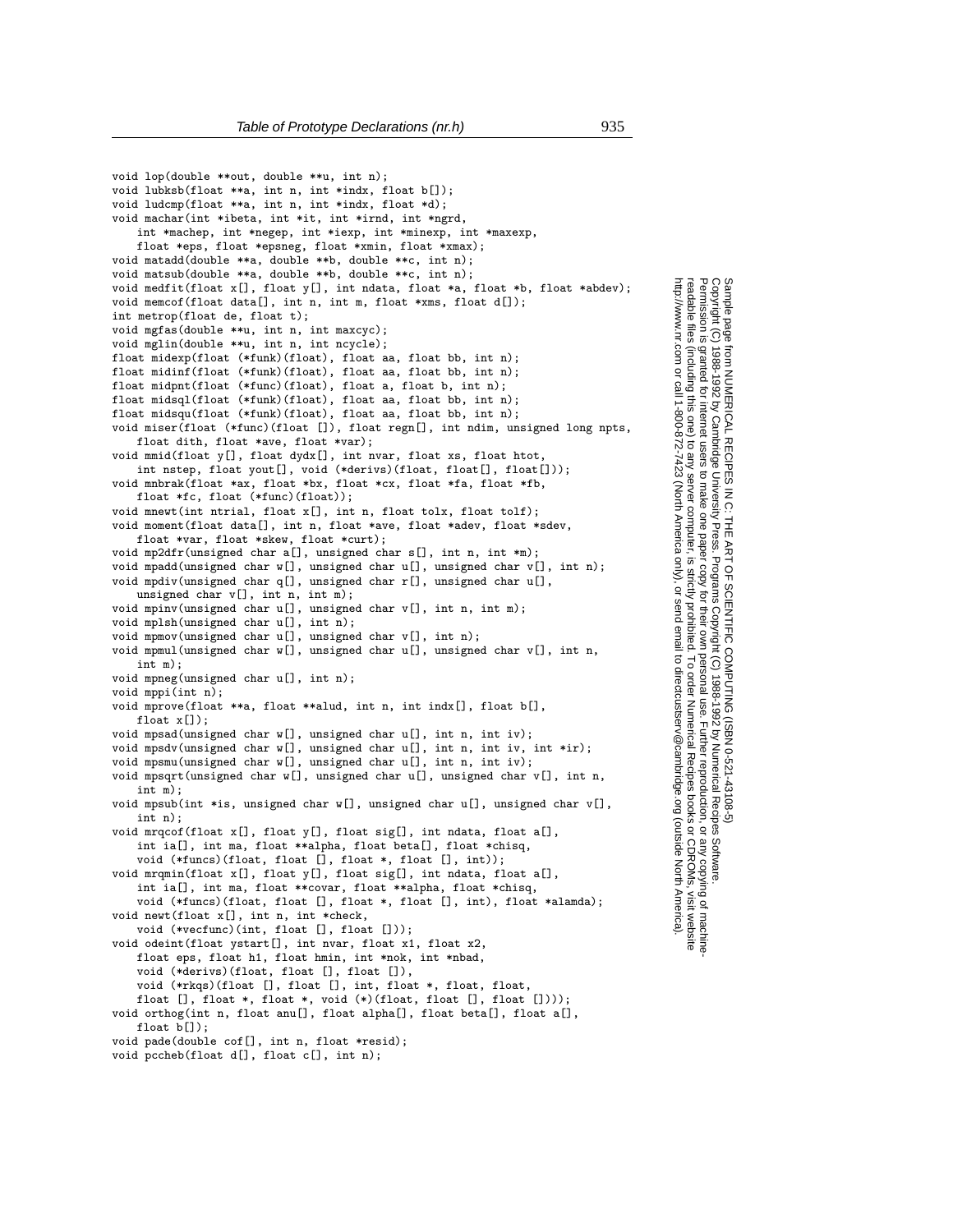```
void lop(double **out, double **u, int n);
void lubksb(float **a, int n, int *indx, float b[]);
void ludcmp(float **a, int n, int *indx, float *d);
void machar(int *ibeta, int *it, int *irnd, int *ngrd,
    int *machep, int *negep, int *iexp, int *minexp, int *maxexp,
    float *eps, float *epsneg, float *xmin, float *xmax);
void matadd(double **a, double **b, double **c, int n);
void matsub(double **a, double **b, double **c, int n);
void medfit(float x[], float y[], int ndata, float *a, float *b, float *abdev);
void memcof(float data[], int n, int m, float *xms, float d[]);
int metrop(float de, float t);
void mgfas(double **u, int n, int maxcyc);
void mglin(double **u, int n, int ncycle);
float midexp(float (*funk)(float), float aa, float bb, int n);
float midinf(float (*funk)(float), float aa, float bb, int n);
float midpnt(float (*func)(float), float a, float b, int n);
float midsql(float (*funk)(float), float aa, float bb, int n);
float midsqu(float (*funk)(float), float aa, float bb, int n);
void miser(float (*func)(float []), float regn[], int ndim, unsigned long npts,
    float dith, float *ave, float *var);
void mmid(float y[], float dydx[], int nvar, float xs, float htot,
    int nstep, float yout[], void (*derivs)(float, float[], float[]));
void mnbrak(float *ax, float *bx, float *cx, float *fa, float *fb,
    float *fc, float (*func)(float));
void mnewt(int ntrial, float x[], int n, float tolx, float tolf);
void moment(float data[], int n, float *ave, float *adev, float *sdev,
    float *var, float *skew, float *curt);
void mp2dfr(unsigned char a[], unsigned char s[], int n, int *m);
void mpadd(unsigned char w[], unsigned char u[], unsigned char v[], int n);
void mpdiv(unsigned char q[], unsigned char r[], unsigned char u[],
    unsigned char v[], int n, int m);
void mpinv(unsigned char u[], unsigned char v[], int n, int m);
void mplsh(unsigned char u[], int n);
void mpmov(unsigned char u[], unsigned char v[], int n);
void mpmul(unsigned char w[], unsigned char u[], unsigned char v[], int n,
    int m);
void mpneg(unsigned char u[], int n);
void mppi(int n);
void mprove(float **a, float **alud, int n, int indx[], float b[],
    float x[]);
void mpsad(unsigned char w[], unsigned char u[], int n, int iv);
void mpsdv(unsigned char w[], unsigned char u[], int n, int iv, int *ir);
void mpsmu(unsigned char w[], unsigned char u[], int n, int iv);
void mpsqrt(unsigned char w[], unsigned char u[], unsigned char v[], int n,
    int m);
void mpsub(int *is, unsigned char w[], unsigned char u[], unsigned char v[],
    int n);
void mrqcof(float x[], float y[], float sig[], int ndata, float a[],
    int ia[], int ma, float **alpha, float beta[], float *chisq,
    void (*funcs)(float, float [], float *, float [], int));
void mrqmin(float x[], float y[], float sig[], int ndata, float a[],
    int ia[], int ma, float **covar, float **alpha, float *chisq,
    void (*funcs)(float, float [], float *, float [], int), float *alamda);
void newt(float x[], int n, int *check,
    void (*vecfunc)(int, float [], float []));
void odeint(float ystart[], int nvar, float x1, float x2,
    float eps, float h1, float hmin, int *nok, int *nbad,
    void (*derivs)(float, float [], float []),
    void (*rkqs)(float [], float [], int, float *, float, float,
    float [], float *, float *, void (*)(float, float [], float [])));
void orthog(int n, float anu[], float alpha[], float beta[], float a[],
    float b[]);
void pade(double cof[], int n, float *resid);
void pccheb(float d[], float c[], int n);
```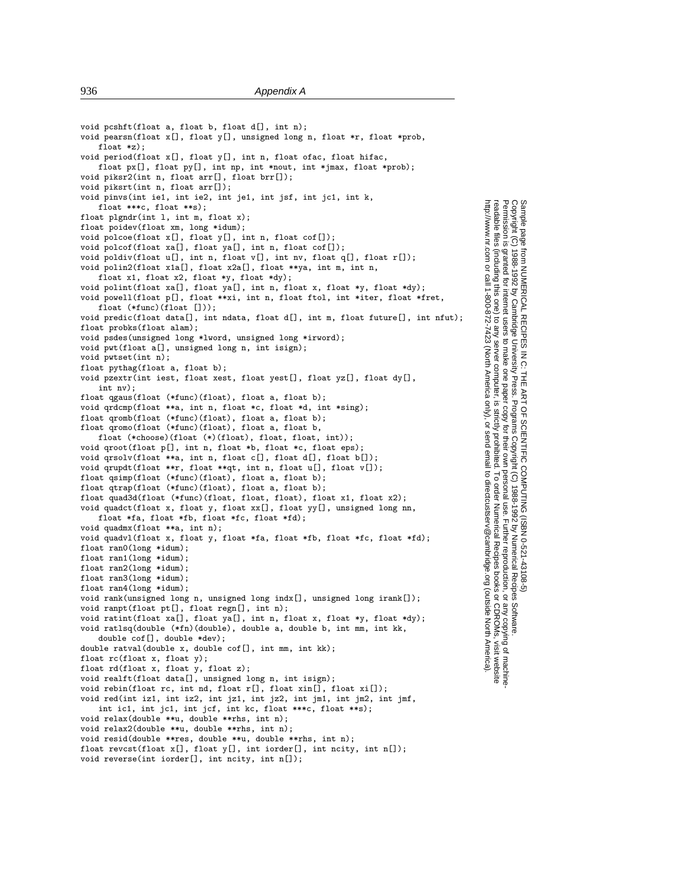```
void pcshft(float a, float b, float d[], int n);
void pearsn(float x[], float y[], unsigned long n, float *r, float *prob,
    float *z);
void period(float x[], float y[], int n, float ofac, float hifac,
    float px[], float py[], int np, int *nout, int *jmax, float *prob);
void piksr2(int n, float arr[], float brr[]);
void piksrt(int n, float arr[]);
void pinvs(int ie1, int ie2, int je1, int jsf, int jc1, int k,
    float ***c, float **s);
float plgndr(int l, int m, float x);
float poidev(float xm, long *idum);
void polcoe(float x[], float y[], int n, float cof[]);
void polcof(float xa[], float ya[], int n, float cof[]);
void poldiv(float u[], int n, float v[], int nv, float q[], float r[]);
void polin2(float x1a[], float x2a[], float **ya, int m, int n,
    float x1, float x2, float *y, float *dy);
void polint(float xa[], float ya[], int n, float x, float *y, float *dy);
void powell(float p[], float **xi, int n, float ftol, int *iter, float *fret,
    float (*func)(float []));
void predic(float data[], int ndata, float d[], int m, float future[], int nfut);
float probks(float alam);
void psdes(unsigned long *lword, unsigned long *irword);
void pwt(float a[], unsigned long n, int isign);
void pwtset(int n);
float pythag(float a, float b);
void pzextr(int iest, float xest, float yest[], float yz[], float dy[],
    int nv);
float qgaus(float (*func)(float), float a, float b);
void qrdcmp(float **a, int n, float *c, float *d, int *sing);
float qromb(float (*func)(float), float a, float b);
float qromo(float (*func)(float), float a, float b,
    float (*choose)(float (*)(float), float, float, int));
void qroot(float p[], int n, float *b, float *c, float eps);
void qrsolv(float **a, int n, float c[], float d[], float b[]);
void qrupdt(float **r, float **qt, int n, float u[], float v[]);
float qsimp(float (*func)(float), float a, float b);
float qtrap(float (*func)(float), float a, float b);
float quad3d(float (*func)(float, float, float), float x1, float x2);
void quadct(float x, float y, float xx[], float yy[], unsigned long nn,
    float *fa, float *fb, float *fc, float *fd);
void quadmx(float **a, int n);
void quadvl(float x, float y, float *fa, float *fb, float *fc, float *fd);
float ran0(long *idum);
float ran1(long *idum);
float ran2(long *idum);
float ran3(long *idum);
float ran4(long *idum);
void rank(unsigned long n, unsigned long indx[], unsigned long irank[]);
void ranpt(float pt[], float regn[], int n);
void ratint(float xa[], float ya[], int n, float x, float *y, float *dy);
void ratlsq(double (*fn)(double), double a, double b, int mm, int kk,
    double cof[], double *dev);
double ratval(double x, double cof[], int mm, int kk);
float rc(float x, float y);
float rd(float x, float y, float z);
void realft(float data[], unsigned long n, int isign);
void rebin(float rc, int nd, float r[], float xin[], float xi[]);
void red(int iz1, int iz2, int jz1, int jz2, int jm1, int jm2, int jmf,
    int ic1, int jc1, int jcf, int kc, float ***c, float **s);
void relax(double **u, double **rhs, int n);
void relax2(double **u, double **rhs, int n);
void resid(double **res, double **u, double **rhs, int n);
float revcst(float x[], float y[], int iorder[], int ncity, int n[]);
void reverse(int iorder[], int ncity, int n[]);
```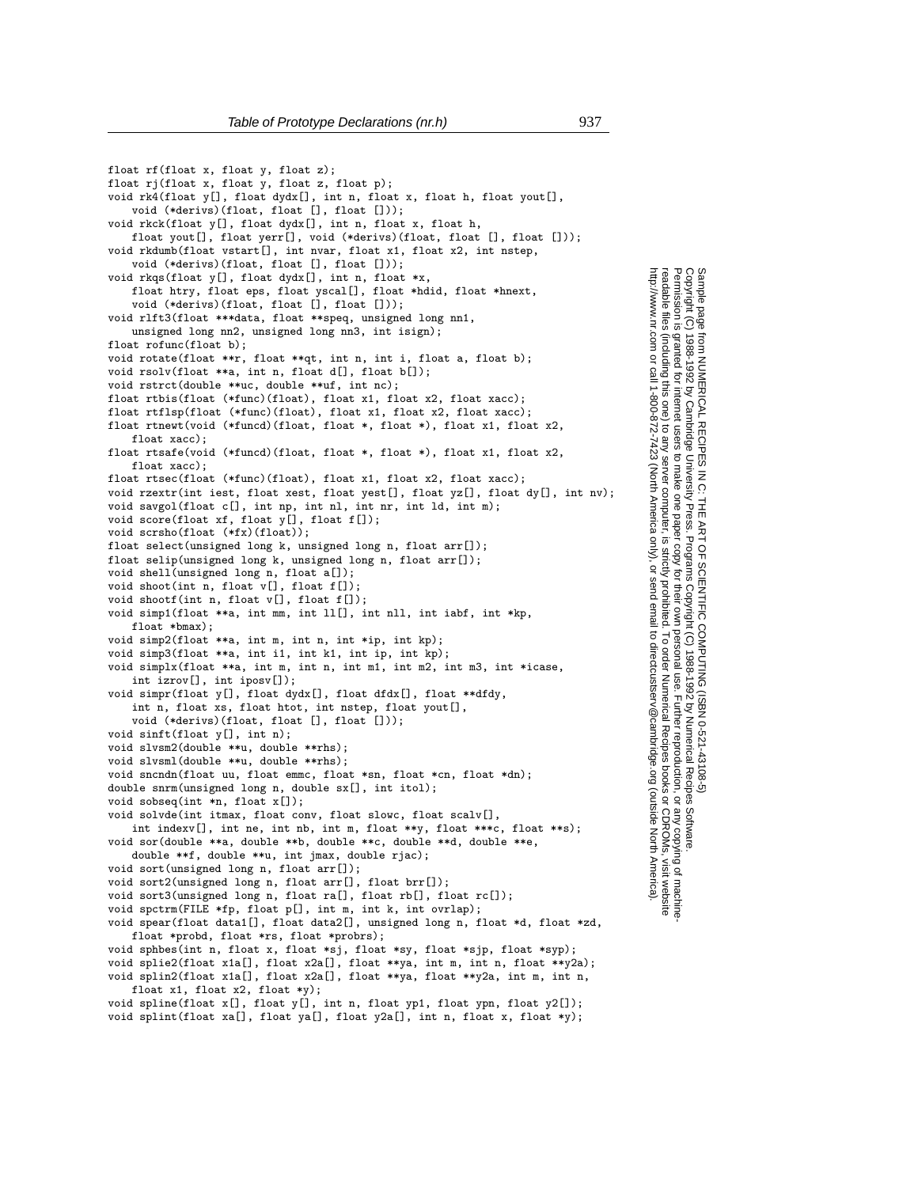```
float rf(float x, float y, float z);
float rj(float x, float y, float z, float p);
void rk4(float y[], float dydx[], int n, float x, float h, float yout[],
    void (*derivs)(float, float [], float []));
void rkck(float y[], float dydx[], int n, float x, float h,
    float yout[], float yerr[], void (*derivs)(float, float [], float []));
void rkdumb(float vstart[], int nvar, float x1, float x2, int nstep,
    void (*derivs)(float, float [], float []));
void rkqs(float y[], float dydx[], int n, float *x,
    float htry, float eps, float yscal[], float *hdid, float *hnext,
    void (*derivs)(float, float [], float []));
void rlft3(float ***data, float **speq, unsigned long nn1,
    unsigned long nn2, unsigned long nn3, int isign);
float rofunc(float b);
void rotate(float **r, float **qt, int n, int i, float a, float b);
void rsolv(float **a, int n, float d[], float b[]);
void rstrct(double **uc, double **uf, int nc);
float rtbis(float (*func)(float), float x1, float x2, float xacc);
float rtflsp(float (*func)(float), float x1, float x2, float xacc);
float rtnewt(void (*funcd)(float, float *, float *), float x1, float x2,
    float xacc);
float rtsafe(void (*funcd)(float, float *, float *), float x1, float x2,
    float xacc);
float rtsec(float (*func)(float), float x1, float x2, float xacc);
void rzextr(int iest, float xest, float yest[], float yz[], float dy[], int nv);
void savgol(float c[], int np, int nl, int nr, int ld, int m);
void score(float xf, float y[], float f[]);
void scrsho(float (*fx)(float));
float select(unsigned long k, unsigned long n, float arr[]);
float selip(unsigned long k, unsigned long n, float arr[]);
void shell(unsigned long n, float a[]);
void shoot(int n, float v[], float f[]);
void shootf(int n, float v[], float f[]);
void simp1(float **a, int mm, int ll[], int nll, int iabf, int *kp,
    float *bmax);
void simp2(float **a, int m, int n, int *ip, int kp);
void simp3(float **a, int i1, int k1, int ip, int kp);
void simplx(float **a, int m, int n, int m1, int m2, int m3, int *icase,
    int izrov[], int iposv[]);
void simpr(float y[], float dydx[], float dfdx[], float **dfdy,
    int n, float xs, float htot, int nstep, float yout[],
    void (*derivs)(float, float [], float []));
void sinft(float y[], int n);
void slvsm2(double **u, double **rhs);
void slvsml(double **u, double **rhs);
void sncndn(float uu, float emmc, float *sn, float *cn, float *dn);
double snrm(unsigned long n, double sx[], int itol);
void sobseq(int *n, float x[]);
void solvde(int itmax, float conv, float slowc, float scalv[],
    int indexv[], int ne, int nb, int m, float **y, float ***c, float **s);
void sor(double **a, double **b, double **c, double **d, double **e,
    double **f, double **u, int jmax, double rjac);
void sort(unsigned long n, float arr[]);
void sort2(unsigned long n, float arr[], float brr[]);
void sort3(unsigned long n, float ra[], float rb[], float rc[]);
void spctrm(FILE *fp, float p[], int m, int k, int ovrlap);
void spear(float data1[], float data2[], unsigned long n, float *d, float *zd,
    float *probd, float *rs, float *probrs);
void sphbes(int n, float x, float *sj, float *sy, float *sjp, float *syp);
void splie2(float x1a[], float x2a[], float **ya, int m, int n, float **y2a);
void splin2(float x1a[], float x2a[], float **ya, float **y2a, int m, int n,
    float x1, float x2, float *y);
void spline(float x[], float y[], int n, float yp1, float ypn, float y2[]);
void splint(float xa[], float ya[], float y2a[], int n, float x, float *y);
```

Sample page from NUMERICAL RECIPES IN C: THE ART OF SCIENTIFIC COMPUTING (ISBN 0-521-43108-5)
Copyright (C) 1988-1992 by Cambridge University Press. Programs Copyright (C) 1988-1992 by Numerical Recipes Software.
Permission is granted for internet users to make one paper copy for their own personal use. Further reproduction, or any copying of machine-readable files (including this one) to any server computer, is strictly prohibited. To order Numerical Recipes books or CDROMs, visit website http://www.nr.com or call 1-800-872-7423 (North America only), or send email to directcustserv@cambridge.org (outside North America).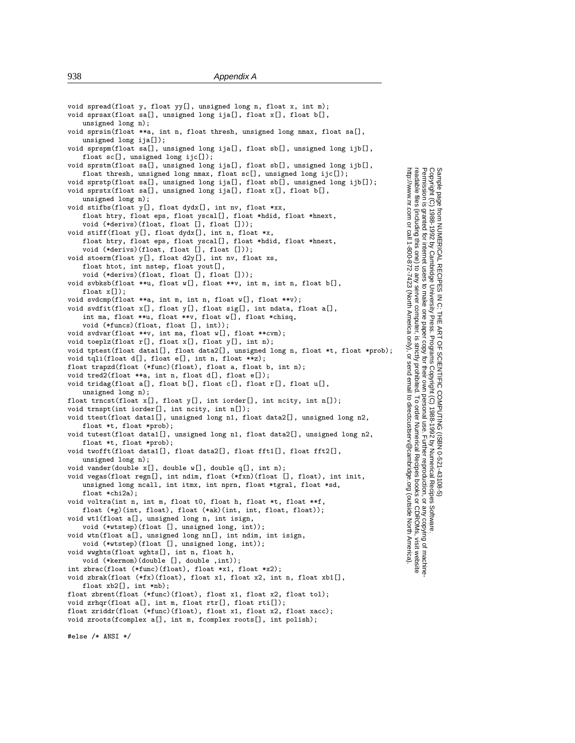```
void spread(float y, float yy[], unsigned long n, float x, int m);
void sprsax(float sa[], unsigned long ija[], float x[], float b[],
    unsigned long n);
void sprsin(float **a, int n, float thresh, unsigned long nmax, float sa[],
    unsigned long ija[]);
void sprspm(float sa[], unsigned long ija[], float sb[], unsigned long ijb[],
    float sc[], unsigned long ijc[]);
void sprstm(float sa[], unsigned long ija[], float sb[], unsigned long ijb[],
    float thresh, unsigned long nmax, float sc[], unsigned long ijc[]);
void sprstp(float sa[], unsigned long ija[], float sb[], unsigned long ijb[]);
void sprstx(float sa[], unsigned long ija[], float x[], float b[],
    unsigned long n);
void stifbs(float y[], float dydx[], int nv, float *xx,
    float htry, float eps, float yscal[], float *hdid, float *hnext,
    void (*derivs)(float, float [], float []));
void stiff(float y[], float dydx[], int n, float *x,
    float htry, float eps, float yscal[], float *hdid, float *hnext,
    void (*derivs)(float, float [], float []));
void stoerm(float y[], float d2y[], int nv, float xs,
    float htot, int nstep, float yout[],
    void (*derivs)(float, float [], float []));
void svbksb(float **u, float w[], float **v, int m, int n, float b[],
    float x[]);
void svdcmp(float **a, int m, int n, float w[], float **v);
void svdfit(float x[], float y[], float sig[], int ndata, float a[],
    int ma, float **u, float **v, float w[], float *chisq,
    void (*funcs)(float, float [], int));
void svdvar(float **v, int ma, float w[], float **cvm);
void toeplz(float r[], float x[], float y[], int n);
void tptest(float data1[], float data2[], unsigned long n, float *t, float *prob);
void tqli(float d[], float e[], int n, float **z);
float trapzd(float (*func)(float), float a, float b, int n);
void tred2(float **a, int n, float d[], float e[]);
void tridag(float a[], float b[], float c[], float r[], float u[],
    unsigned long n);
float trncst(float x[], float y[], int iorder[], int ncity, int n[]);
void trnspt(int iorder[], int ncity, int n[]);
void ttest(float data1[], unsigned long n1, float data2[], unsigned long n2,
    float *t, float *prob);
void tutest(float data1[], unsigned long n1, float data2[], unsigned long n2,
    float *t, float *prob);
void twofft(float data1[], float data2[], float fft1[], float fft2[],
    unsigned long n);
void vander(double x[], double w[], double q[], int n);
void vegas(float regn[], int ndim, float (*fxn)(float [], float), int init,
    unsigned long ncall, int itmx, int nprn, float *tgral, float *sd,
    float *chi2a);
void voltra(int n, int m, float t0, float h, float *t, float **f,
    float (*g)(int, float), float (*ak)(int, int, float, float));
void wt1(float a[], unsigned long n, int isign,
    void (*wtstep)(float [], unsigned long, int));
void wtn(float a[], unsigned long nn[], int ndim, int isign,
    void (*wtstep)(float [], unsigned long, int));
void wwghts(float wghts[], int n, float h,
    void (*kermom)(double [], double ,int));
int zbrac(float (*func)(float), float *x1, float *x2);
void zbrak(float (*fx)(float), float x1, float x2, int n, float xb1[],
    float xb2[], int *nb);
float zbrent(float (*func)(float), float x1, float x2, float tol);
void zrhqr(float a[], int m, float rtr[], float rti[]);
float zriddr(float (*func)(float), float x1, float x2, float xacc);
void zroots(fcomplex a[], int m, fcomplex roots[], int polish);

#else /* ANSI */
```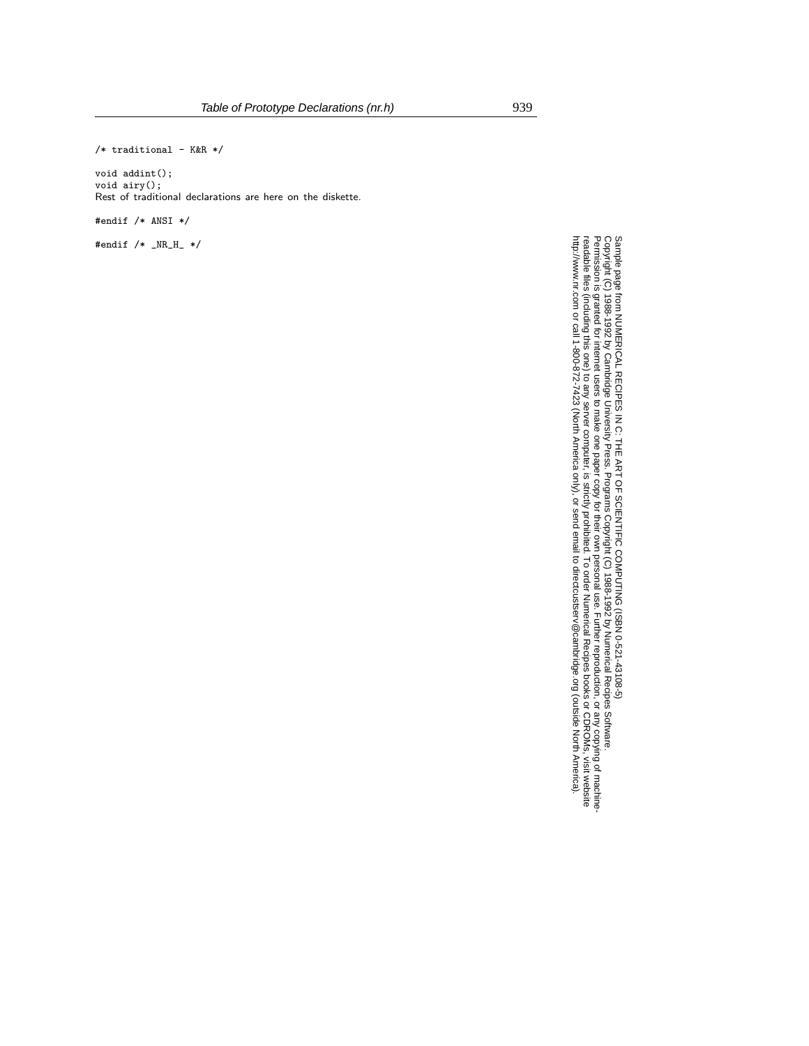```
/* traditional - K&R */

void addint();
void airy();
```

Rest of traditional declarations are here on the diskette.

```
#endif /* ANSI */

#endif /* _NR_H_ */
```

Sample page from NUMERICAL RECIPES IN C: THE ART OF SCIENTIFIC COMPUTING (ISBN 0-521-43108-5)
Copyright (C) 1988-1992 by Cambridge University Press. Programs Copyright (C) 1988-1992 by Numerical Recipes Software.
Permission is granted for internet users to make one paper copy for their own personal use. Further reproduction, or any copying of machine-readable files (including this one) to any server computer, is strictly prohibited. To order Numerical Recipes books or CDROMs, visit website http://www.nr.com or call 1-800-872-7423 (North America only), or send email to directcustserv@cambridge.org (outside North America).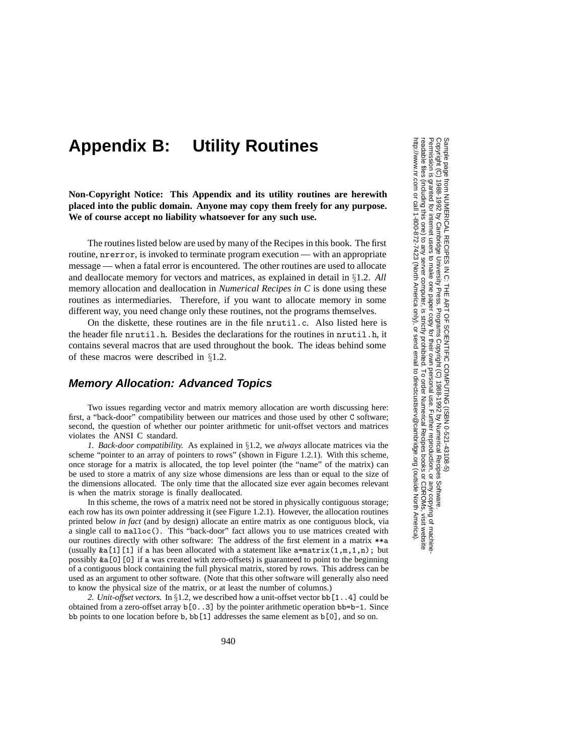# Appendix B: Utility Routines

**Non-Copyright Notice: This Appendix and its utility routines are herewith placed into the public domain. Anyone may copy them freely for any purpose. We of course accept no liability whatsoever for any such use.**

The routines listed below are used by many of the Recipes in this book. The first routine, `nrerror`, is invoked to terminate program execution — with an appropriate message — when a fatal error is encountered. The other routines are used to allocate and deallocate memory for vectors and matrices, as explained in detail in §1.2. *All* memory allocation and deallocation in *Numerical Recipes in C* is done using these routines as intermediaries. Therefore, if you want to allocate memory in some different way, you need change only these routines, not the programs themselves.

On the diskette, these routines are in the file `nrutil.c`. Also listed here is the header file `nrutil.h`. Besides the declarations for the routines in `nrutil.h`, it contains several macros that are used throughout the book. The ideas behind some of these macros were described in §1.2.

## *Memory Allocation: Advanced Topics*

Two issues regarding vector and matrix memory allocation are worth discussing here: first, a "back-door" compatibility between our matrices and those used by other C software; second, the question of whether our pointer arithmetic for unit-offset vectors and matrices violates the ANSI C standard.

*1. Back-door compatibility.* As explained in §1.2, we *always* allocate matrices via the scheme "pointer to an array of pointers to rows" (shown in Figure 1.2.1). With this scheme, once storage for a matrix is allocated, the top level pointer (the "name" of the matrix) can be used to store a matrix of any size whose dimensions are less than or equal to the size of the dimensions allocated. The only time that the allocated size ever again becomes relevant is when the matrix storage is finally deallocated.

In this scheme, the rows of a matrix need not be stored in physically contiguous storage; each row has its own pointer addressing it (see Figure 1.2.1). However, the allocation routines printed below *in fact* (and by design) allocate an entire matrix as one contiguous block, via a single call to `malloc()`. This "back-door" fact allows you to use matrices created with our routines directly with other software: The address of the first element in a matrix `**a` (usually `&a[1][1]` if `a` has been allocated with a statement like `a=matrix(1,m,1,n);` but possibly `&a[0][0]` if `a` was created with zero-offsets) is guaranteed to point to the beginning of a contiguous block containing the full physical matrix, stored by rows. This address can be used as an argument to other software. (Note that this other software will generally also need to know the physical size of the matrix, or at least the number of columns.)

*2. Unit-offset vectors.* In §1.2, we described how a unit-offset vector `bb[1..4]` could be obtained from a zero-offset array `b[0..3]` by the pointer arithmetic operation `bb=b-1`. Since `bb` points to one location before `b`, `bb[1]` addresses the same element as `b[0]`, and so on.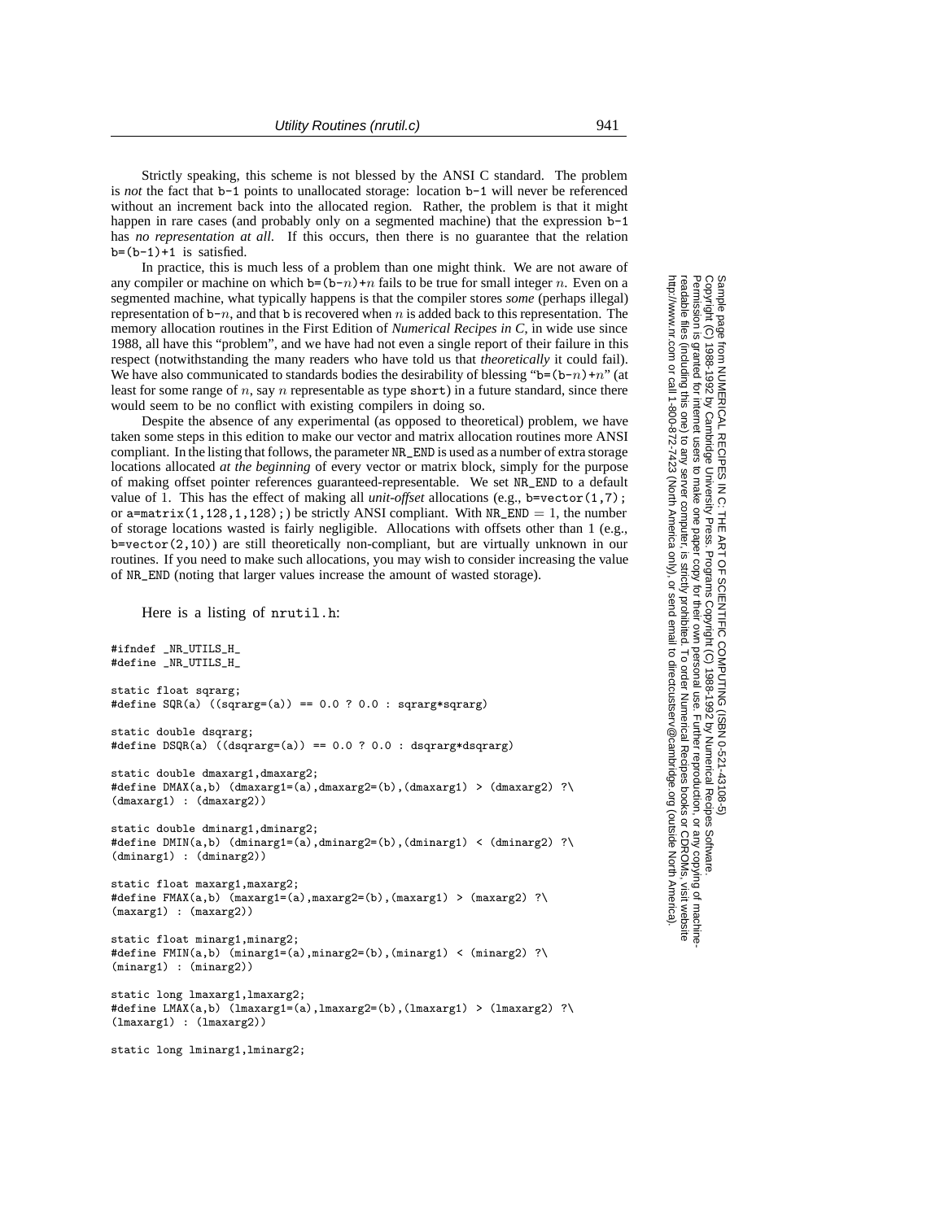Strictly speaking, this scheme is not blessed by the ANSI C standard. The problem is *not* the fact that `b-1` points to unallocated storage: location `b-1` will never be referenced without an increment back into the allocated region. Rather, the problem is that it might happen in rare cases (and probably only on a segmented machine) that the expression `b-1` has *no representation at all*. If this occurs, then there is no guarantee that the relation `b=(b-1)+1` is satisfied.

In practice, this is much less of a problem than one might think. We are not aware of any compiler or machine on which `b=(b-`$n$`)+`$n$ fails to be true for small integer $n$. Even on a segmented machine, what typically happens is that the compiler stores *some* (perhaps illegal) representation of `b-`$n$, and that `b` is recovered when $n$ is added back to this representation. The memory allocation routines in the First Edition of *Numerical Recipes in C*, in wide use since 1988, all have this "problem", and we have had not even a single report of their failure in this respect (notwithstanding the many readers who have told us that *theoretically* it could fail). We have also communicated to standards bodies the desirability of blessing "`b=(b-`$n$`)+`$n$" (at least for some range of $n$, say $n$ representable as type `short`) in a future standard, since there would seem to be no conflict with existing compilers in doing so.

Despite the absence of any experimental (as opposed to theoretical) problem, we have taken some steps in this edition to make our vector and matrix allocation routines more ANSI compliant. In the listing that follows, the parameter `NR_END` is used as a number of extra storage locations allocated *at the beginning* of every vector or matrix block, simply for the purpose of making offset pointer references guaranteed-representable. We set `NR_END` to a default value of 1. This has the effect of making all *unit-offset* allocations (e.g., `b=vector(1,7);` or `a=matrix(1,128,1,128);`) be strictly ANSI compliant. With `NR_END` $= 1$, the number of storage locations wasted is fairly negligible. Allocations with offsets other than 1 (e.g., `b=vector(2,10)`) are still theoretically non-compliant, but are virtually unknown in our routines. If you need to make such allocations, you may wish to consider increasing the value of `NR_END` (noting that larger values increase the amount of wasted storage).

Here is a listing of `nrutil.h`:

```
#ifndef _NR_UTILS_H_
#define _NR_UTILS_H_

static float sqrarg;
#define SQR(a) ((sqrarg=(a)) == 0.0 ? 0.0 : sqrarg*sqrarg)

static double dsqrarg;
#define DSQR(a) ((dsqrarg=(a)) == 0.0 ? 0.0 : dsqrarg*dsqrarg)

static double dmaxarg1,dmaxarg2;
#define DMAX(a,b) (dmaxarg1=(a),dmaxarg2=(b),(dmaxarg1) > (dmaxarg2) ?\
(dmaxarg1) : (dmaxarg2))

static double dminarg1,dminarg2;
#define DMIN(a,b) (dminarg1=(a),dminarg2=(b),(dminarg1) < (dminarg2) ?\
(dminarg1) : (dminarg2))

static float maxarg1,maxarg2;
#define FMAX(a,b) (maxarg1=(a),maxarg2=(b),(maxarg1) > (maxarg2) ?\
(maxarg1) : (maxarg2))

static float minarg1,minarg2;
#define FMIN(a,b) (minarg1=(a),minarg2=(b),(minarg1) < (minarg2) ?\
(minarg1) : (minarg2))

static long lmaxarg1,lmaxarg2;
#define LMAX(a,b) (lmaxarg1=(a),lmaxarg2=(b),(lmaxarg1) > (lmaxarg2) ?\
(lmaxarg1) : (lmaxarg2))

static long lminarg1,lminarg2;
```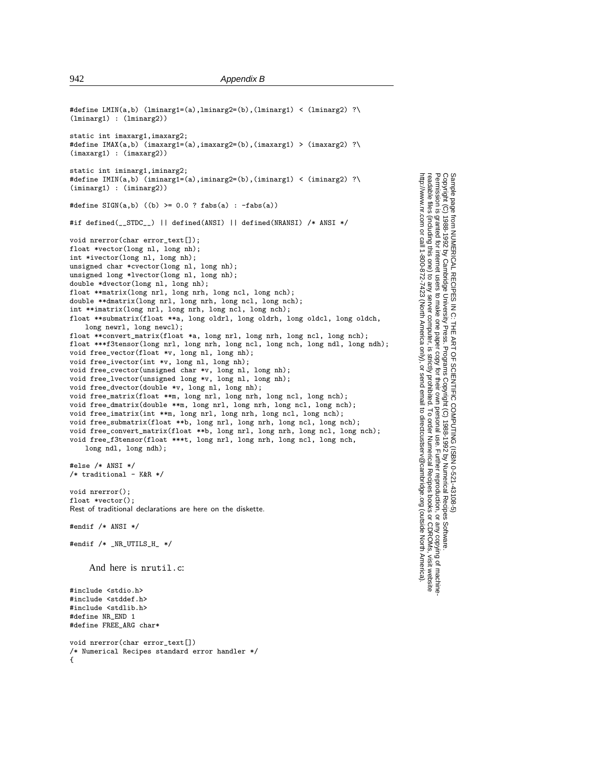```
#define LMIN(a,b) (lminarg1=(a),lminarg2=(b),(lminarg1) < (lminarg2) ?\
(lminarg1) : (lminarg2))

static int imaxarg1,imaxarg2;
#define IMAX(a,b) (imaxarg1=(a),imaxarg2=(b),(imaxarg1) > (imaxarg2) ?\
(imaxarg1) : (imaxarg2))

static int iminarg1,iminarg2;
#define IMIN(a,b) (iminarg1=(a),iminarg2=(b),(iminarg1) < (iminarg2) ?\
(iminarg1) : (iminarg2))

#define SIGN(a,b) ((b) >= 0.0 ? fabs(a) : -fabs(a))

#if defined(__STDC__) || defined(ANSI) || defined(NRANSI) /* ANSI */

void nrerror(char error_text[]);
float *vector(long nl, long nh);
int *ivector(long nl, long nh);
unsigned char *cvector(long nl, long nh);
unsigned long *lvector(long nl, long nh);
double *dvector(long nl, long nh);
float **matrix(long nrl, long nrh, long ncl, long nch);
double **dmatrix(long nrl, long nrh, long ncl, long nch);
int **imatrix(long nrl, long nrh, long ncl, long nch);
float **submatrix(float **a, long oldrl, long oldrh, long oldcl, long oldch,
    long newrl, long newcl);
float **convert_matrix(float *a, long nrl, long nrh, long ncl, long nch);
float ***f3tensor(long nrl, long nrh, long ncl, long nch, long ndl, long ndh);
void free_vector(float *v, long nl, long nh);
void free_ivector(int *v, long nl, long nh);
void free_cvector(unsigned char *v, long nl, long nh);
void free_lvector(unsigned long *v, long nl, long nh);
void free_dvector(double *v, long nl, long nh);
void free_matrix(float **m, long nrl, long nrh, long ncl, long nch);
void free_dmatrix(double **m, long nrl, long nrh, long ncl, long nch);
void free_imatrix(int **m, long nrl, long nrh, long ncl, long nch);
void free_submatrix(float **b, long nrl, long nrh, long ncl, long nch);
void free_convert_matrix(float **b, long nrl, long nrh, long ncl, long nch);
void free_f3tensor(float ***t, long nrl, long nrh, long ncl, long nch,
    long ndl, long ndh);

#else /* ANSI */
/* traditional - K&R */

void nrerror();
float *vector();
```

Rest of traditional declarations are here on the diskette.

```
#endif /* ANSI */

#endif /* _NR_UTILS_H_ */
```

And here is nrutil.c:

```
#include <stdio.h>
#include <stddef.h>
#include <stdlib.h>
#define NR_END 1
#define FREE_ARG char*

void nrerror(char error_text[])
/* Numerical Recipes standard error handler */
{
```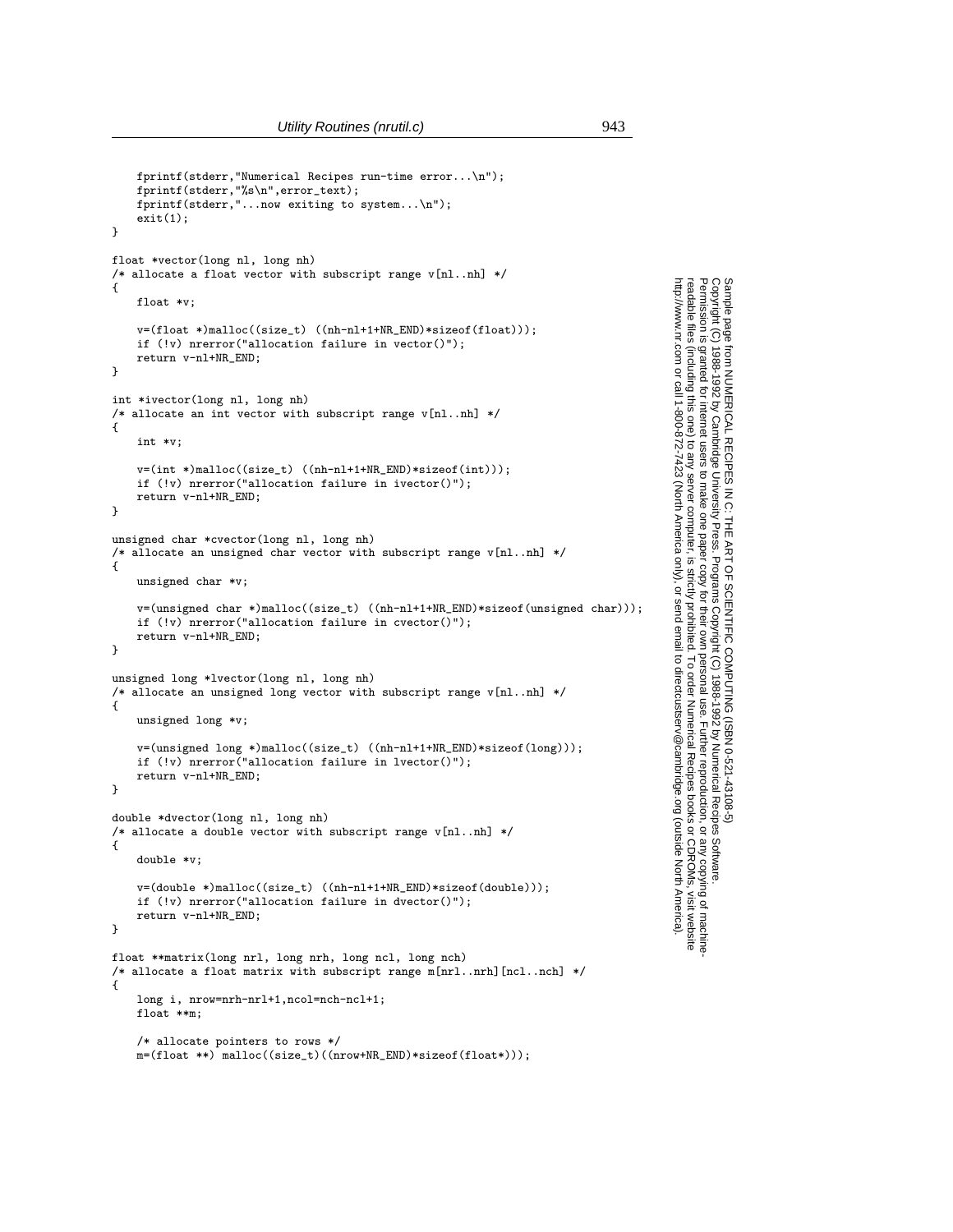```
	fprintf(stderr,"Numerical Recipes run-time error...\n");
	fprintf(stderr,"%s\n",error_text);
	fprintf(stderr,"...now exiting to system...\n");
	exit(1);
}

float *vector(long nl, long nh)
/* allocate a float vector with subscript range v[nl..nh] */
{
	float *v;

	v=(float *)malloc((size_t) ((nh-nl+1+NR_END)*sizeof(float)));
	if (!v) nrerror("allocation failure in vector()");
	return v-nl+NR_END;
}

int *ivector(long nl, long nh)
/* allocate an int vector with subscript range v[nl..nh] */
{
	int *v;

	v=(int *)malloc((size_t) ((nh-nl+1+NR_END)*sizeof(int)));
	if (!v) nrerror("allocation failure in ivector()");
	return v-nl+NR_END;
}

unsigned char *cvector(long nl, long nh)
/* allocate an unsigned char vector with subscript range v[nl..nh] */
{
	unsigned char *v;

	v=(unsigned char *)malloc((size_t) ((nh-nl+1+NR_END)*sizeof(unsigned char)));
	if (!v) nrerror("allocation failure in cvector()");
	return v-nl+NR_END;
}

unsigned long *lvector(long nl, long nh)
/* allocate an unsigned long vector with subscript range v[nl..nh] */
{
	unsigned long *v;

	v=(unsigned long *)malloc((size_t) ((nh-nl+1+NR_END)*sizeof(long)));
	if (!v) nrerror("allocation failure in lvector()");
	return v-nl+NR_END;
}

double *dvector(long nl, long nh)
/* allocate a double vector with subscript range v[nl..nh] */
{
	double *v;

	v=(double *)malloc((size_t) ((nh-nl+1+NR_END)*sizeof(double)));
	if (!v) nrerror("allocation failure in dvector()");
	return v-nl+NR_END;
}

float **matrix(long nrl, long nrh, long ncl, long nch)
/* allocate a float matrix with subscript range m[nrl..nrh][ncl..nch] */
{
	long i, nrow=nrh-nrl+1,ncol=nch-ncl+1;
	float **m;

	/* allocate pointers to rows */
	m=(float **) malloc((size_t)((nrow+NR_END)*sizeof(float*)));
```

Sample page from NUMERICAL RECIPES IN C: THE ART OF SCIENTIFIC COMPUTING (ISBN 0-521-43108-5)
Copyright (C) 1988-1992 by Cambridge University Press. Programs Copyright (C) 1988-1992 by Numerical Recipes Software.
Permission is granted for internet users to make one paper copy for their own personal use. Further reproduction, or any copying of machine-readable files (including this one) to any server computer, is strictly prohibited. To order Numerical Recipes books or CDROMs, visit website http://www.nr.com or call 1-800-872-7423 (North America only), or send email to directcustserv@cambridge.org (outside North America).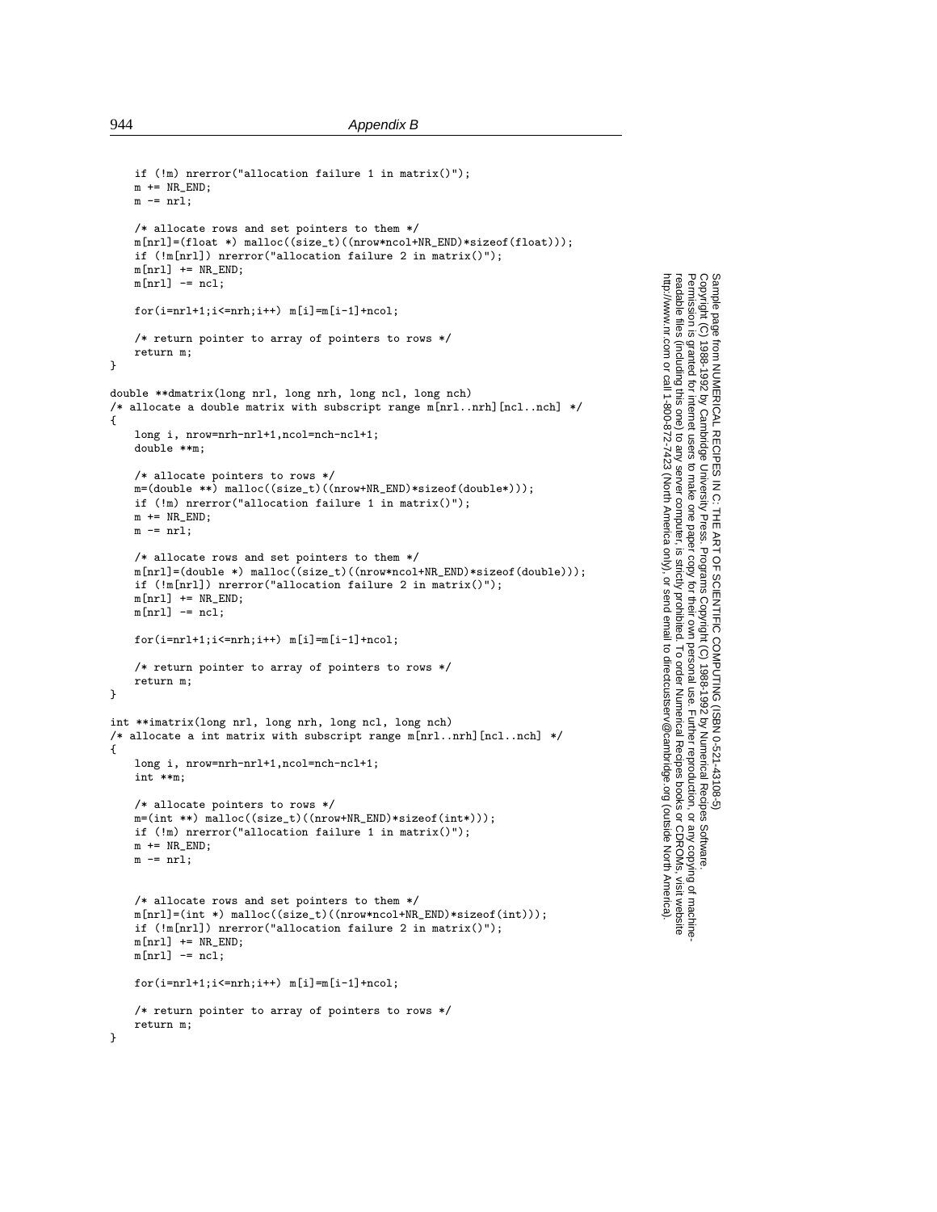```
	if (!m) nrerror("allocation failure 1 in matrix()");
	m += NR_END;
	m -= nrl;

	/* allocate rows and set pointers to them */
	m[nrl]=(float *) malloc((size_t)((nrow*ncol+NR_END)*sizeof(float)));
	if (!m[nrl]) nrerror("allocation failure 2 in matrix()");
	m[nrl] += NR_END;
	m[nrl] -= ncl;

	for(i=nrl+1;i<=nrh;i++) m[i]=m[i-1]+ncol;

	/* return pointer to array of pointers to rows */
	return m;
}

double **dmatrix(long nrl, long nrh, long ncl, long nch)
/* allocate a double matrix with subscript range m[nrl..nrh][ncl..nch] */
{
	long i, nrow=nrh-nrl+1,ncol=nch-ncl+1;
	double **m;

	/* allocate pointers to rows */
	m=(double **) malloc((size_t)((nrow+NR_END)*sizeof(double*)));
	if (!m) nrerror("allocation failure 1 in matrix()");
	m += NR_END;
	m -= nrl;

	/* allocate rows and set pointers to them */
	m[nrl]=(double *) malloc((size_t)((nrow*ncol+NR_END)*sizeof(double)));
	if (!m[nrl]) nrerror("allocation failure 2 in matrix()");
	m[nrl] += NR_END;
	m[nrl] -= ncl;

	for(i=nrl+1;i<=nrh;i++) m[i]=m[i-1]+ncol;

	/* return pointer to array of pointers to rows */
	return m;
}

int **imatrix(long nrl, long nrh, long ncl, long nch)
/* allocate a int matrix with subscript range m[nrl..nrh][ncl..nch] */
{
	long i, nrow=nrh-nrl+1,ncol=nch-ncl+1;
	int **m;

	/* allocate pointers to rows */
	m=(int **) malloc((size_t)((nrow+NR_END)*sizeof(int*)));
	if (!m) nrerror("allocation failure 1 in matrix()");
	m += NR_END;
	m -= nrl;


	/* allocate rows and set pointers to them */
	m[nrl]=(int *) malloc((size_t)((nrow*ncol+NR_END)*sizeof(int)));
	if (!m[nrl]) nrerror("allocation failure 2 in matrix()");
	m[nrl] += NR_END;
	m[nrl] -= ncl;

	for(i=nrl+1;i<=nrh;i++) m[i]=m[i-1]+ncol;

	/* return pointer to array of pointers to rows */
	return m;
}
```

Sample page from NUMERICAL RECIPES IN C: THE ART OF SCIENTIFIC COMPUTING (ISBN 0-521-43108-5)
Copyright (C) 1988-1992 by Cambridge University Press. Programs Copyright (C) 1988-1992 by Numerical Recipes Software.
Permission is granted for internet users to make one paper copy for their own personal use. Further reproduction, or any copying of machine-readable files (including this one) to any server computer, is strictly prohibited. To order Numerical Recipes books or CDROMs, visit website http://www.nr.com or call 1-800-872-7423 (North America only), or send email to directcustserv@cambridge.org (outside North America).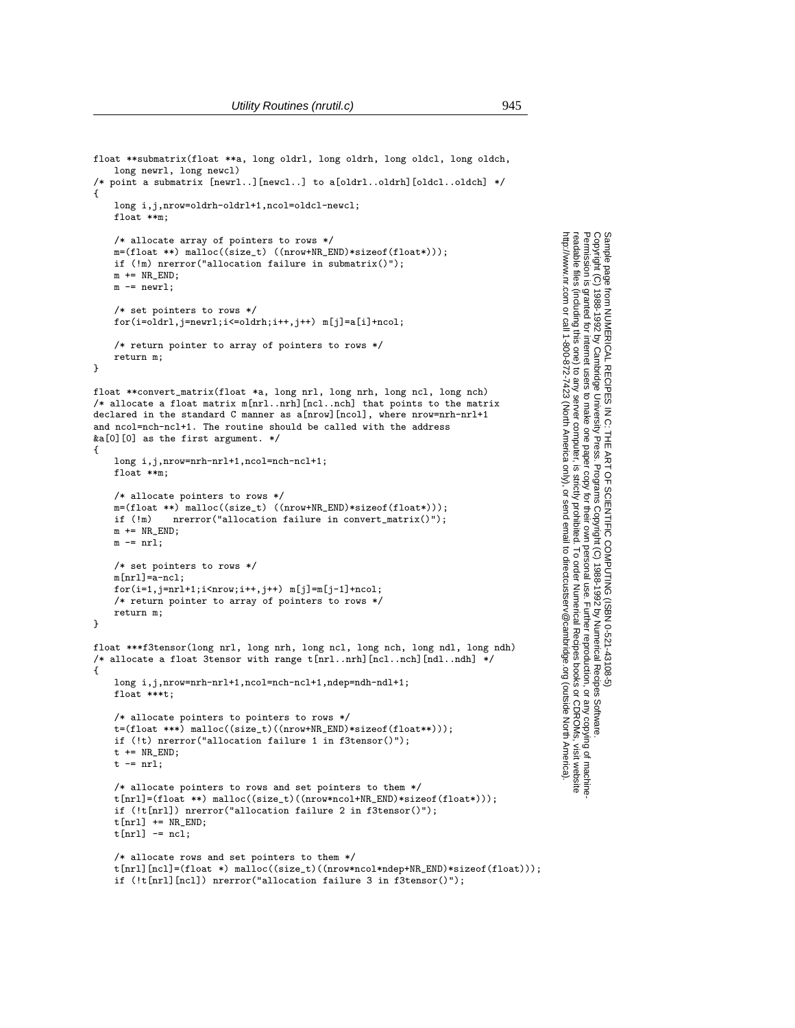```c
float **submatrix(float **a, long oldrl, long oldrh, long oldcl, long oldch,
    long newrl, long newcl)
/* point a submatrix [newrl..][newcl..] to a[oldrl..oldrh][oldcl..oldch] */
{
    long i,j,nrow=oldrh-oldrl+1,ncol=oldcl-newcl;
    float **m;

    /* allocate array of pointers to rows */
    m=(float **) malloc((size_t) ((nrow+NR_END)*sizeof(float*)));
    if (!m) nrerror("allocation failure in submatrix()");
    m += NR_END;
    m -= newrl;

    /* set pointers to rows */
    for(i=oldrl,j=newrl;i<=oldrh;i++,j++) m[j]=a[i]+ncol;

    /* return pointer to array of pointers to rows */
    return m;
}

float **convert_matrix(float *a, long nrl, long nrh, long ncl, long nch)
/* allocate a float matrix m[nrl..nrh][ncl..nch] that points to the matrix
declared in the standard C manner as a[nrow][ncol], where nrow=nrh-nrl+1
and ncol=nch-ncl+1. The routine should be called with the address
&a[0][0] as the first argument. */
{
    long i,j,nrow=nrh-nrl+1,ncol=nch-ncl+1;
    float **m;

    /* allocate pointers to rows */
    m=(float **) malloc((size_t) ((nrow+NR_END)*sizeof(float*)));
    if (!m)    nrerror("allocation failure in convert_matrix()");
    m += NR_END;
    m -= nrl;

    /* set pointers to rows */
    m[nrl]=a-ncl;
    for(i=1,j=nrl+1;i<nrow;i++,j++) m[j]=m[j-1]+ncol;
    /* return pointer to array of pointers to rows */
    return m;
}

float ***f3tensor(long nrl, long nrh, long ncl, long nch, long ndl, long ndh)
/* allocate a float 3tensor with range t[nrl..nrh][ncl..nch][ndl..ndh] */
{
    long i,j,nrow=nrh-nrl+1,ncol=nch-ncl+1,ndep=ndh-ndl+1;
    float ***t;

    /* allocate pointers to pointers to rows */
    t=(float ***) malloc((size_t)((nrow+NR_END)*sizeof(float**)));
    if (!t) nrerror("allocation failure 1 in f3tensor()");
    t += NR_END;
    t -= nrl;

    /* allocate pointers to rows and set pointers to them */
    t[nrl]=(float **) malloc((size_t)((nrow*ncol+NR_END)*sizeof(float*)));
    if (!t[nrl]) nrerror("allocation failure 2 in f3tensor()");
    t[nrl] += NR_END;
    t[nrl] -= ncl;

    /* allocate rows and set pointers to them */
    t[nrl][ncl]=(float *) malloc((size_t)((nrow*ncol*ndep+NR_END)*sizeof(float)));
    if (!t[nrl][ncl]) nrerror("allocation failure 3 in f3tensor()");
```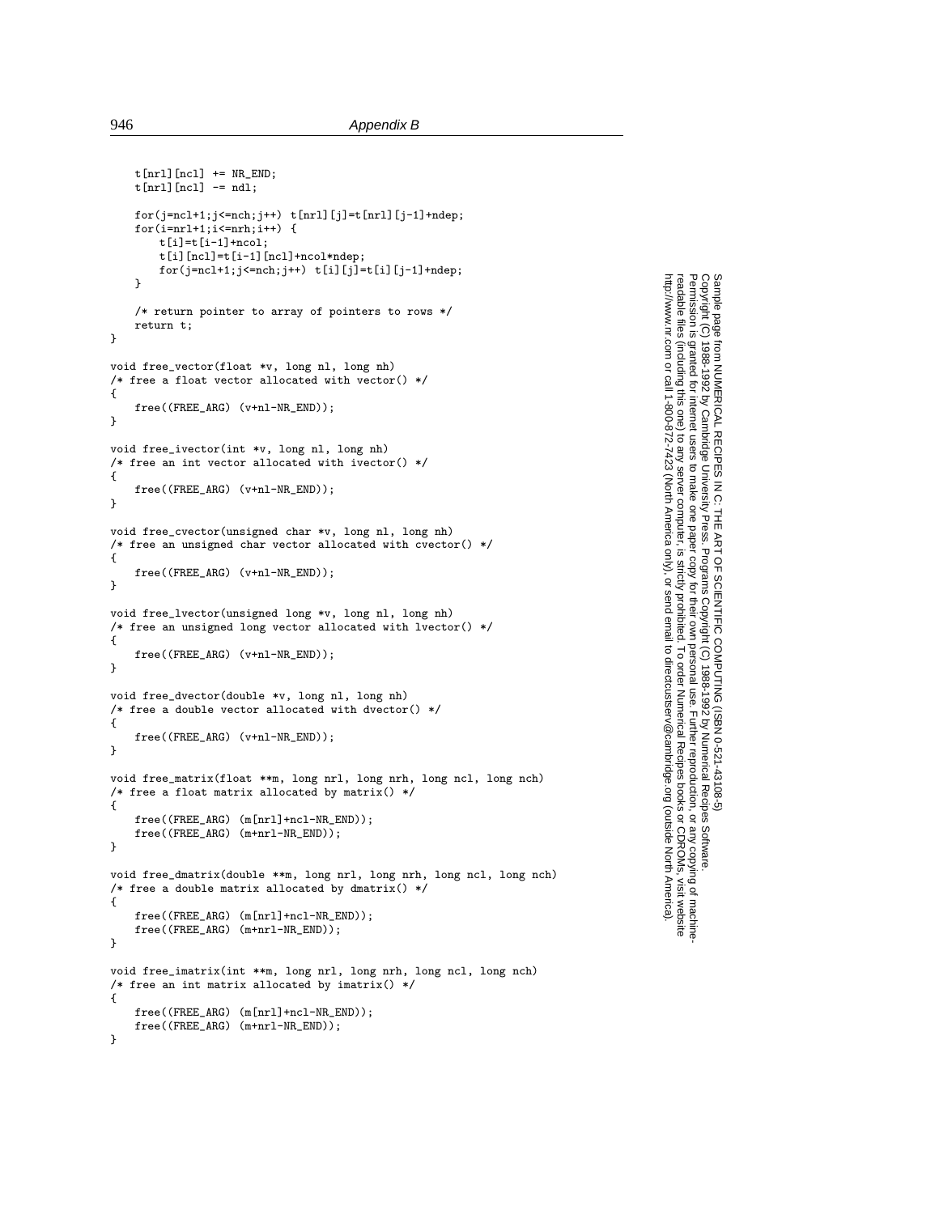```c
	t[nrl][ncl] += NR_END;
	t[nrl][ncl] -= ndl;

	for(j=ncl+1;j<=nch;j++) t[nrl][j]=t[nrl][j-1]+ndep;
	for(i=nrl+1;i<=nrh;i++) {
		t[i]=t[i-1]+ncol;
		t[i][ncl]=t[i-1][ncl]+ncol*ndep;
		for(j=ncl+1;j<=nch;j++) t[i][j]=t[i][j-1]+ndep;
	}

	/* return pointer to array of pointers to rows */
	return t;
}

void free_vector(float *v, long nl, long nh)
/* free a float vector allocated with vector() */
{
	free((FREE_ARG) (v+nl-NR_END));
}

void free_ivector(int *v, long nl, long nh)
/* free an int vector allocated with ivector() */
{
	free((FREE_ARG) (v+nl-NR_END));
}

void free_cvector(unsigned char *v, long nl, long nh)
/* free an unsigned char vector allocated with cvector() */
{
	free((FREE_ARG) (v+nl-NR_END));
}

void free_lvector(unsigned long *v, long nl, long nh)
/* free an unsigned long vector allocated with lvector() */
{
	free((FREE_ARG) (v+nl-NR_END));
}

void free_dvector(double *v, long nl, long nh)
/* free a double vector allocated with dvector() */
{
	free((FREE_ARG) (v+nl-NR_END));
}

void free_matrix(float **m, long nrl, long nrh, long ncl, long nch)
/* free a float matrix allocated by matrix() */
{
	free((FREE_ARG) (m[nrl]+ncl-NR_END));
	free((FREE_ARG) (m+nrl-NR_END));
}

void free_dmatrix(double **m, long nrl, long nrh, long ncl, long nch)
/* free a double matrix allocated by dmatrix() */
{
	free((FREE_ARG) (m[nrl]+ncl-NR_END));
	free((FREE_ARG) (m+nrl-NR_END));
}

void free_imatrix(int **m, long nrl, long nrh, long ncl, long nch)
/* free an int matrix allocated by imatrix() */
{
	free((FREE_ARG) (m[nrl]+ncl-NR_END));
	free((FREE_ARG) (m+nrl-NR_END));
}
```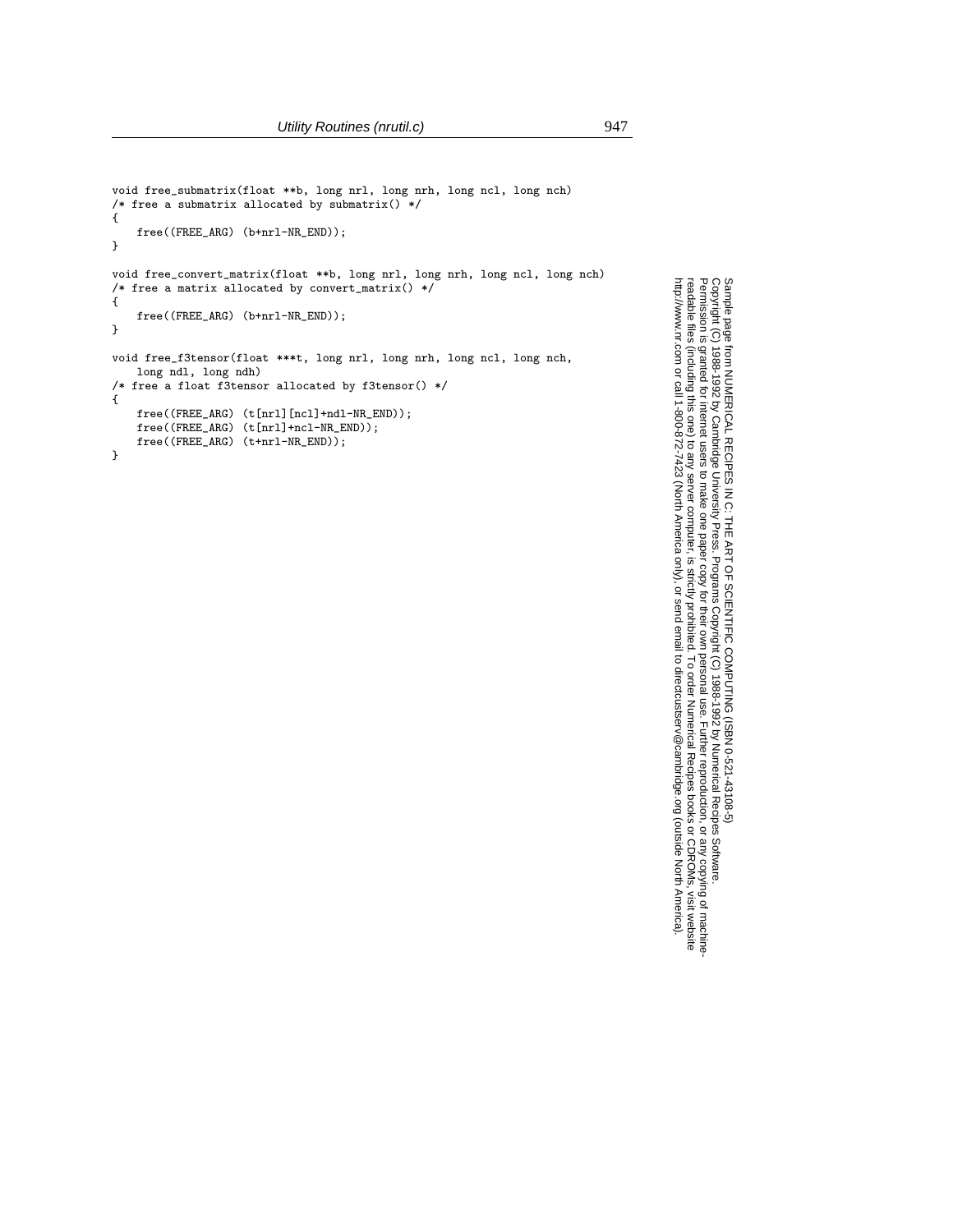```
void free_submatrix(float **b, long nrl, long nrh, long ncl, long nch)
/* free a submatrix allocated by submatrix() */
{
    free((FREE_ARG) (b+nrl-NR_END));
}

void free_convert_matrix(float **b, long nrl, long nrh, long ncl, long nch)
/* free a matrix allocated by convert_matrix() */
{
    free((FREE_ARG) (b+nrl-NR_END));
}

void free_f3tensor(float ***t, long nrl, long nrh, long ncl, long nch,
    long ndl, long ndh)
/* free a float f3tensor allocated by f3tensor() */
{
    free((FREE_ARG) (t[nrl][ncl]+ndl-NR_END));
    free((FREE_ARG) (t[nrl]+ncl-NR_END));
    free((FREE_ARG) (t+nrl-NR_END));
}
```

Sample page from NUMERICAL RECIPES IN C: THE ART OF SCIENTIFIC COMPUTING (ISBN 0-521-43108-5)
Copyright (C) 1988-1992 by Cambridge University Press. Programs Copyright (C) 1988-1992 by Numerical Recipes Software.
Permission is granted for internet users to make one paper copy for their own personal use. Further reproduction, or any copying of machine-readable files (including this one) to any server computer, is strictly prohibited. To order Numerical Recipes books or CDROMs, visit website http://www.nr.com or call 1-800-872-7423 (North America only), or send email to directcustserv@cambridge.org (outside North America).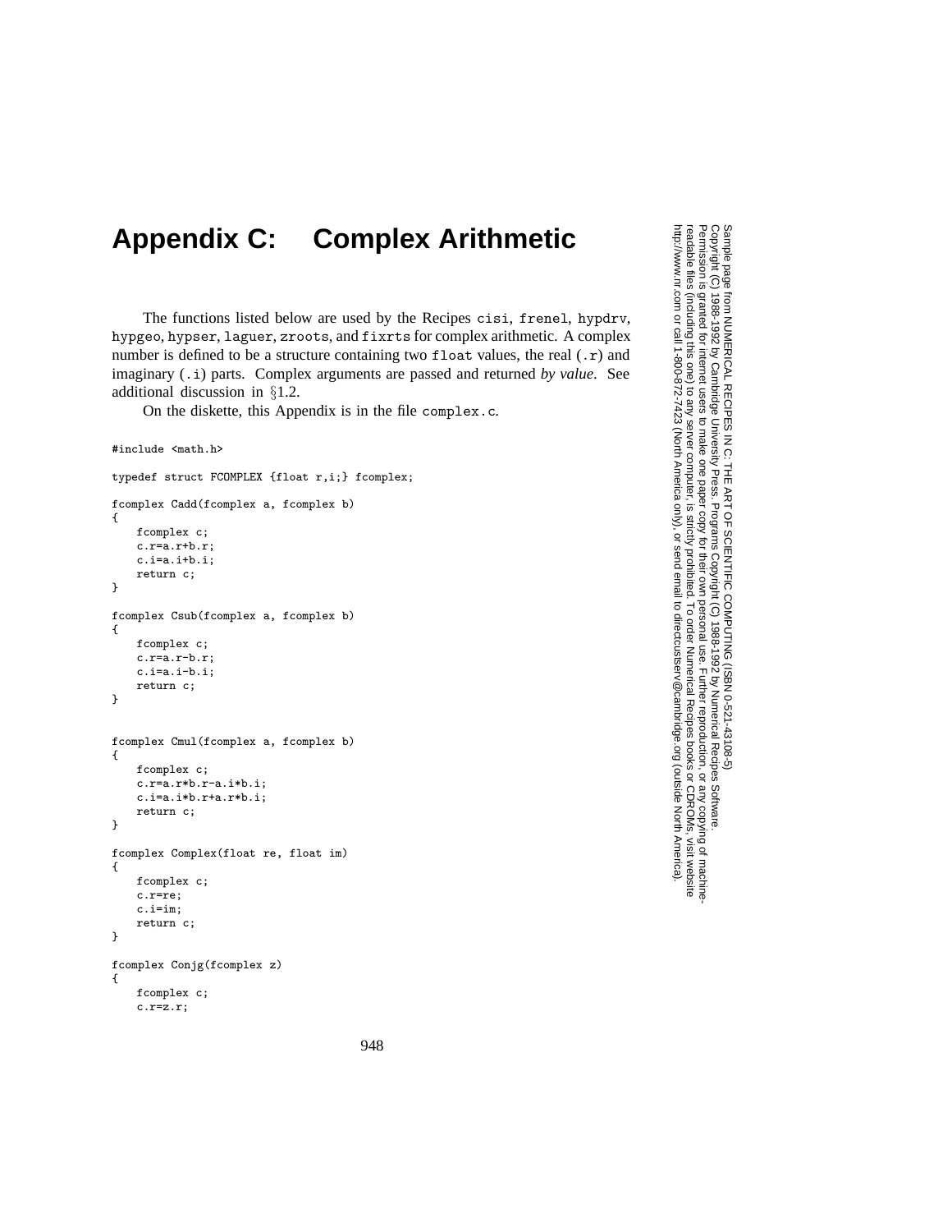# Appendix C: Complex Arithmetic

The functions listed below are used by the Recipes `cisi`, `frenel`, `hypdrv`, `hypgeo`, `hypser`, `laguer`, `zroots`, and `fixrts` for complex arithmetic. A complex number is defined to be a structure containing two `float` values, the real (`.r`) and imaginary (`.i`) parts. Complex arguments are passed and returned *by value*. See additional discussion in §1.2.

On the diskette, this Appendix is in the file `complex.c`.

```
#include <math.h>

typedef struct FCOMPLEX {float r,i;} fcomplex;

fcomplex Cadd(fcomplex a, fcomplex b)
{
    fcomplex c;
    c.r=a.r+b.r;
    c.i=a.i+b.i;
    return c;
}

fcomplex Csub(fcomplex a, fcomplex b)
{
    fcomplex c;
    c.r=a.r-b.r;
    c.i=a.i-b.i;
    return c;
}


fcomplex Cmul(fcomplex a, fcomplex b)
{
    fcomplex c;
    c.r=a.r*b.r-a.i*b.i;
    c.i=a.i*b.r+a.r*b.i;
    return c;
}

fcomplex Complex(float re, float im)
{
    fcomplex c;
    c.r=re;
    c.i=im;
    return c;
}

fcomplex Conjg(fcomplex z)
{
    fcomplex c;
    c.r=z.r;
```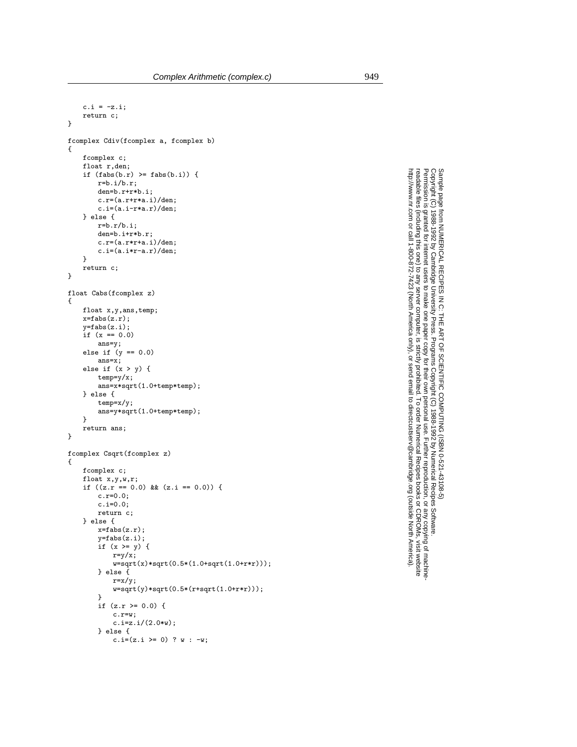```
    c.i = -z.i;
    return c;
}

fcomplex Cdiv(fcomplex a, fcomplex b)
{
    fcomplex c;
    float r,den;
    if (fabs(b.r) >= fabs(b.i)) {
        r=b.i/b.r;
        den=b.r+r*b.i;
        c.r=(a.r+r*a.i)/den;
        c.i=(a.i-r*a.r)/den;
    } else {
        r=b.r/b.i;
        den=b.i+r*b.r;
        c.r=(a.r*r+a.i)/den;
        c.i=(a.i*r-a.r)/den;
    }
    return c;
}

float Cabs(fcomplex z)
{
    float x,y,ans,temp;
    x=fabs(z.r);
    y=fabs(z.i);
    if (x == 0.0)
        ans=y;
    else if (y == 0.0)
        ans=x;
    else if (x > y) {
        temp=y/x;
        ans=x*sqrt(1.0+temp*temp);
    } else {
        temp=x/y;
        ans=y*sqrt(1.0+temp*temp);
    }
    return ans;
}

fcomplex Csqrt(fcomplex z)
{
    fcomplex c;
    float x,y,w,r;
    if ((z.r == 0.0) && (z.i == 0.0)) {
        c.r=0.0;
        c.i=0.0;
        return c;
    } else {
        x=fabs(z.r);
        y=fabs(z.i);
        if (x >= y) {
            r=y/x;
            w=sqrt(x)*sqrt(0.5*(1.0+sqrt(1.0+r*r)));
        } else {
            r=x/y;
            w=sqrt(y)*sqrt(0.5*(r+sqrt(1.0+r*r)));
        }
        if (z.r >= 0.0) {
            c.r=w;
            c.i=z.i/(2.0*w);
        } else {
            c.i=(z.i >= 0) ? w : -w;
```

Sample page from NUMERICAL RECIPES IN C: THE ART OF SCIENTIFIC COMPUTING (ISBN 0-521-43108-5)
Copyright (C) 1988-1992 by Cambridge University Press. Programs Copyright (C) 1988-1992 by Numerical Recipes Software.
Permission is granted for internet users to make one paper copy for their own personal use. Further reproduction, or any copying of machine-readable files (including this one) to any server computer, is strictly prohibited. To order Numerical Recipes books or CDROMs, visit website http://www.nr.com or call 1-800-872-7423 (North America only), or send email to directcustserv@cambridge.org (outside North America).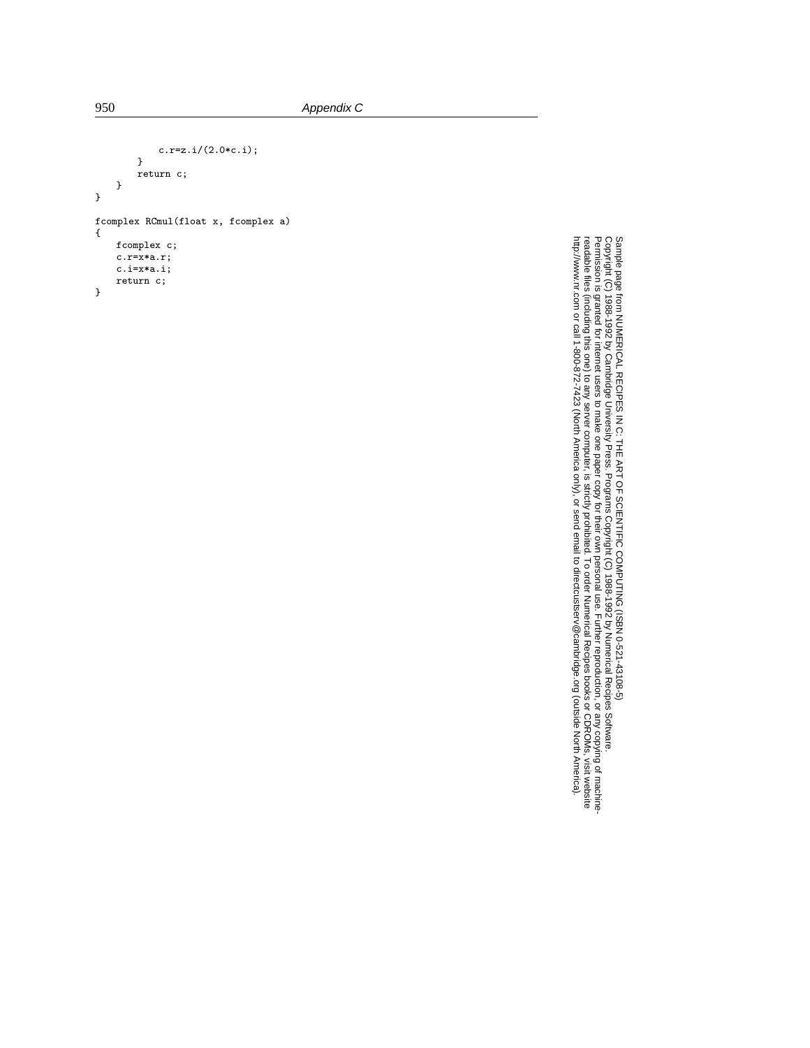```
            c.r=z.i/(2.0*c.i);
        }
        return c;
    }
}

fcomplex RCmul(float x, fcomplex a)
{
    fcomplex c;
    c.r=x*a.r;
    c.i=x*a.i;
    return c;
}
```

Sample page from NUMERICAL RECIPES IN C: THE ART OF SCIENTIFIC COMPUTING (ISBN 0-521-43108-5)
Copyright (C) 1988-1992 by Cambridge University Press. Programs Copyright (C) 1988-1992 by Numerical Recipes Software.
Permission is granted for internet users to make one paper copy for their own personal use. Further reproduction, or any copying of machine-readable files (including this one) to any server computer, is strictly prohibited. To order Numerical Recipes books or CDROMs, visit website http://www.nr.com or call 1-800-872-7423 (North America only), or send email to directcustserv@cambridge.org (outside North America).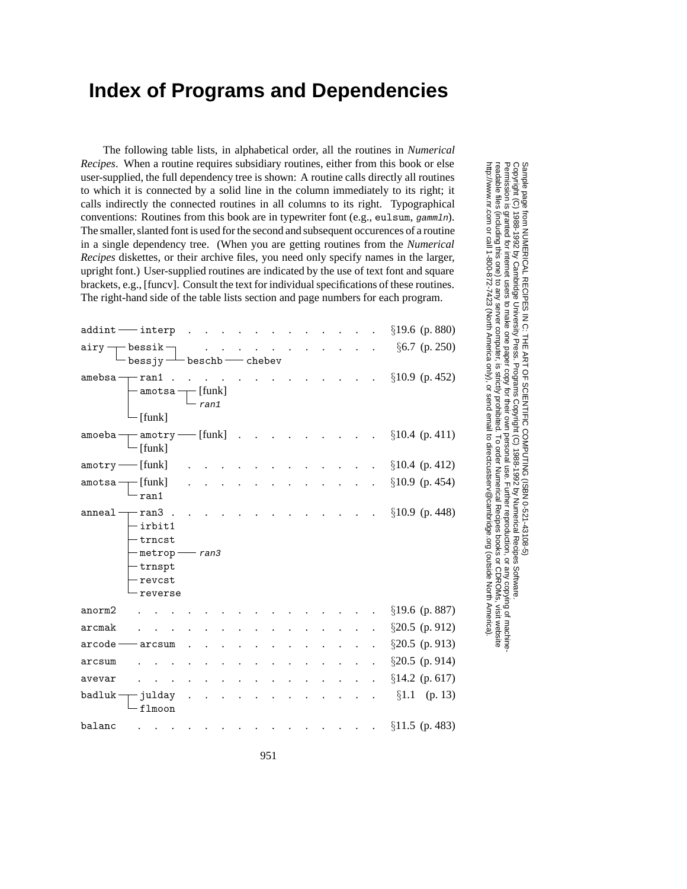# Index of Programs and Dependencies

The following table lists, in alphabetical order, all the routines in *Numerical Recipes*. When a routine requires subsidiary routines, either from this book or else user-supplied, the full dependency tree is shown: A routine calls directly all routines to which it is connected by a solid line in the column immediately to its right; it calls indirectly the connected routines in all columns to its right. Typographical conventions: Routines from this book are in typewriter font (e.g., `eulsum`, *`gammln`*). The smaller, slanted font is used for the second and subsequent occurences of a routine in a single dependency tree. (When you are getting routines from the *Numerical Recipes* diskettes, or their archive files, you need only specify names in the larger, upright font.) User-supplied routines are indicated by the use of text font and square brackets, e.g., [funcv]. Consult the text for individual specifications of these routines. The right-hand side of the table lists section and page numbers for each program.

```
addint ── interp . . . . . . . . . . . . .        §19.6 (p. 880)
airy ──┬─ bessik ┐ . . . . . . . . . . . .         §6.7 (p. 250)
       └─ bessjy ┴─ beschb ── chebev
amebsa ──┬─ ran1 . . . . . . . . . . . . .        §10.9 (p. 452)
         ├─ amotsa ──┬─ [funk]
         │           └─ ran1
         └─ [funk]
amoeba ──┬─ amotry ── [funk] . . . . . . .        §10.4 (p. 411)
         └─ [funk]
amotry ── [funk] . . . . . . . . . . . . .        §10.4 (p. 412)
amotsa ──┬─ [funk] . . . . . . . . . . . .        §10.9 (p. 454)
         └─ ran1
anneal ──┬─ ran3 . . . . . . . . . . . . .        §10.9 (p. 448)
         ├─ irbit1
         ├─ trncst
         ├─ metrop ── ran3
         ├─ trnspt
         ├─ revcst
         └─ reverse
anorm2 . . . . . . . . . . . . . . . . . .        §19.6 (p. 887)
arcmak . . . . . . . . . . . . . . . . . .        §20.5 (p. 912)
arcode ── arcsum . . . . . . . . . . . . .        §20.5 (p. 913)
arcsum . . . . . . . . . . . . . . . . . .        §20.5 (p. 914)
avevar . . . . . . . . . . . . . . . . . .        §14.2 (p. 617)
badluk ──┬─ julday . . . . . . . . . . . .         §1.1  (p. 13)
         └─ flmoon
balanc . . . . . . . . . . . . . . . . . .        §11.5 (p. 483)
```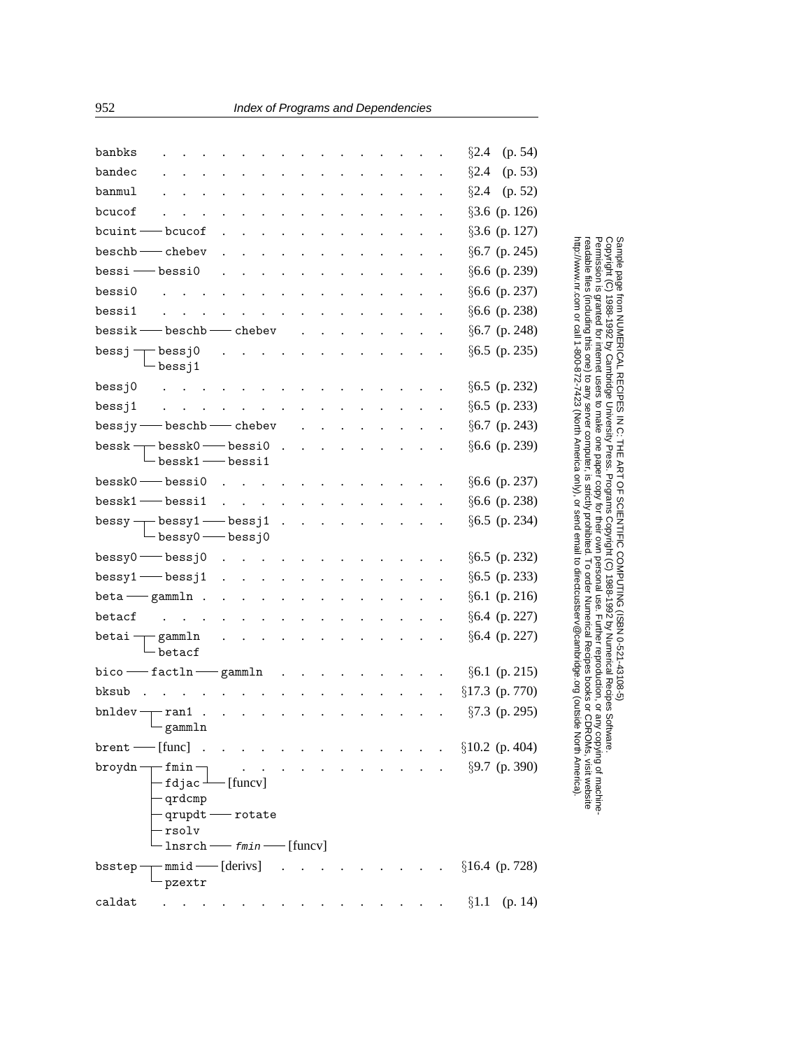```
banbks  . . . . . . . . . . . . . . . . . . . . . . . .  §2.4   (p. 54)
bandec  . . . . . . . . . . . . . . . . . . . . . . . .  §2.4   (p. 53)
banmul  . . . . . . . . . . . . . . . . . . . . . . . .  §2.4   (p. 52)
bcucof  . . . . . . . . . . . . . . . . . . . . . . . .  §3.6  (p. 126)
bcuint ── bcucof  . . . . . . . . . . . . . . . . . . .  §3.6  (p. 127)
beschb ── chebev  . . . . . . . . . . . . . . . . . . .  §6.7  (p. 245)
bessi ── bessi0  . . . . . . . . . . . . . . . . . . . .  §6.6  (p. 239)
bessi0  . . . . . . . . . . . . . . . . . . . . . . . .  §6.6  (p. 237)
bessi1  . . . . . . . . . . . . . . . . . . . . . . . .  §6.6  (p. 238)
bessik ── beschb ── chebev  . . . . . . . . . . . . . .  §6.7  (p. 248)
bessj ─┬─ bessj0  . . . . . . . . . . . . . . . . . . .  §6.5  (p. 235)
       └─ bessj1
bessj0  . . . . . . . . . . . . . . . . . . . . . . . .  §6.5  (p. 232)
bessj1  . . . . . . . . . . . . . . . . . . . . . . . .  §6.5  (p. 233)
bessjy ── beschb ── chebev  . . . . . . . . . . . . . .  §6.7  (p. 243)
bessk ─┬─ bessk0 ── bessi0  . . . . . . . . . . . . . .  §6.6  (p. 239)
       └─ bessk1 ── bessi1
bessk0 ── bessi0  . . . . . . . . . . . . . . . . . . .  §6.6  (p. 237)
bessk1 ── bessi1  . . . . . . . . . . . . . . . . . . .  §6.6  (p. 238)
bessy ─┬─ bessy1 ── bessj1  . . . . . . . . . . . . . .  §6.5  (p. 234)
       └─ bessy0 ── bessj0
bessy0 ── bessj0  . . . . . . . . . . . . . . . . . . .  §6.5  (p. 232)
bessy1 ── bessj1  . . . . . . . . . . . . . . . . . . .  §6.5  (p. 233)
beta ── gammln  . . . . . . . . . . . . . . . . . . . .  §6.1  (p. 216)
betacf  . . . . . . . . . . . . . . . . . . . . . . . .  §6.4  (p. 227)
betai ─┬─ gammln  . . . . . . . . . . . . . . . . . . .  §6.4  (p. 227)
       └─ betacf
bico ── factln ── gammln  . . . . . . . . . . . . . . .  §6.1  (p. 215)
bksub  . . . . . . . . . . . . . . . . . . . . . . . . . §17.3 (p. 770)
bnldev ─┬─ ran1  . . . . . . . . . . . . . . . . . . . .  §7.3  (p. 295)
        └─ gammln
brent ── [func]  . . . . . . . . . . . . . . . . . . . . §10.2 (p. 404)
broydn ─┬─ fmin ─┐  . . . . . . . . . . . . . . . . . .  §9.7  (p. 390)
        ├─ fdjac ┴── [funcv]
        ├─ qrdcmp
        ├─ qrupdt ── rotate
        ├─ rsolv
        └─ lnsrch ── fmin ── [funcv]
bsstep ─┬─ mmid ── [derivs]  . . . . . . . . . . . . . . §16.4 (p. 728)
        └─ pzextr
caldat  . . . . . . . . . . . . . . . . . . . . . . . .  §1.1   (p. 14)
```

Sample page from NUMERICAL RECIPES IN C: THE ART OF SCIENTIFIC COMPUTING (ISBN 0-521-43108-5)
Copyright (C) 1988-1992 by Cambridge University Press. Programs Copyright (C) 1988-1992 by Numerical Recipes Software.
Permission is granted for internet users to make one paper copy for their own personal use. Further reproduction, or any copying of machine-readable files (including this one) to any server computer, is strictly prohibited. To order Numerical Recipes books or CDROMs, visit website http://www.nr.com or call 1-800-872-7423 (North America only), or send email to directcustserv@cambridge.org (outside North America).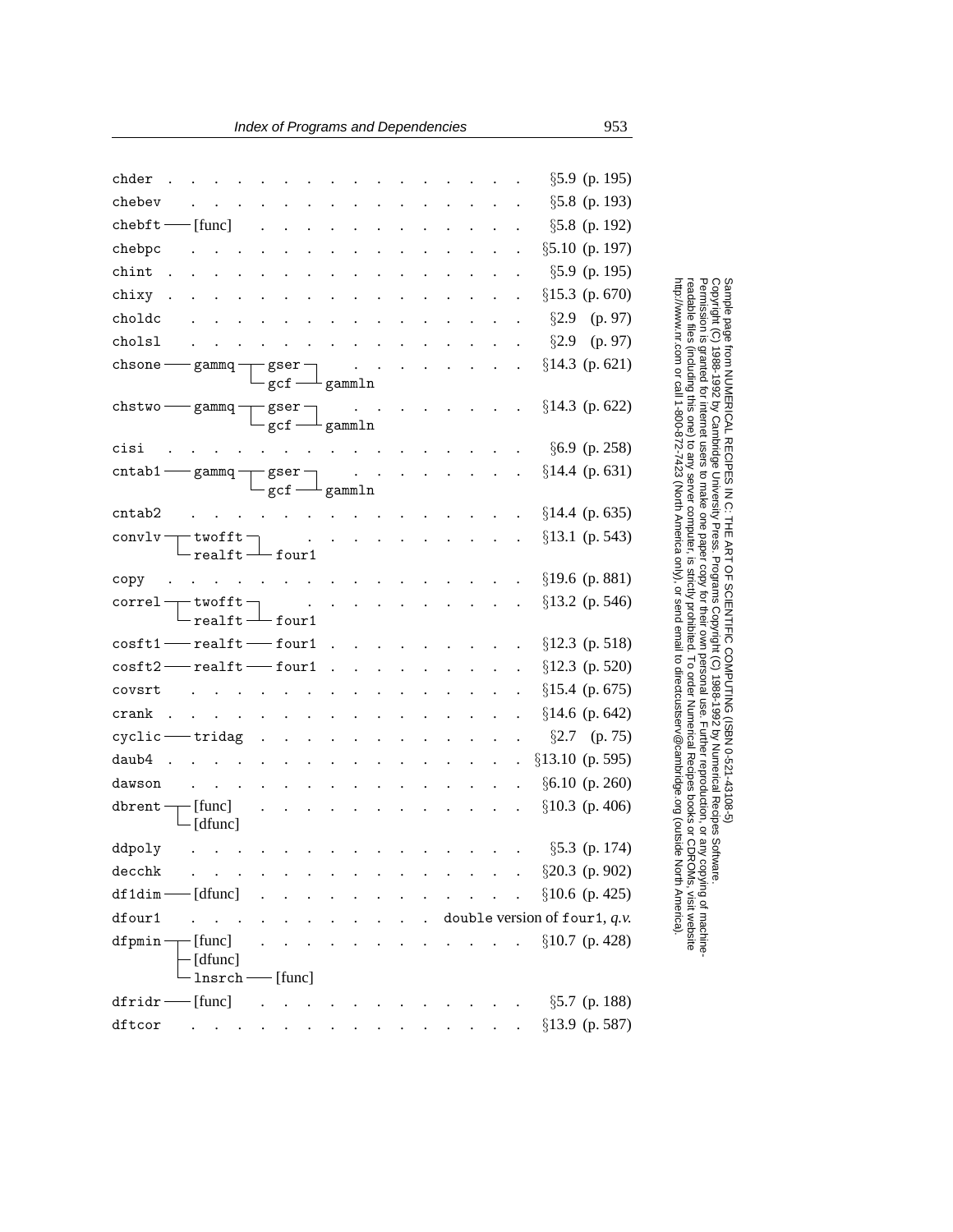```
chder  . . . . . . . . . . . . . . . . . . . . . . . . . . . . . §5.9 (p. 195)
chebev . . . . . . . . . . . . . . . . . . . . . . . . . . . . . §5.8 (p. 193)
chebft ─── [func] . . . . . . . . . . . . . . . . . . . . . . . §5.8 (p. 192)
chebpc . . . . . . . . . . . . . . . . . . . . . . . . . . . . . §5.10 (p. 197)
chint  . . . . . . . . . . . . . . . . . . . . . . . . . . . . . §5.9 (p. 195)
chixy  . . . . . . . . . . . . . . . . . . . . . . . . . . . . . §15.3 (p. 670)
choldc . . . . . . . . . . . . . . . . . . . . . . . . . . . . . §2.9 (p. 97)
cholsl . . . . . . . . . . . . . . . . . . . . . . . . . . . . . §2.9 (p. 97)
chsone ─── gammq ─┬─ gser ─┐ . . . . . . . . . . . . . . . . . §14.3 (p. 621)
                  └─ gcf ──┴─ gammln
chstwo ─── gammq ─┬─ gser ─┐ . . . . . . . . . . . . . . . . . §14.3 (p. 622)
                  └─ gcf ──┴─ gammln
cisi   . . . . . . . . . . . . . . . . . . . . . . . . . . . . . §6.9 (p. 258)
cntab1 ─── gammq ─┬─ gser ─┐ . . . . . . . . . . . . . . . . . §14.4 (p. 631)
                  └─ gcf ──┴─ gammln
cntab2 . . . . . . . . . . . . . . . . . . . . . . . . . . . . . §14.4 (p. 635)
convlv ─┬─ twofft ─┐ . . . . . . . . . . . . . . . . . . . . . §13.1 (p. 543)
        └─ realft ─┴─ four1
copy   . . . . . . . . . . . . . . . . . . . . . . . . . . . . . §19.6 (p. 881)
correl ─┬─ twofft ─┐ . . . . . . . . . . . . . . . . . . . . . §13.2 (p. 546)
        └─ realft ─┴─ four1
cosft1 ─── realft ─── four1 . . . . . . . . . . . . . . . . . . §12.3 (p. 518)
cosft2 ─── realft ─── four1 . . . . . . . . . . . . . . . . . . §12.3 (p. 520)
covsrt . . . . . . . . . . . . . . . . . . . . . . . . . . . . . §15.4 (p. 675)
crank  . . . . . . . . . . . . . . . . . . . . . . . . . . . . . §14.6 (p. 642)
cyclic ─── tridag . . . . . . . . . . . . . . . . . . . . . . . §2.7 (p. 75)
daub4  . . . . . . . . . . . . . . . . . . . . . . . . . . . . . §13.10 (p. 595)
dawson . . . . . . . . . . . . . . . . . . . . . . . . . . . . . §6.10 (p. 260)
dbrent ─┬─ [func] . . . . . . . . . . . . . . . . . . . . . . . §10.3 (p. 406)
        └─ [dfunc]
ddpoly . . . . . . . . . . . . . . . . . . . . . . . . . . . . . §5.3 (p. 174)
decchk . . . . . . . . . . . . . . . . . . . . . . . . . . . . . §20.3 (p. 902)
df1dim ─── [dfunc] . . . . . . . . . . . . . . . . . . . . . . §10.6 (p. 425)
dfour1 . . . . . . . . . . . . . . . . . . double version of four1, q.v.
dfpmin ─┬─ [func] . . . . . . . . . . . . . . . . . . . . . . . §10.7 (p. 428)
        ├─ [dfunc]
        └─ lnsrch ─── [func]
dfridr ─── [func] . . . . . . . . . . . . . . . . . . . . . . . §5.7 (p. 188)
dftcor . . . . . . . . . . . . . . . . . . . . . . . . . . . . . §13.9 (p. 587)
```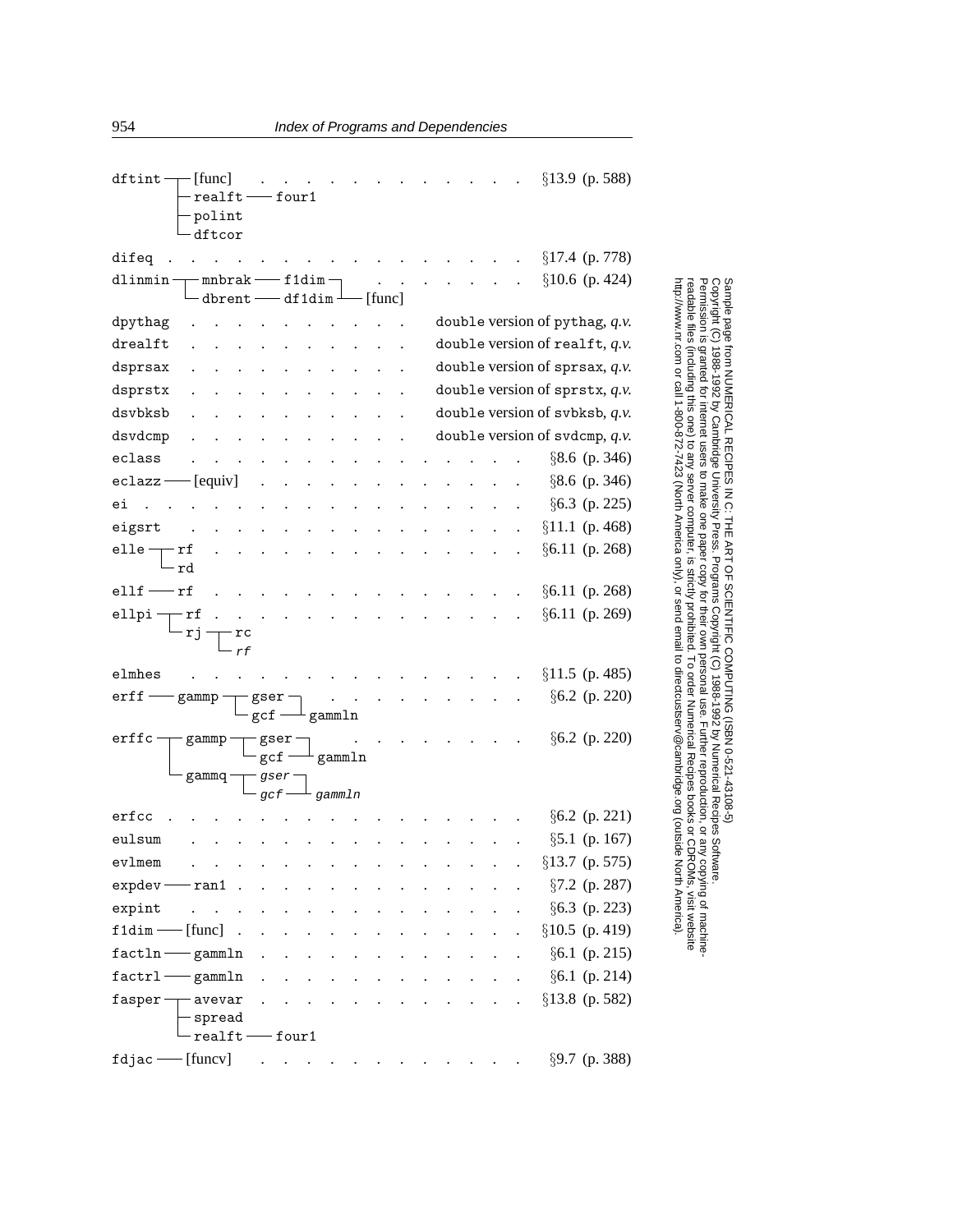```
dftint ──┬─ [func]  . . . . . . . . . . . . . . . . .  §13.9 (p. 588)
         ├─ realft ── four1
         ├─ polint
         └─ dftcor
difeq  . . . . . . . . . . . . . . . . . . . . . . . .  §17.4 (p. 778)
dlinmin ─┬─ mnbrak ── f1dim ─┐  . . . . . . . . . . .  §10.6 (p. 424)
         └─ dbrent ── df1dim ─┴─ [func]
dpythag  . . . . . . . . . . . . .  double version of pythag, q.v.
drealft  . . . . . . . . . . . . .  double version of realft, q.v.
dsprsax  . . . . . . . . . . . . .  double version of sprsax, q.v.
dsprstx  . . . . . . . . . . . . .  double version of sprstx, q.v.
dsvbksb  . . . . . . . . . . . . .  double version of svbksb, q.v.
dsvdcmp  . . . . . . . . . . . . .  double version of svdcmp, q.v.
eclass  . . . . . . . . . . . . . . . . . . . . . . .  §8.6 (p. 346)
eclazz ── [equiv]  . . . . . . . . . . . . . . . . . .  §8.6 (p. 346)
ei  . . . . . . . . . . . . . . . . . . . . . . . . .  §6.3 (p. 225)
eigsrt  . . . . . . . . . . . . . . . . . . . . . . .  §11.1 (p. 468)
elle ─┬─ rf  . . . . . . . . . . . . . . . . . . . . .  §6.11 (p. 268)
      └─ rd
ellf ── rf  . . . . . . . . . . . . . . . . . . . . .  §6.11 (p. 268)
ellpi ─┬─ rf  . . . . . . . . . . . . . . . . . . . .  §6.11 (p. 269)
       └─ rj ─┬─ rc
              └─ rf
elmhes  . . . . . . . . . . . . . . . . . . . . . . .  §11.5 (p. 485)
erff ── gammp ─┬─ gser ─┐  . . . . . . . . . . . . .  §6.2 (p. 220)
               └─ gcf ──┴─ gammln
erffc ─┬─ gammp ─┬─ gser ─┐  . . . . . . . . . . . .  §6.2 (p. 220)
       │         └─ gcf ──┴─ gammln
       └─ gammq ─┬─ gser ─┐
                 └─ gcf ──┴─ gammln
erfcc  . . . . . . . . . . . . . . . . . . . . . . . .  §6.2 (p. 221)
eulsum  . . . . . . . . . . . . . . . . . . . . . . .  §5.1 (p. 167)
evlmem  . . . . . . . . . . . . . . . . . . . . . . .  §13.7 (p. 575)
expdev ── ran1  . . . . . . . . . . . . . . . . . . .  §7.2 (p. 287)
expint  . . . . . . . . . . . . . . . . . . . . . . .  §6.3 (p. 223)
f1dim ── [func]  . . . . . . . . . . . . . . . . . . .  §10.5 (p. 419)
factln ── gammln  . . . . . . . . . . . . . . . . . .  §6.1 (p. 215)
factrl ── gammln  . . . . . . . . . . . . . . . . . .  §6.1 (p. 214)
fasper ─┬─ avevar  . . . . . . . . . . . . . . . . . .  §13.8 (p. 582)
        ├─ spread
        └─ realft ── four1
fdjac ── [funcv]  . . . . . . . . . . . . . . . . . .  §9.7 (p. 388)
```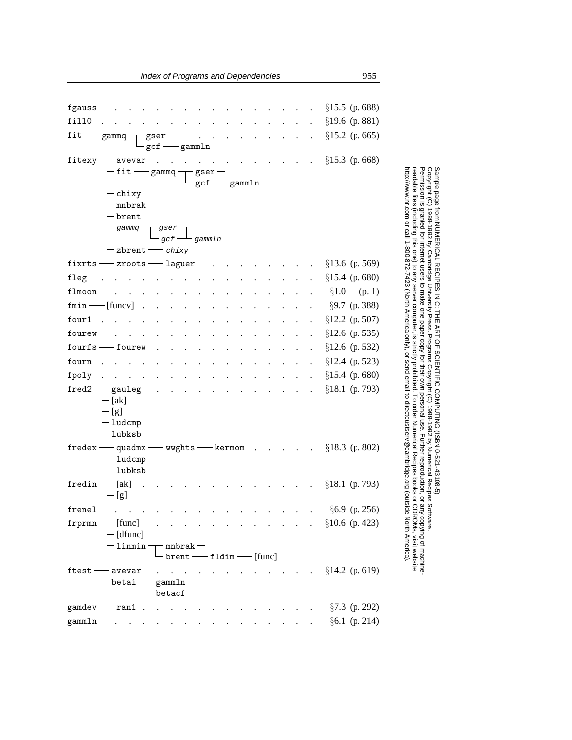```
fgauss  . . . . . . . . . . . . . . . . . . . . . . . . . . . . . . . §15.5 (p. 688)
fill0   . . . . . . . . . . . . . . . . . . . . . . . . . . . . . . . §19.6 (p. 881)
fit ──── gammq ─┬─ gser ─┐  . . . . . . . . . . . . . . . . . . . . . §15.2 (p. 665)
                └─ gcf ──┴─ gammln
fitexy ─┬─ avevar  . . . . . . . . . . . . . . . . . . . . . . . . . §15.3 (p. 668)
        ├─ fit ──── gammq ─┬─ gser ─┐
        │                  └─ gcf ──┴─ gammln
        ├─ chixy
        ├─ mnbrak
        ├─ brent
        ├─ gammq ─┬─ gser ─┐
        │         └─ gcf ──┴─ gammln
        └─ zbrent ──── chixy
fixrts ──── zroots ──── laguer  . . . . . . . . . . . . . . . . . . . §13.6 (p. 569)
fleg    . . . . . . . . . . . . . . . . . . . . . . . . . . . . . . . §15.4 (p. 680)
flmoon  . . . . . . . . . . . . . . . . . . . . . . . . . . . . . . . §1.0    (p. 1)
fmin ──── [funcv]  . . . . . . . . . . . . . . . . . . . . . . . . . §9.7 (p. 388)
four1   . . . . . . . . . . . . . . . . . . . . . . . . . . . . . . . §12.2 (p. 507)
fourew  . . . . . . . . . . . . . . . . . . . . . . . . . . . . . . . §12.6 (p. 535)
fourfs ──── fourew  . . . . . . . . . . . . . . . . . . . . . . . . . §12.6 (p. 532)
fourn   . . . . . . . . . . . . . . . . . . . . . . . . . . . . . . . §12.4 (p. 523)
fpoly   . . . . . . . . . . . . . . . . . . . . . . . . . . . . . . . §15.4 (p. 680)
fred2 ─┬─ gauleg  . . . . . . . . . . . . . . . . . . . . . . . . . . §18.1 (p. 793)
       ├─ [ak]
       ├─ [g]
       ├─ ludcmp
       └─ lubksb
fredex ─┬─ quadmx ──── wwghts ──── kermom  . . . . . . . . . . . . . §18.3 (p. 802)
        ├─ ludcmp
        └─ lubksb
fredin ─┬─ [ak]  . . . . . . . . . . . . . . . . . . . . . . . . . . §18.1 (p. 793)
        └─ [g]
frenel  . . . . . . . . . . . . . . . . . . . . . . . . . . . . . . . §6.9 (p. 256)
frprmn ─┬─ [func]  . . . . . . . . . . . . . . . . . . . . . . . . . §10.6 (p. 423)
        ├─ [dfunc]
        └─ linmin ─┬─ mnbrak ─┐
                   └─ brent ──┴─ f1dim ──── [func]
ftest ─┬─ avevar  . . . . . . . . . . . . . . . . . . . . . . . . . . §14.2 (p. 619)
       └─ betai ─┬─ gammln
                 └─ betacf
gamdev ──── ran1  . . . . . . . . . . . . . . . . . . . . . . . . . . §7.3 (p. 292)
gammln  . . . . . . . . . . . . . . . . . . . . . . . . . . . . . . . §6.1 (p. 214)
```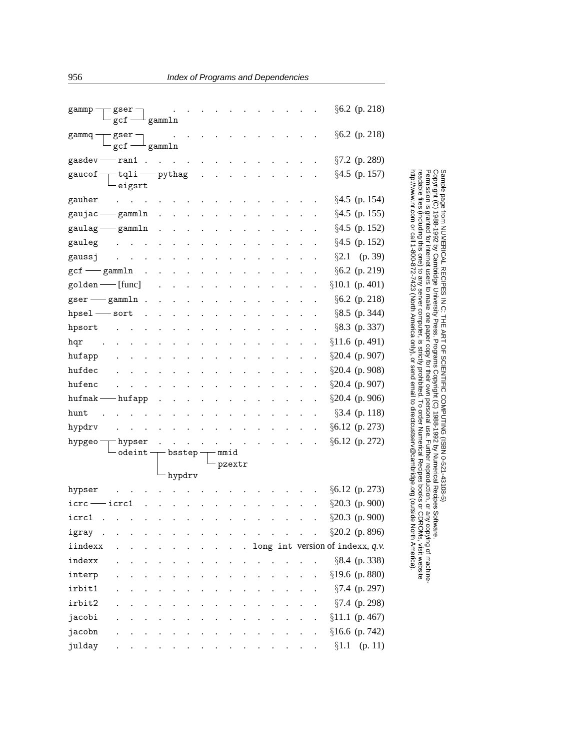```
gammp ─┬─ gser ─┐  . . . . . . . . . . . .   §6.2  (p. 218)
       └─ gcf ──┴─ gammln
gammq ─┬─ gser ─┐  . . . . . . . . . . . .   §6.2  (p. 218)
       └─ gcf ──┴─ gammln
gasdev ── ran1 . . . . . . . . . . . . . .   §7.2  (p. 289)
gaucof ─┬─ tqli ── pythag . . . . . . . . .  §4.5  (p. 157)
        └─ eigsrt
gauher  . . . . . . . . . . . . . . . . . .  §4.5  (p. 154)
gaujac ── gammln  . . . . . . . . . . . . .  §4.5  (p. 155)
gaulag ── gammln  . . . . . . . . . . . . .  §4.5  (p. 152)
gauleg  . . . . . . . . . . . . . . . . . .  §4.5  (p. 152)
gaussj  . . . . . . . . . . . . . . . . . .  §2.1  (p. 39)
gcf ── gammln . . . . . . . . . . . . . . .  §6.2  (p. 219)
golden ── [func]  . . . . . . . . . . . . .  §10.1 (p. 401)
gser ── gammln .  . . . . . . . . . . . . .  §6.2  (p. 218)
hpsel ── sort . . . . . . . . . . . . . . .  §8.5  (p. 344)
hpsort  . . . . . . . . . . . . . . . . . .  §8.3  (p. 337)
hqr . . . . . . . . . . . . . . . . . . . .  §11.6 (p. 491)
hufapp  . . . . . . . . . . . . . . . . . .  §20.4 (p. 907)
hufdec  . . . . . . . . . . . . . . . . . .  §20.4 (p. 908)
hufenc  . . . . . . . . . . . . . . . . . .  §20.4 (p. 907)
hufmak ── hufapp  . . . . . . . . . . . . .  §20.4 (p. 906)
hunt  . . . . . . . . . . . . . . . . . . .  §3.4  (p. 118)
hypdrv  . . . . . . . . . . . . . . . . . .  §6.12 (p. 273)
hypgeo ─┬─ hypser . . . . . . . . . . . . .  §6.12 (p. 272)
        └─ odeint ─┬─ bsstep ─┬─ mmid
                   │          └─ pzextr
                   └─ hypdrv
hypser  . . . . . . . . . . . . . . . . . .  §6.12 (p. 273)
icrc ── icrc1 . . . . . . . . . . . . . . .  §20.3 (p. 900)
icrc1 . . . . . . . . . . . . . . . . . . .  §20.3 (p. 900)
igray . . . . . . . . . . . . . . . . . . .  §20.2 (p. 896)
iindexx . . . . . . . . . . . . long int version of indexx, q.v.
indexx  . . . . . . . . . . . . . . . . . .  §8.4  (p. 338)
interp  . . . . . . . . . . . . . . . . . .  §19.6 (p. 880)
irbit1  . . . . . . . . . . . . . . . . . .  §7.4  (p. 297)
irbit2  . . . . . . . . . . . . . . . . . .  §7.4  (p. 298)
jacobi  . . . . . . . . . . . . . . . . . .  §11.1 (p. 467)
jacobn  . . . . . . . . . . . . . . . . . .  §16.6 (p. 742)
julday  . . . . . . . . . . . . . . . . . .  §1.1  (p. 11)
```

Sample page from NUMERICAL RECIPES IN C: THE ART OF SCIENTIFIC COMPUTING (ISBN 0-521-43108-5)
Copyright (C) 1988-1992 by Cambridge University Press. Programs Copyright (C) 1988-1992 by Numerical Recipes Software.
Permission is granted for internet users to make one paper copy for their own personal use. Further reproduction, or any copying of machine-readable files (including this one) to any server computer, is strictly prohibited. To order Numerical Recipes books or CDROMs, visit website http://www.nr.com or call 1-800-872-7423 (North America only), or send email to directcustserv@cambridge.org (outside North America).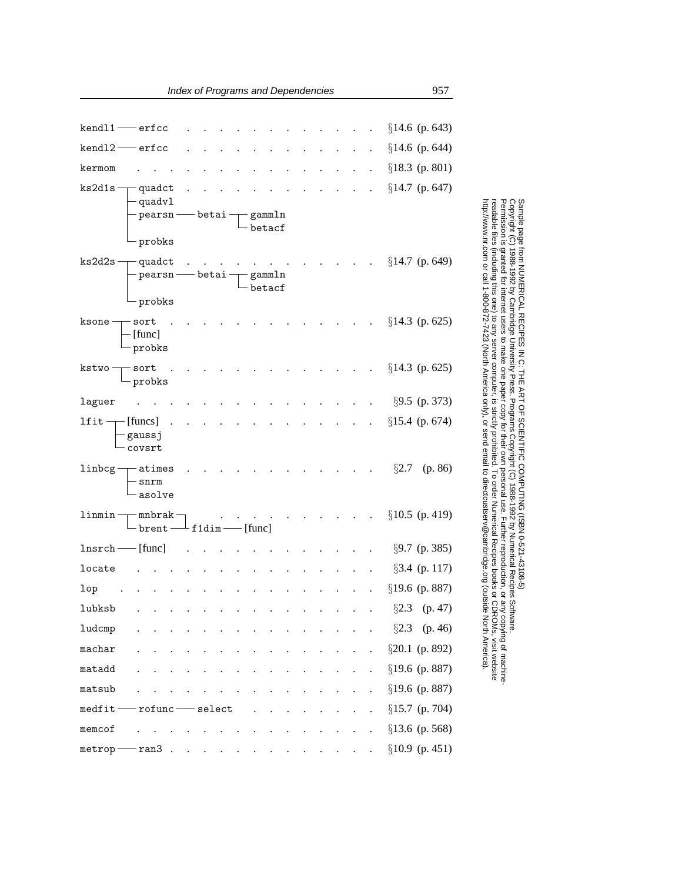```
kendl1 ─── erfcc  . . . . . . . . . . . . . . . . . . §14.6 (p. 643)
kendl2 ─── erfcc  . . . . . . . . . . . . . . . . . . §14.6 (p. 644)
kermom  . . . . . . . . . . . . . . . . . . . . . . . §18.3 (p. 801)
ks2d1s ─┬─ quadct  . . . . . . . . . . . . . . . . . §14.7 (p. 647)
        ├─ quadvl
        ├─ pearsn ─── betai ─┬─ gammln
        │                    └─ betacf
        └─ probks
ks2d2s ─┬─ quadct  . . . . . . . . . . . . . . . . . §14.7 (p. 649)
        ├─ pearsn ─── betai ─┬─ gammln
        │                    └─ betacf
        └─ probks
ksone ─┬─ sort  . . . . . . . . . . . . . . . . . . . §14.3 (p. 625)
       ├─ [func]
       └─ probks
kstwo ─┬─ sort  . . . . . . . . . . . . . . . . . . . §14.3 (p. 625)
       └─ probks
laguer  . . . . . . . . . . . . . . . . . . . . . . . §9.5 (p. 373)
lfit ─┬─ [funcs]  . . . . . . . . . . . . . . . . . . §15.4 (p. 674)
      ├─ gaussj
      └─ covsrt
linbcg ─┬─ atimes  . . . . . . . . . . . . . . . . . §2.7 (p. 86)
        ├─ snrm
        └─ asolve
linmin ─┬─ mnbrak ─┐  . . . . . . . . . . . . . . . . §10.5 (p. 419)
        └─ brent ──┴─ f1dim ─── [func]
lnsrch ─── [func]  . . . . . . . . . . . . . . . . . §9.7 (p. 385)
locate  . . . . . . . . . . . . . . . . . . . . . . . §3.4 (p. 117)
lop  . . . . . . . . . . . . . . . . . . . . . . . . §19.6 (p. 887)
lubksb  . . . . . . . . . . . . . . . . . . . . . . . §2.3 (p. 47)
ludcmp  . . . . . . . . . . . . . . . . . . . . . . . §2.3 (p. 46)
machar  . . . . . . . . . . . . . . . . . . . . . . . §20.1 (p. 892)
matadd  . . . . . . . . . . . . . . . . . . . . . . . §19.6 (p. 887)
matsub  . . . . . . . . . . . . . . . . . . . . . . . §19.6 (p. 887)
medfit ─── rofunc ─── select  . . . . . . . . . . . . §15.7 (p. 704)
memcof  . . . . . . . . . . . . . . . . . . . . . . . §13.6 (p. 568)
metrop ─── ran3  . . . . . . . . . . . . . . . . . . §10.9 (p. 451)
```

Sample page from NUMERICAL RECIPES IN C: THE ART OF SCIENTIFIC COMPUTING (ISBN 0-521-43108-5)
Copyright (C) 1988-1992 by Cambridge University Press. Programs Copyright (C) 1988-1992 by Numerical Recipes Software.
Permission is granted for internet users to make one paper copy for their own personal use. Further reproduction, or any copying of machine-readable files (including this one) to any server computer, is strictly prohibited. To order Numerical Recipes books or CDROMs, visit website http://www.nr.com or call 1-800-872-7423 (North America only), or send email to directcustserv@cambridge.org (outside North America).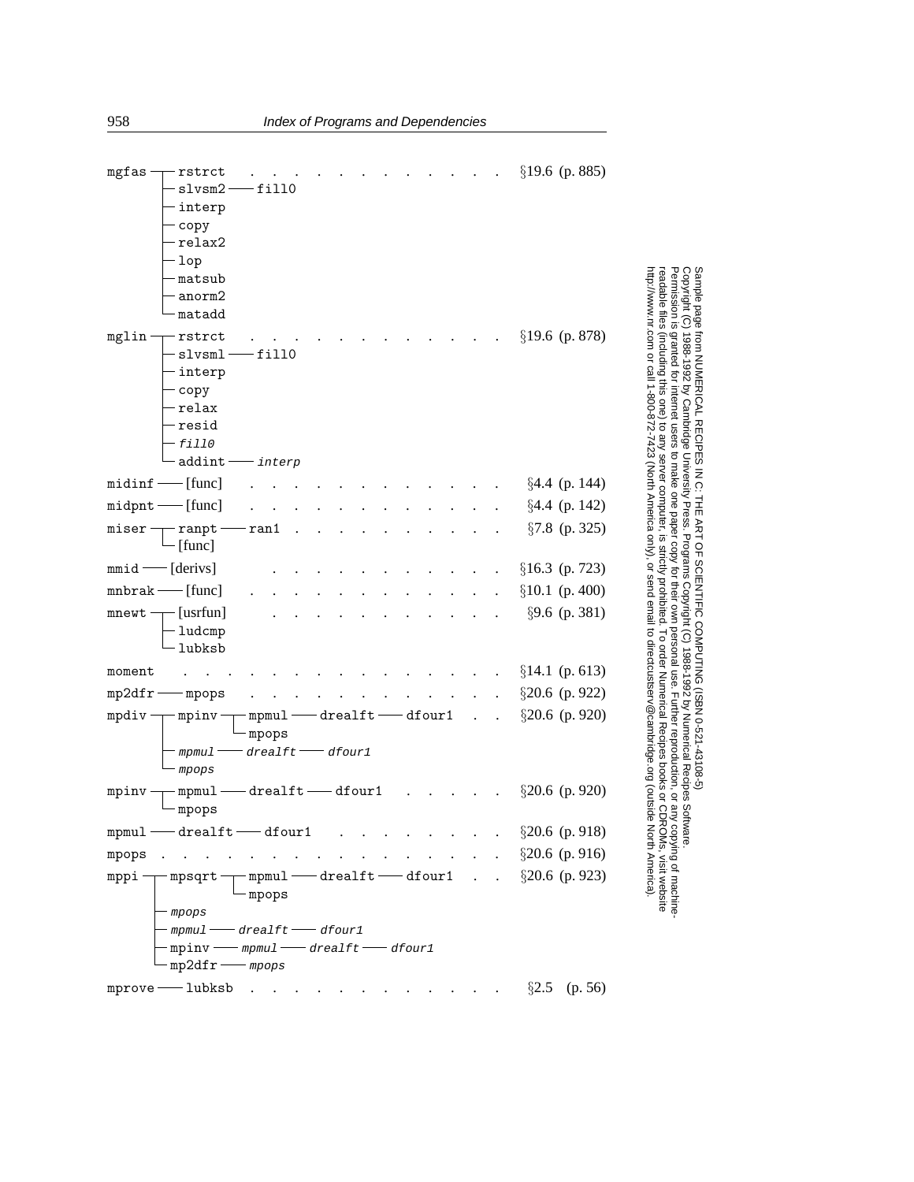```
mgfas ─┬─ rstrct  . . . . . . . . . . . .  §19.6 (p. 885)
       ├─ slvsm2 ── fill0
       ├─ interp
       ├─ copy
       ├─ relax2
       ├─ lop
       ├─ matsub
       ├─ anorm2
       └─ matadd
mglin ─┬─ rstrct  . . . . . . . . . . . .  §19.6 (p. 878)
       ├─ slvsml ── fill0
       ├─ interp
       ├─ copy
       ├─ relax
       ├─ resid
       ├─ fill0
       └─ addint ── interp
midinf ── [func]  . . . . . . . . . . . .  §4.4 (p. 144)
midpnt ── [func]  . . . . . . . . . . . .  §4.4 (p. 142)
miser ─┬─ ranpt ── ran1  . . . . . . . . .  §7.8 (p. 325)
       └─ [func]
mmid ── [derivs]  . . . . . . . . . . . .  §16.3 (p. 723)
mnbrak ── [func]  . . . . . . . . . . . .  §10.1 (p. 400)
mnewt ─┬─ [usrfun]  . . . . . . . . . . .  §9.6 (p. 381)
       ├─ ludcmp
       └─ lubksb
moment  . . . . . . . . . . . . . . . . .  §14.1 (p. 613)
mp2dfr ── mpops  . . . . . . . . . . . . .  §20.6 (p. 922)
mpdiv ─┬─ mpinv ─┬─ mpmul ── drealft ── dfour1  . .  §20.6 (p. 920)
       │         └─ mpops
       ├─ mpmul ── drealft ── dfour1
       └─ mpops
mpinv ─┬─ mpmul ── drealft ── dfour1  . . . . .  §20.6 (p. 920)
       └─ mpops
mpmul ── drealft ── dfour1  . . . . . . . .  §20.6 (p. 918)
mpops  . . . . . . . . . . . . . . . . . .  §20.6 (p. 916)
mppi ─┬─ mpsqrt ─┬─ mpmul ── drealft ── dfour1  . .  §20.6 (p. 923)
      │          └─ mpops
      ├─ mpops
      ├─ mpmul ── drealft ── dfour1
      ├─ mpinv ── mpmul ── drealft ── dfour1
      └─ mp2dfr ── mpops
mprove ── lubksb  . . . . . . . . . . . .  §2.5 (p. 56)
```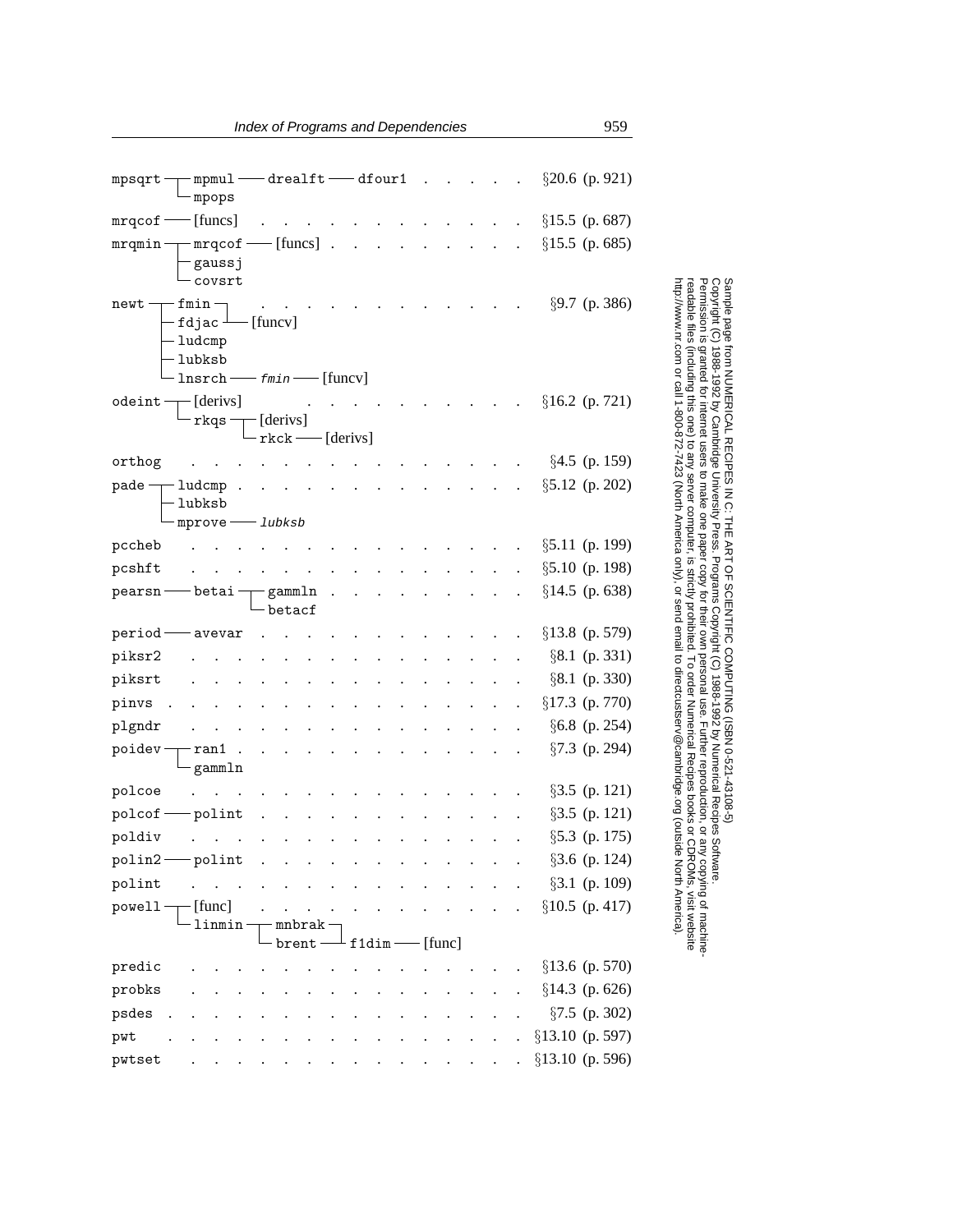```
mpsqrt ─┬─ mpmul ── drealft ── dfour1 . . . . . .  §20.6 (p. 921)
        └─ mpops
mrqcof ── [funcs] . . . . . . . . . . . . . . . .  §15.5 (p. 687)
mrqmin ─┬─ mrqcof ── [funcs] . . . . . . . . . . .  §15.5 (p. 685)
        ├─ gaussj
        └─ covsrt
newt ───┬─ fmin ──┐ . . . . . . . . . . . . . . .  §9.7 (p. 386)
        ├─ fdjac ─┴─ [funcv]
        ├─ ludcmp
        ├─ lubksb
        └─ lnsrch ── fmin ── [funcv]
odeint ─┬─ [derivs] . . . . . . . . . . . . . . .  §16.2 (p. 721)
        └─ rkqs ─┬─ [derivs]
                 └─ rkck ── [derivs]
orthog  . . . . . . . . . . . . . . . . . . . . .  §4.5 (p. 159)
pade ───┬─ ludcmp . . . . . . . . . . . . . . . .  §5.12 (p. 202)
        ├─ lubksb
        └─ mprove ── lubksb
pccheb  . . . . . . . . . . . . . . . . . . . . .  §5.11 (p. 199)
pcshft  . . . . . . . . . . . . . . . . . . . . .  §5.10 (p. 198)
pearsn ── betai ─┬─ gammln . . . . . . . . . . . .  §14.5 (p. 638)
                 └─ betacf
period ── avevar . . . . . . . . . . . . . . . . .  §13.8 (p. 579)
piksr2  . . . . . . . . . . . . . . . . . . . . .  §8.1 (p. 331)
piksrt  . . . . . . . . . . . . . . . . . . . . .  §8.1 (p. 330)
pinvs . . . . . . . . . . . . . . . . . . . . . .  §17.3 (p. 770)
plgndr  . . . . . . . . . . . . . . . . . . . . .  §6.8 (p. 254)
poidev ─┬─ ran1 . . . . . . . . . . . . . . . . .  §7.3 (p. 294)
        └─ gammln
polcoe  . . . . . . . . . . . . . . . . . . . . .  §3.5 (p. 121)
polcof ── polint . . . . . . . . . . . . . . . . .  §3.5 (p. 121)
poldiv  . . . . . . . . . . . . . . . . . . . . .  §5.3 (p. 175)
polin2 ── polint . . . . . . . . . . . . . . . . .  §3.6 (p. 124)
polint  . . . . . . . . . . . . . . . . . . . . .  §3.1 (p. 109)
powell ─┬─ [func] . . . . . . . . . . . . . . . .  §10.5 (p. 417)
        └─ linmin ─┬─ mnbrak ─┐
                   └─ brent ──┴─ f1dim ── [func]
predic  . . . . . . . . . . . . . . . . . . . . .  §13.6 (p. 570)
probks  . . . . . . . . . . . . . . . . . . . . .  §14.3 (p. 626)
psdes . . . . . . . . . . . . . . . . . . . . . .  §7.5 (p. 302)
pwt . . . . . . . . . . . . . . . . . . . . . . .  §13.10 (p. 597)
pwtset  . . . . . . . . . . . . . . . . . . . . .  §13.10 (p. 596)
```

Sample page from NUMERICAL RECIPES IN C: THE ART OF SCIENTIFIC COMPUTING (ISBN 0-521-43108-5)
Copyright (C) 1988-1992 by Cambridge University Press. Programs Copyright (C) 1988-1992 by Numerical Recipes Software.
Permission is granted for internet users to make one paper copy for their own personal use. Further reproduction, or any copying of machine-readable files (including this one) to any server computer, is strictly prohibited. To order Numerical Recipes books or CDROMs, visit website http://www.nr.com or call 1-800-872-7423 (North America only), or send email to directcustserv@cambridge.org (outside North America).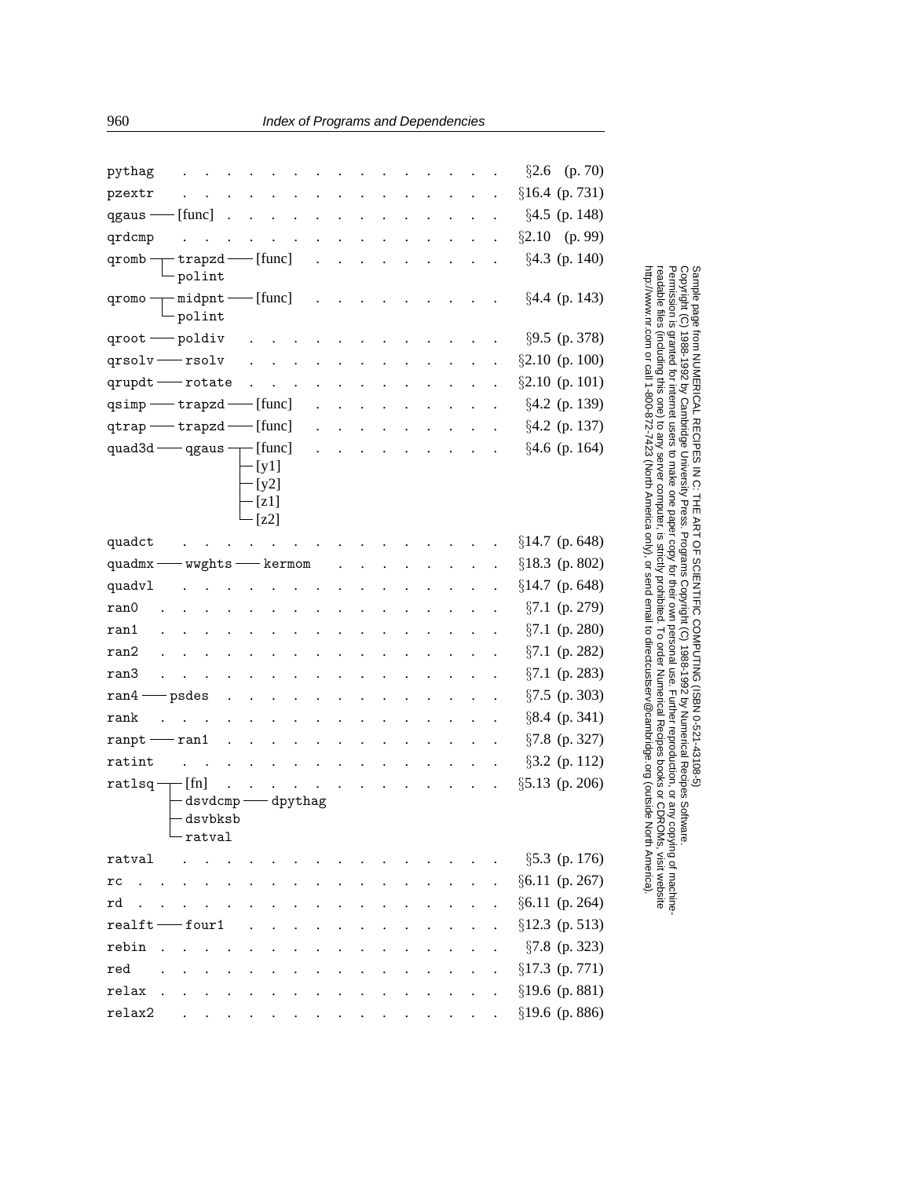```
pythag  . . . . . . . . . . . . . . . .  §2.6  (p. 70)
pzextr  . . . . . . . . . . . . . . . .  §16.4 (p. 731)
qgaus ── [func] . . . . . . . . . . . .  §4.5  (p. 148)
qrdcmp  . . . . . . . . . . . . . . . .  §2.10 (p. 99)
qromb ─┬─ trapzd ── [func] . . . . . .   §4.3  (p. 140)
       └─ polint
qromo ─┬─ midpnt ── [func] . . . . . .   §4.4  (p. 143)
       └─ polint
qroot ── poldiv . . . . . . . . . . . .  §9.5  (p. 378)
qrsolv ── rsolv . . . . . . . . . . . .  §2.10 (p. 100)
qrupdt ── rotate . . . . . . . . . . .   §2.10 (p. 101)
qsimp ── trapzd ── [func] . . . . . . .  §4.2  (p. 139)
qtrap ── trapzd ── [func] . . . . . . .  §4.2  (p. 137)
quad3d ── qgaus ─┬─ [func] . . . . . .   §4.6  (p. 164)
                 ├─ [y1]
                 ├─ [y2]
                 ├─ [z1]
                 └─ [z2]
quadct  . . . . . . . . . . . . . . . .  §14.7 (p. 648)
quadmx ── wwghts ── kermom . . . . . .   §18.3 (p. 802)
quadvl  . . . . . . . . . . . . . . . .  §14.7 (p. 648)
ran0  . . . . . . . . . . . . . . . . .  §7.1  (p. 279)
ran1  . . . . . . . . . . . . . . . . .  §7.1  (p. 280)
ran2  . . . . . . . . . . . . . . . . .  §7.1  (p. 282)
ran3  . . . . . . . . . . . . . . . . .  §7.1  (p. 283)
ran4 ── psdes . . . . . . . . . . . . .  §7.5  (p. 303)
rank  . . . . . . . . . . . . . . . . .  §8.4  (p. 341)
ranpt ── ran1 . . . . . . . . . . . . .  §7.8  (p. 327)
ratint  . . . . . . . . . . . . . . . .  §3.2  (p. 112)
ratlsq ─┬─ [fn] . . . . . . . . . . . .  §5.13 (p. 206)
        ├─ dsvdcmp ── dpythag
        ├─ dsvbksb
        └─ ratval
ratval  . . . . . . . . . . . . . . . .  §5.3  (p. 176)
rc  . . . . . . . . . . . . . . . . . .  §6.11 (p. 267)
rd  . . . . . . . . . . . . . . . . . .  §6.11 (p. 264)
realft ── four1 . . . . . . . . . . . .  §12.3 (p. 513)
rebin . . . . . . . . . . . . . . . . .  §7.8  (p. 323)
red . . . . . . . . . . . . . . . . . .  §17.3 (p. 771)
relax . . . . . . . . . . . . . . . . .  §19.6 (p. 881)
relax2  . . . . . . . . . . . . . . . .  §19.6 (p. 886)
```

Sample page from NUMERICAL RECIPES IN C: THE ART OF SCIENTIFIC COMPUTING (ISBN 0-521-43108-5)
Copyright (C) 1988-1992 by Cambridge University Press. Programs Copyright (C) 1988-1992 by Numerical Recipes Software.
Permission is granted for internet users to make one paper copy for their own personal use. Further reproduction, or any copying of machine-readable files (including this one) to any server computer, is strictly prohibited. To order Numerical Recipes books or CDROMs, visit website http://www.nr.com or call 1-800-872-7423 (North America only), or send email to directcustserv@cambridge.org (outside North America).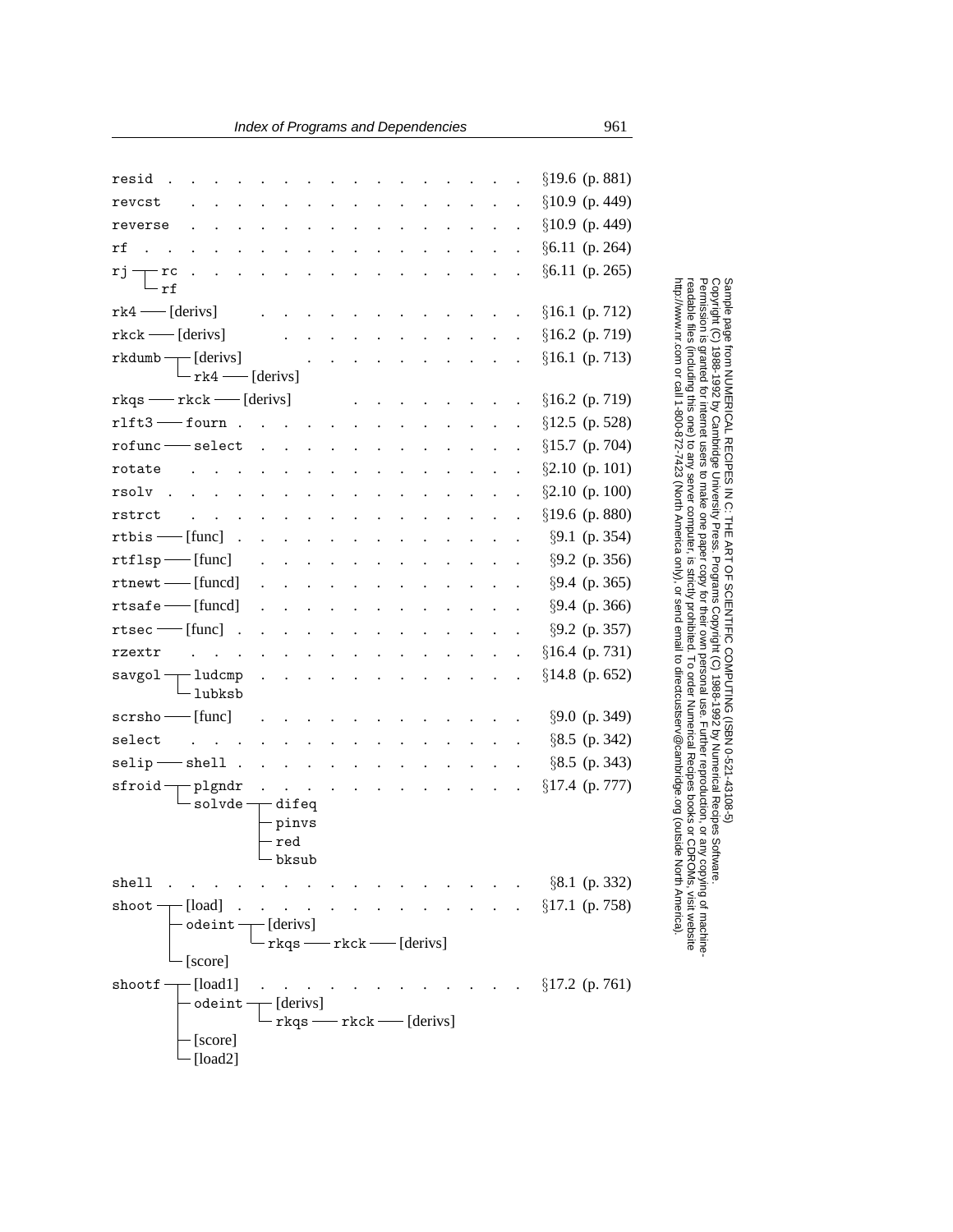```
resid . . . . . . . . . . . . . . . . . . . . . . . . §19.6 (p. 881)
revcst  . . . . . . . . . . . . . . . . . . . . . . . §10.9 (p. 449)
reverse . . . . . . . . . . . . . . . . . . . . . . . §10.9 (p. 449)
rf  . . . . . . . . . . . . . . . . . . . . . . . . . §6.11 (p. 264)
rj ─┬─ rc . . . . . . . . . . . . . . . . . . . . . . §6.11 (p. 265)
    └─ rf
rk4 ── [derivs] . . . . . . . . . . . . . . . . . . . §16.1 (p. 712)
rkck ── [derivs]  . . . . . . . . . . . . . . . . . . §16.2 (p. 719)
rkdumb ─┬─ [derivs] . . . . . . . . . . . . . . . . . §16.1 (p. 713)
        └─ rk4 ── [derivs]
rkqs ── rkck ── [derivs]  . . . . . . . . . . . . . . §16.2 (p. 719)
rlft3 ── fourn  . . . . . . . . . . . . . . . . . . . §12.5 (p. 528)
rofunc ── select  . . . . . . . . . . . . . . . . . . §15.7 (p. 704)
rotate  . . . . . . . . . . . . . . . . . . . . . . . §2.10 (p. 101)
rsolv . . . . . . . . . . . . . . . . . . . . . . . . §2.10 (p. 100)
rstrct  . . . . . . . . . . . . . . . . . . . . . . . §19.6 (p. 880)
rtbis ── [func] . . . . . . . . . . . . . . . . . . . §9.1 (p. 354)
rtflsp ── [func]  . . . . . . . . . . . . . . . . . . §9.2 (p. 356)
rtnewt ── [funcd] . . . . . . . . . . . . . . . . . . §9.4 (p. 365)
rtsafe ── [funcd] . . . . . . . . . . . . . . . . . . §9.4 (p. 366)
rtsec ── [func] . . . . . . . . . . . . . . . . . . . §9.2 (p. 357)
rzextr  . . . . . . . . . . . . . . . . . . . . . . . §16.4 (p. 731)
savgol ─┬─ ludcmp . . . . . . . . . . . . . . . . . . §14.8 (p. 652)
        └─ lubksb
scrsho ── [func]  . . . . . . . . . . . . . . . . . . §9.0 (p. 349)
select  . . . . . . . . . . . . . . . . . . . . . . . §8.5 (p. 342)
selip ── shell  . . . . . . . . . . . . . . . . . . . §8.5 (p. 343)
sfroid ─┬─ plgndr . . . . . . . . . . . . . . . . . . §17.4 (p. 777)
        └─ solvde ─┬─ difeq
                   ├─ pinvs
                   ├─ red
                   └─ bksub
shell . . . . . . . . . . . . . . . . . . . . . . . . §8.1 (p. 332)
shoot ─┬─ [load]  . . . . . . . . . . . . . . . . . . §17.1 (p. 758)
       ├─ odeint ─┬─ [derivs]
       │          └─ rkqs ── rkck ── [derivs]
       └─ [score]
shootf ─┬─ [load1]  . . . . . . . . . . . . . . . . . §17.2 (p. 761)
        ├─ odeint ─┬─ [derivs]
        │          └─ rkqs ── rkck ── [derivs]
        ├─ [score]
        └─ [load2]
```

Sample page from NUMERICAL RECIPES IN C: THE ART OF SCIENTIFIC COMPUTING (ISBN 0-521-43108-5)
Copyright (C) 1988-1992 by Cambridge University Press. Programs Copyright (C) 1988-1992 by Numerical Recipes Software.
Permission is granted for internet users to make one paper copy for their own personal use. Further reproduction, or any copying of machine-readable files (including this one) to any server computer, is strictly prohibited. To order Numerical Recipes books or CDROMs, visit website http://www.nr.com or call 1-800-872-7423 (North America only), or send email to directcustserv@cambridge.org (outside North America).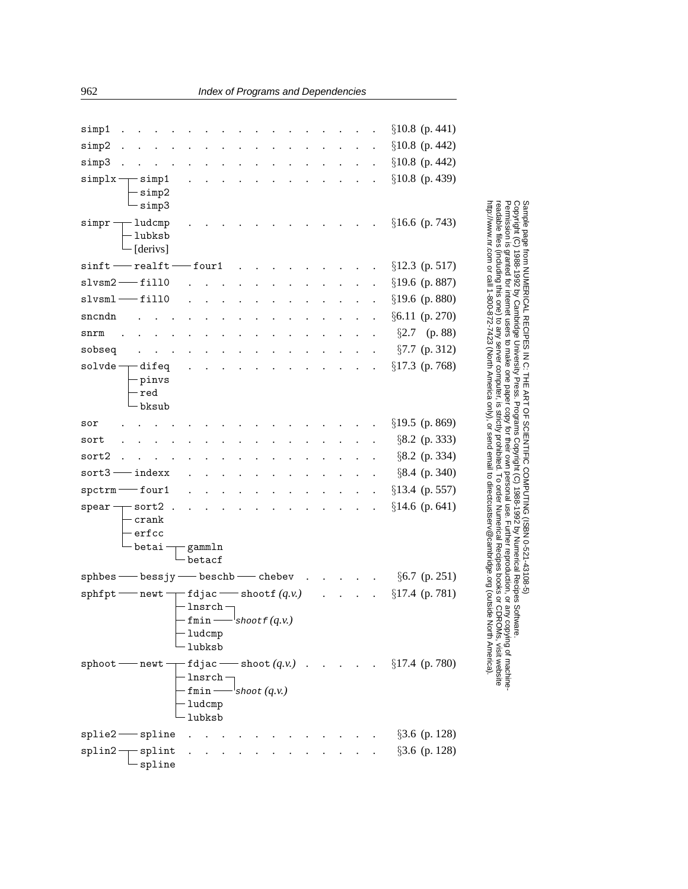```
simp1 . . . . . . . . . . . . . . . . . §10.8 (p. 441)
simp2 . . . . . . . . . . . . . . . . . §10.8 (p. 442)
simp3 . . . . . . . . . . . . . . . . . §10.8 (p. 442)
simplx ─┬─ simp1 . . . . . . . . . . . . . §10.8 (p. 439)
        ├─ simp2
        └─ simp3
simpr ─┬─ ludcmp . . . . . . . . . . . . . §16.6 (p. 743)
       ├─ lubksb
       └─ [derivs]
sinft ── realft ── four1 . . . . . . . . . §12.3 (p. 517)
slvsm2 ── fill0 . . . . . . . . . . . . . §19.6 (p. 887)
slvsml ── fill0 . . . . . . . . . . . . . §19.6 (p. 880)
sncndn . . . . . . . . . . . . . . . . . . §6.11 (p. 270)
snrm . . . . . . . . . . . . . . . . . . . §2.7 (p. 88)
sobseq . . . . . . . . . . . . . . . . . . §7.7 (p. 312)
solvde ─┬─ difeq . . . . . . . . . . . . . §17.3 (p. 768)
        ├─ pinvs
        ├─ red
        └─ bksub
sor . . . . . . . . . . . . . . . . . . . §19.5 (p. 869)
sort . . . . . . . . . . . . . . . . . . . §8.2 (p. 333)
sort2 . . . . . . . . . . . . . . . . . . §8.2 (p. 334)
sort3 ── indexx . . . . . . . . . . . . . §8.4 (p. 340)
spctrm ── four1 . . . . . . . . . . . . . §13.4 (p. 557)
spear ─┬─ sort2 . . . . . . . . . . . . . §14.6 (p. 641)
       ├─ crank
       ├─ erfcc
       └─ betai ─┬─ gammln
                 └─ betacf
sphbes ── bessjy ── beschb ── chebev . . . . §6.7 (p. 251)
sphfpt ── newt ─┬─ fdjac ── shootf (q.v.) . . . . §17.4 (p. 781)
                ├─ lnsrch ─┐
                ├─ fmin ───┴ shootf (q.v.)
                ├─ ludcmp
                └─ lubksb
sphoot ── newt ─┬─ fdjac ── shoot (q.v.) . . . . . §17.4 (p. 780)
                ├─ lnsrch ─┐
                ├─ fmin ───┴ shoot (q.v.)
                ├─ ludcmp
                └─ lubksb
splie2 ── spline . . . . . . . . . . . . . §3.6 (p. 128)
splin2 ─┬─ splint . . . . . . . . . . . . . §3.6 (p. 128)
        └─ spline
```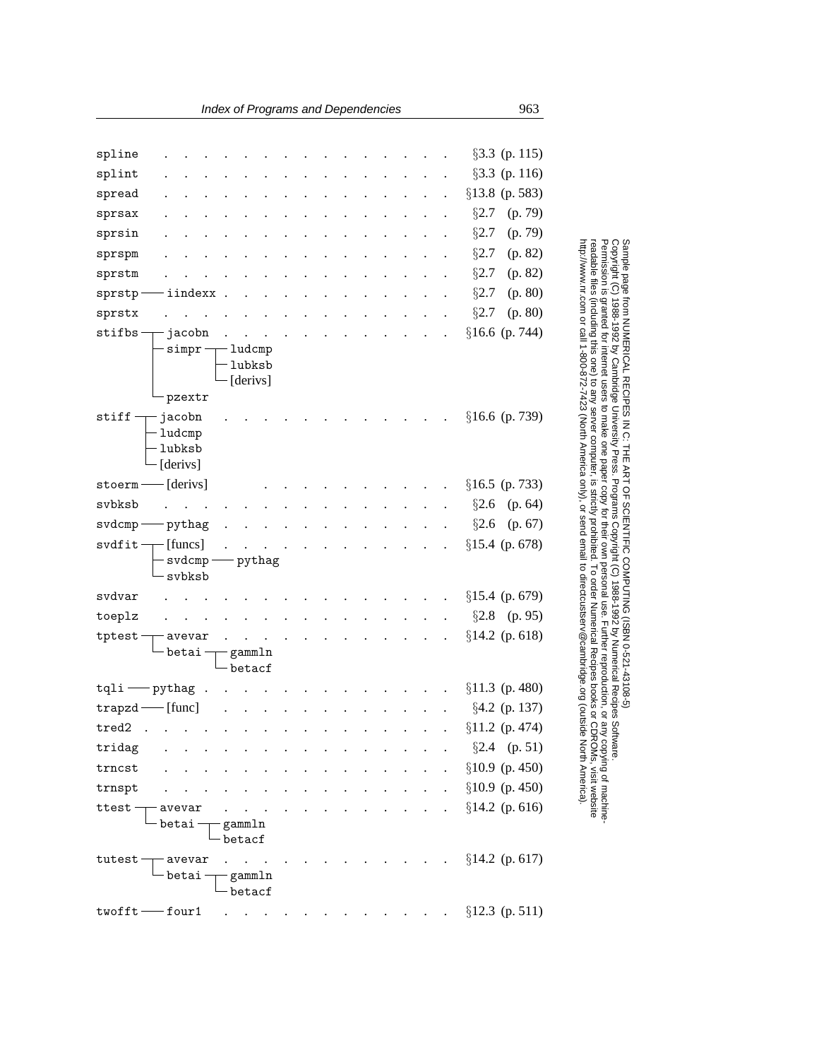```
spline  . . . . . . . . . . . . . . . . . . . . . . . .  §3.3  (p. 115)
splint  . . . . . . . . . . . . . . . . . . . . . . . .  §3.3  (p. 116)
spread  . . . . . . . . . . . . . . . . . . . . . . . .  §13.8 (p. 583)
sprsax  . . . . . . . . . . . . . . . . . . . . . . . .  §2.7  (p. 79)
sprsin  . . . . . . . . . . . . . . . . . . . . . . . .  §2.7  (p. 79)
sprspm  . . . . . . . . . . . . . . . . . . . . . . . .  §2.7  (p. 82)
sprstm  . . . . . . . . . . . . . . . . . . . . . . . .  §2.7  (p. 82)
sprstp ── iindexx . . . . . . . . . . . . . . . . . . .  §2.7  (p. 80)
sprstx  . . . . . . . . . . . . . . . . . . . . . . . .  §2.7  (p. 80)
stifbs ┬─ jacobn  . . . . . . . . . . . . . . . . . . .  §16.6 (p. 744)
       ├─ simpr ┬─ ludcmp
       │        ├─ lubksb
       │        └─ [derivs]
       └─ pzextr
stiff  ┬─ jacobn  . . . . . . . . . . . . . . . . . . .  §16.6 (p. 739)
       ├─ ludcmp
       ├─ lubksb
       └─ [derivs]
stoerm ── [derivs]  . . . . . . . . . . . . . . . . . .  §16.5 (p. 733)
svbksb  . . . . . . . . . . . . . . . . . . . . . . . .  §2.6  (p. 64)
svdcmp ── pythag  . . . . . . . . . . . . . . . . . . .  §2.6  (p. 67)
svdfit ┬─ [funcs] . . . . . . . . . . . . . . . . . . .  §15.4 (p. 678)
       ├─ svdcmp ── pythag
       └─ svbksb
svdvar  . . . . . . . . . . . . . . . . . . . . . . . .  §15.4 (p. 679)
toeplz  . . . . . . . . . . . . . . . . . . . . . . . .  §2.8  (p. 95)
tptest ┬─ avevar  . . . . . . . . . . . . . . . . . . .  §14.2 (p. 618)
       └─ betai ┬─ gammln
                └─ betacf
tqli ── pythag  . . . . . . . . . . . . . . . . . . . .  §11.3 (p. 480)
trapzd ── [func]  . . . . . . . . . . . . . . . . . . .  §4.2  (p. 137)
tred2 . . . . . . . . . . . . . . . . . . . . . . . . .  §11.2 (p. 474)
tridag  . . . . . . . . . . . . . . . . . . . . . . . .  §2.4  (p. 51)
trncst  . . . . . . . . . . . . . . . . . . . . . . . .  §10.9 (p. 450)
trnspt  . . . . . . . . . . . . . . . . . . . . . . . .  §10.9 (p. 450)
ttest  ┬─ avevar  . . . . . . . . . . . . . . . . . . .  §14.2 (p. 616)
       └─ betai ┬─ gammln
                └─ betacf
tutest ┬─ avevar  . . . . . . . . . . . . . . . . . . .  §14.2 (p. 617)
       └─ betai ┬─ gammln
                └─ betacf
twofft ── four1 . . . . . . . . . . . . . . . . . . . .  §12.3 (p. 511)
```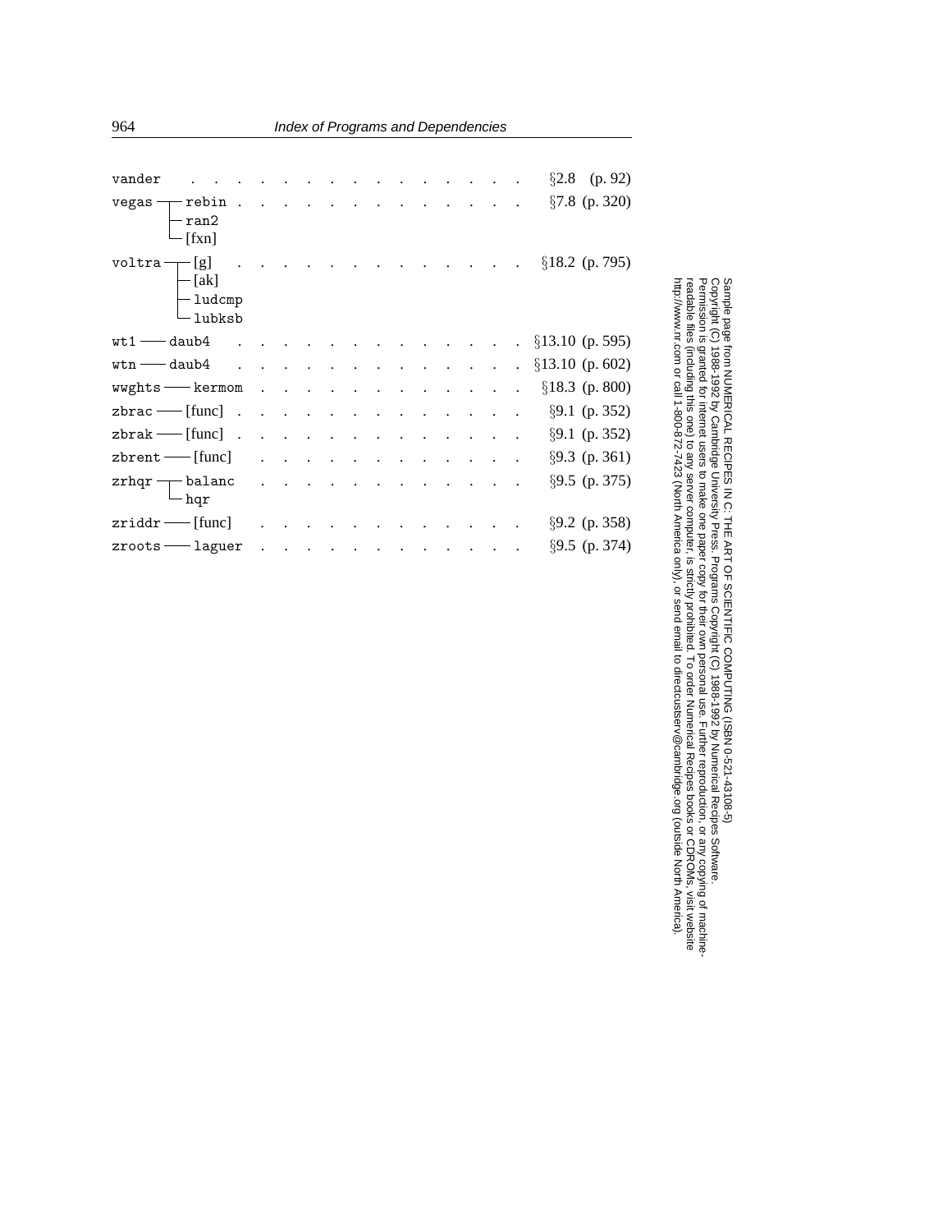vander . . . . . . . . . . . . . . . . §2.8 (p. 92)

vegas ─┬─ rebin . . . . . . . . . . . . . . §7.8 (p. 320)
       ├─ ran2
       └─ [fxn]

voltra ─┬─ [g] . . . . . . . . . . . . . . §18.2 (p. 795)
        ├─ [ak]
        ├─ ludcmp
        └─ lubksb

wt1 ── daub4 . . . . . . . . . . . . . . §13.10 (p. 595)

wtn ── daub4 . . . . . . . . . . . . . . §13.10 (p. 602)

wwghts ── kermom . . . . . . . . . . . . . §18.3 (p. 800)

zbrac ── [func] . . . . . . . . . . . . . . §9.1 (p. 352)

zbrak ── [func] . . . . . . . . . . . . . . §9.1 (p. 352)

zbrent ── [func] . . . . . . . . . . . . . §9.3 (p. 361)

zrhqr ─┬─ balanc . . . . . . . . . . . . . §9.5 (p. 375)
       └─ hqr

zriddr ── [func] . . . . . . . . . . . . . §9.2 (p. 358)

zroots ── laguer . . . . . . . . . . . . . §9.5 (p. 374)